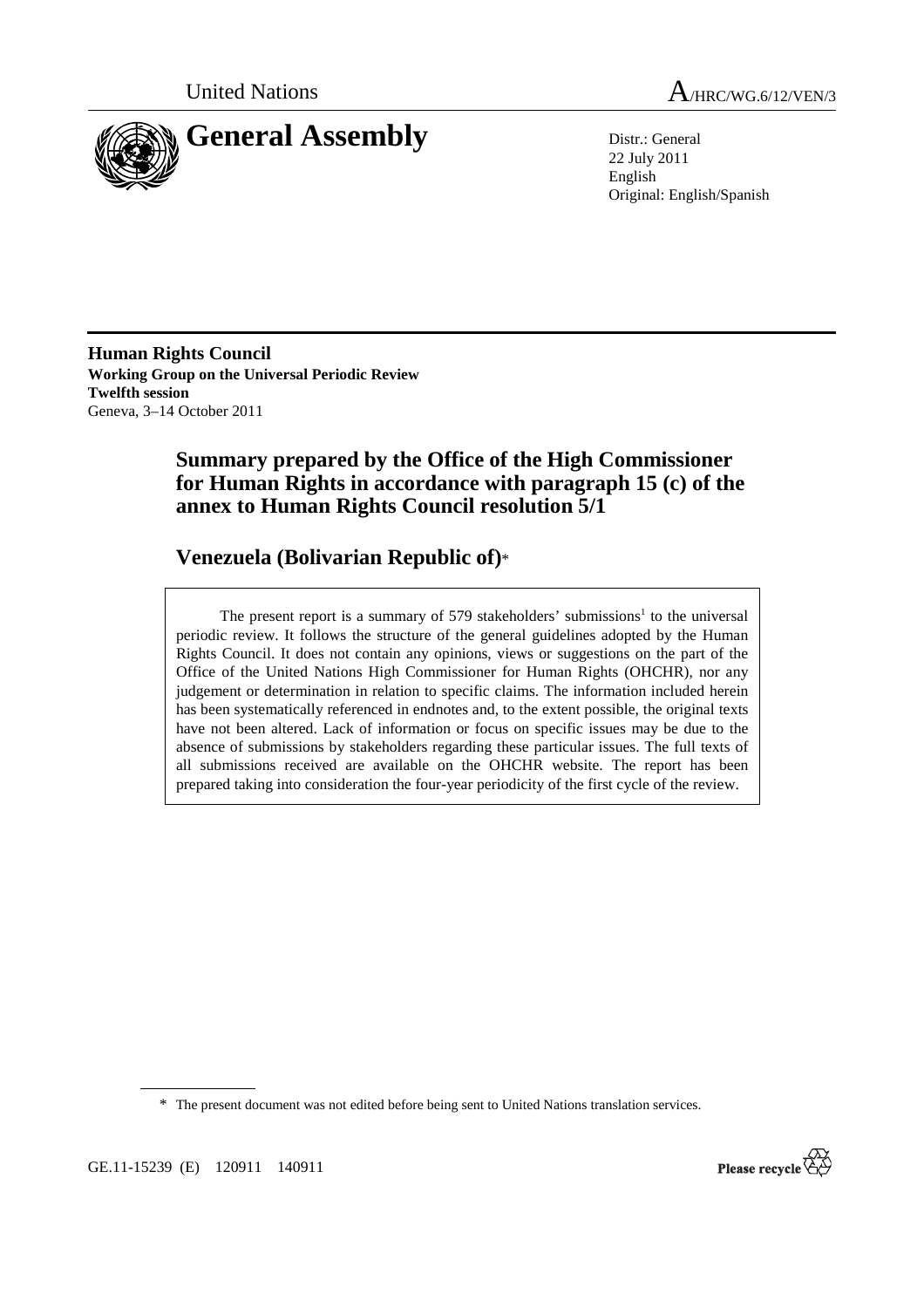United Nations A/HRC/WG.6/12/VEN/3

# General Assembly

Distr.: General
22 July 2011
English
Original: English/Spanish

**Human Rights Council**
**Working Group on the Universal Periodic Review**
**Twelfth session**
Geneva, 3–14 October 2011

## Summary prepared by the Office of the High Commissioner for Human Rights in accordance with paragraph 15 (c) of the annex to Human Rights Council resolution 5/1

## Venezuela (Bolivarian Republic of)*

The present report is a summary of 579 stakeholders' submissions[1] to the universal periodic review. It follows the structure of the general guidelines adopted by the Human Rights Council. It does not contain any opinions, views or suggestions on the part of the Office of the United Nations High Commissioner for Human Rights (OHCHR), nor any judgement or determination in relation to specific claims. The information included herein has been systematically referenced in endnotes and, to the extent possible, the original texts have not been altered. Lack of information or focus on specific issues may be due to the absence of submissions by stakeholders regarding these particular issues. The full texts of all submissions received are available on the OHCHR website. The report has been prepared taking into consideration the four-year periodicity of the first cycle of the review.

\* The present document was not edited before being sent to United Nations translation services.

GE.11-15239 (E) 120911 140911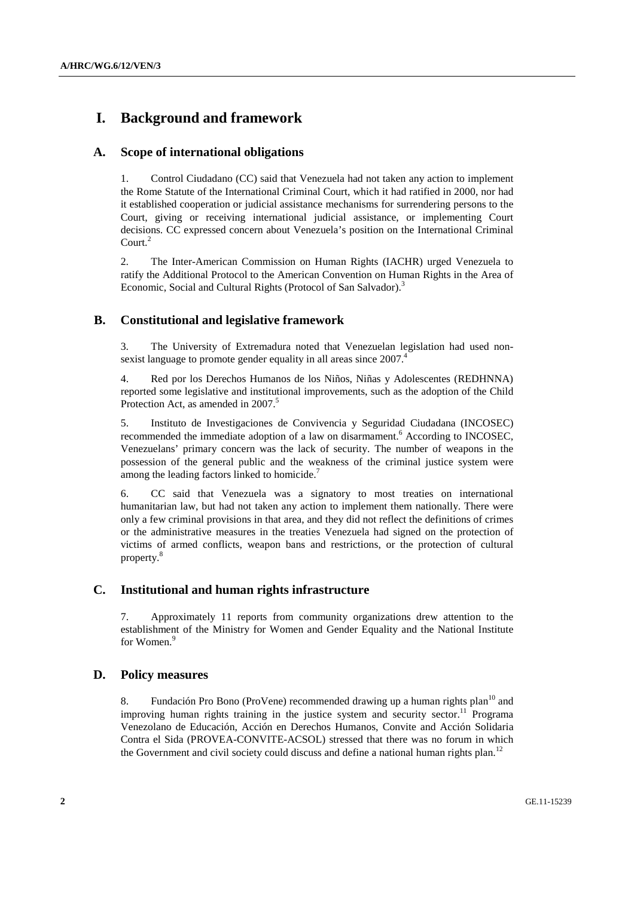# I. Background and framework

## A. Scope of international obligations

1. Control Ciudadano (CC) said that Venezuela had not taken any action to implement the Rome Statute of the International Criminal Court, which it had ratified in 2000, nor had it established cooperation or judicial assistance mechanisms for surrendering persons to the Court, giving or receiving international judicial assistance, or implementing Court decisions. CC expressed concern about Venezuela's position on the International Criminal Court.[2]

2. The Inter-American Commission on Human Rights (IACHR) urged Venezuela to ratify the Additional Protocol to the American Convention on Human Rights in the Area of Economic, Social and Cultural Rights (Protocol of San Salvador).[3]

## B. Constitutional and legislative framework

3. The University of Extremadura noted that Venezuelan legislation had used non-sexist language to promote gender equality in all areas since 2007.[4]

4. Red por los Derechos Humanos de los Niños, Niñas y Adolescentes (REDHNNA) reported some legislative and institutional improvements, such as the adoption of the Child Protection Act, as amended in 2007.[5]

5. Instituto de Investigaciones de Convivencia y Seguridad Ciudadana (INCOSEC) recommended the immediate adoption of a law on disarmament.[6] According to INCOSEC, Venezuelans' primary concern was the lack of security. The number of weapons in the possession of the general public and the weakness of the criminal justice system were among the leading factors linked to homicide.[7]

6. CC said that Venezuela was a signatory to most treaties on international humanitarian law, but had not taken any action to implement them nationally. There were only a few criminal provisions in that area, and they did not reflect the definitions of crimes or the administrative measures in the treaties Venezuela had signed on the protection of victims of armed conflicts, weapon bans and restrictions, or the protection of cultural property.[8]

## C. Institutional and human rights infrastructure

7. Approximately 11 reports from community organizations drew attention to the establishment of the Ministry for Women and Gender Equality and the National Institute for Women.[9]

## D. Policy measures

8. Fundación Pro Bono (ProVene) recommended drawing up a human rights plan[10] and improving human rights training in the justice system and security sector.[11] Programa Venezolano de Educación, Acción en Derechos Humanos, Convite and Acción Solidaria Contra el Sida (PROVEA-CONVITE-ACSOL) stressed that there was no forum in which the Government and civil society could discuss and define a national human rights plan.[12]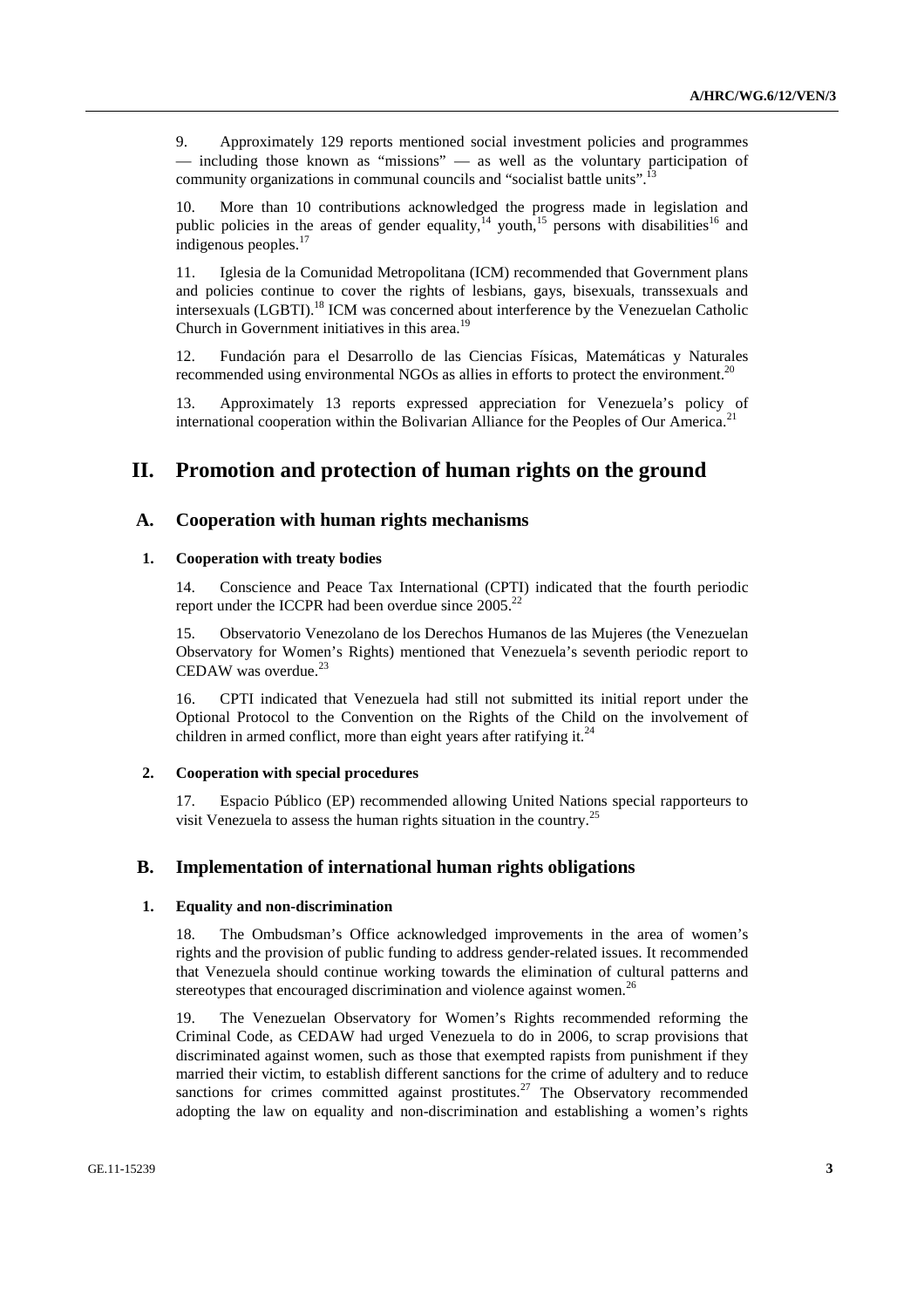9. Approximately 129 reports mentioned social investment policies and programmes — including those known as "missions" — as well as the voluntary participation of community organizations in communal councils and "socialist battle units".[13]

10. More than 10 contributions acknowledged the progress made in legislation and public policies in the areas of gender equality,[14] youth,[15] persons with disabilities[16] and indigenous peoples.[17]

11. Iglesia de la Comunidad Metropolitana (ICM) recommended that Government plans and policies continue to cover the rights of lesbians, gays, bisexuals, transsexuals and intersexuals (LGBTI).[18] ICM was concerned about interference by the Venezuelan Catholic Church in Government initiatives in this area.[19]

12. Fundación para el Desarrollo de las Ciencias Físicas, Matemáticas y Naturales recommended using environmental NGOs as allies in efforts to protect the environment.[20]

13. Approximately 13 reports expressed appreciation for Venezuela's policy of international cooperation within the Bolivarian Alliance for the Peoples of Our America.[21]

# II. Promotion and protection of human rights on the ground

## A. Cooperation with human rights mechanisms

### 1. Cooperation with treaty bodies

14. Conscience and Peace Tax International (CPTI) indicated that the fourth periodic report under the ICCPR had been overdue since 2005.[22]

15. Observatorio Venezolano de los Derechos Humanos de las Mujeres (the Venezuelan Observatory for Women's Rights) mentioned that Venezuela's seventh periodic report to CEDAW was overdue.[23]

16. CPTI indicated that Venezuela had still not submitted its initial report under the Optional Protocol to the Convention on the Rights of the Child on the involvement of children in armed conflict, more than eight years after ratifying it.[24]

### 2. Cooperation with special procedures

17. Espacio Público (EP) recommended allowing United Nations special rapporteurs to visit Venezuela to assess the human rights situation in the country.[25]

## B. Implementation of international human rights obligations

### 1. Equality and non-discrimination

18. The Ombudsman's Office acknowledged improvements in the area of women's rights and the provision of public funding to address gender-related issues. It recommended that Venezuela should continue working towards the elimination of cultural patterns and stereotypes that encouraged discrimination and violence against women.[26]

19. The Venezuelan Observatory for Women's Rights recommended reforming the Criminal Code, as CEDAW had urged Venezuela to do in 2006, to scrap provisions that discriminated against women, such as those that exempted rapists from punishment if they married their victim, to establish different sanctions for the crime of adultery and to reduce sanctions for crimes committed against prostitutes.[27] The Observatory recommended adopting the law on equality and non-discrimination and establishing a women's rights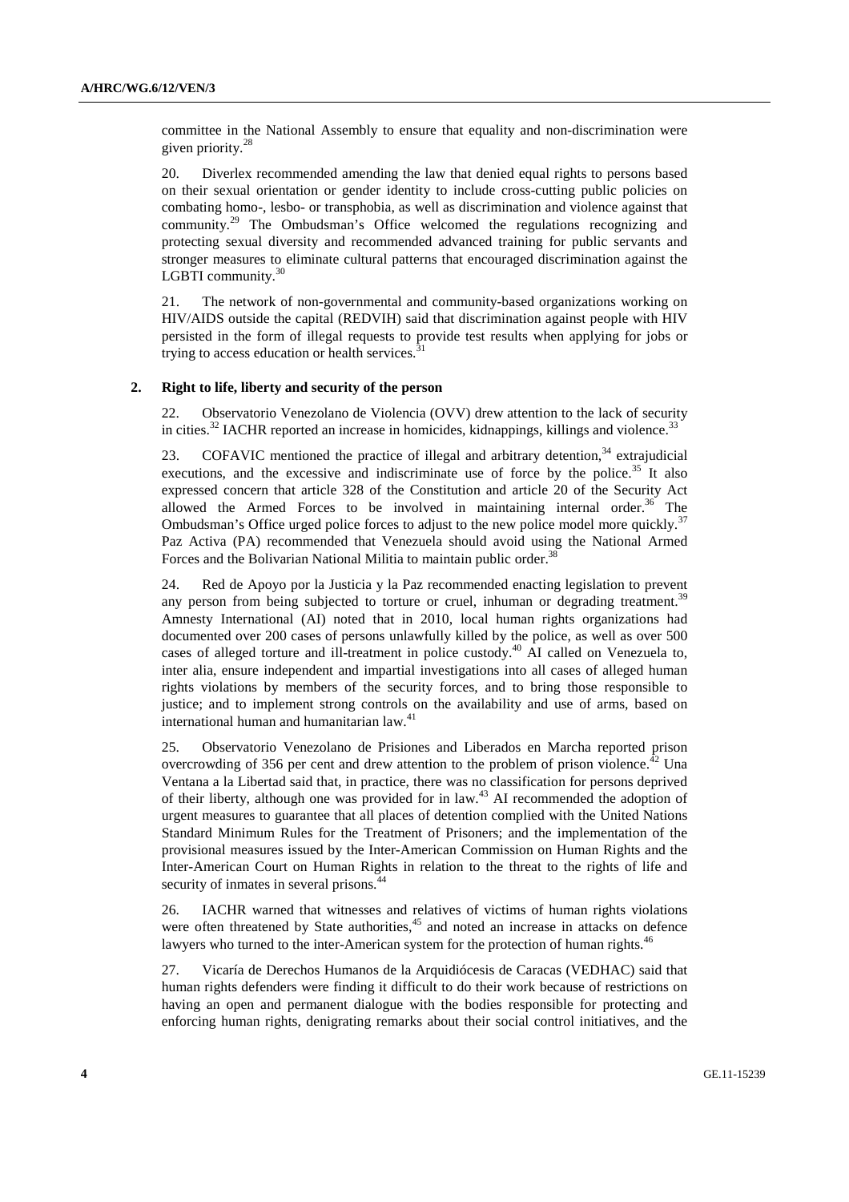committee in the National Assembly to ensure that equality and non-discrimination were given priority.[28]

20. Diverlex recommended amending the law that denied equal rights to persons based on their sexual orientation or gender identity to include cross-cutting public policies on combating homo-, lesbo- or transphobia, as well as discrimination and violence against that community.[29] The Ombudsman's Office welcomed the regulations recognizing and protecting sexual diversity and recommended advanced training for public servants and stronger measures to eliminate cultural patterns that encouraged discrimination against the LGBTI community.[30]

21. The network of non-governmental and community-based organizations working on HIV/AIDS outside the capital (REDVIH) said that discrimination against people with HIV persisted in the form of illegal requests to provide test results when applying for jobs or trying to access education or health services.[31]

### 2. Right to life, liberty and security of the person

22. Observatorio Venezolano de Violencia (OVV) drew attention to the lack of security in cities.[32] IACHR reported an increase in homicides, kidnappings, killings and violence.[33]

23. COFAVIC mentioned the practice of illegal and arbitrary detention,[34] extrajudicial executions, and the excessive and indiscriminate use of force by the police.[35] It also expressed concern that article 328 of the Constitution and article 20 of the Security Act allowed the Armed Forces to be involved in maintaining internal order.[36] The Ombudsman's Office urged police forces to adjust to the new police model more quickly.[37] Paz Activa (PA) recommended that Venezuela should avoid using the National Armed Forces and the Bolivarian National Militia to maintain public order.[38]

24. Red de Apoyo por la Justicia y la Paz recommended enacting legislation to prevent any person from being subjected to torture or cruel, inhuman or degrading treatment.[39] Amnesty International (AI) noted that in 2010, local human rights organizations had documented over 200 cases of persons unlawfully killed by the police, as well as over 500 cases of alleged torture and ill-treatment in police custody.[40] AI called on Venezuela to, inter alia, ensure independent and impartial investigations into all cases of alleged human rights violations by members of the security forces, and to bring those responsible to justice; and to implement strong controls on the availability and use of arms, based on international human and humanitarian law.[41]

25. Observatorio Venezolano de Prisiones and Liberados en Marcha reported prison overcrowding of 356 per cent and drew attention to the problem of prison violence.[42] Una Ventana a la Libertad said that, in practice, there was no classification for persons deprived of their liberty, although one was provided for in law.[43] AI recommended the adoption of urgent measures to guarantee that all places of detention complied with the United Nations Standard Minimum Rules for the Treatment of Prisoners; and the implementation of the provisional measures issued by the Inter-American Commission on Human Rights and the Inter-American Court on Human Rights in relation to the threat to the rights of life and security of inmates in several prisons.[44]

26. IACHR warned that witnesses and relatives of victims of human rights violations were often threatened by State authorities,[45] and noted an increase in attacks on defence lawyers who turned to the inter-American system for the protection of human rights.[46]

27. Vicaría de Derechos Humanos de la Arquidiócesis de Caracas (VEDHAC) said that human rights defenders were finding it difficult to do their work because of restrictions on having an open and permanent dialogue with the bodies responsible for protecting and enforcing human rights, denigrating remarks about their social control initiatives, and the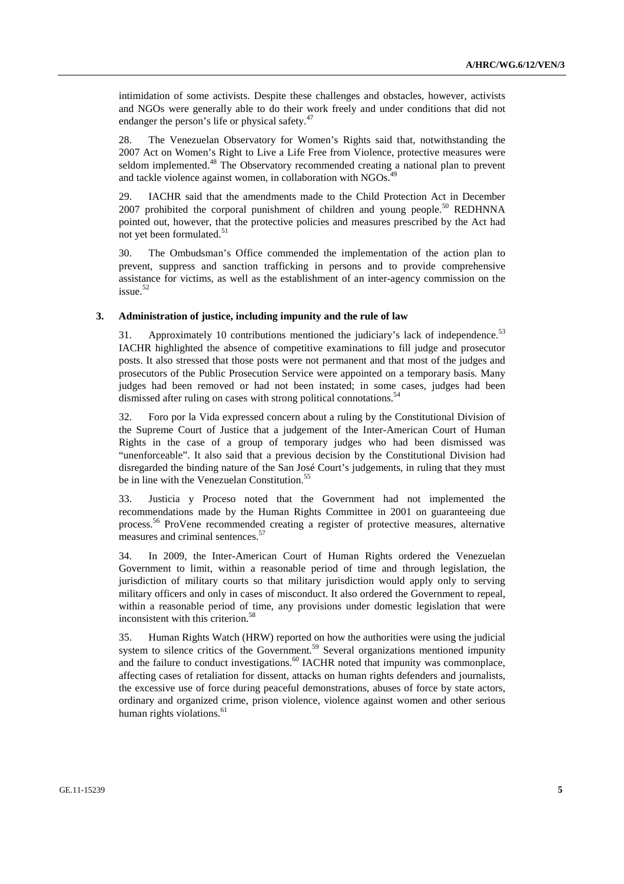intimidation of some activists. Despite these challenges and obstacles, however, activists and NGOs were generally able to do their work freely and under conditions that did not endanger the person's life or physical safety.[47]

28. The Venezuelan Observatory for Women's Rights said that, notwithstanding the 2007 Act on Women's Right to Live a Life Free from Violence, protective measures were seldom implemented.[48] The Observatory recommended creating a national plan to prevent and tackle violence against women, in collaboration with NGOs.[49]

29. IACHR said that the amendments made to the Child Protection Act in December 2007 prohibited the corporal punishment of children and young people.[50] REDHNNA pointed out, however, that the protective policies and measures prescribed by the Act had not yet been formulated.[51]

30. The Ombudsman's Office commended the implementation of the action plan to prevent, suppress and sanction trafficking in persons and to provide comprehensive assistance for victims, as well as the establishment of an inter-agency commission on the issue.[52]

### 3. Administration of justice, including impunity and the rule of law

31. Approximately 10 contributions mentioned the judiciary's lack of independence.[53] IACHR highlighted the absence of competitive examinations to fill judge and prosecutor posts. It also stressed that those posts were not permanent and that most of the judges and prosecutors of the Public Prosecution Service were appointed on a temporary basis. Many judges had been removed or had not been instated; in some cases, judges had been dismissed after ruling on cases with strong political connotations.[54]

32. Foro por la Vida expressed concern about a ruling by the Constitutional Division of the Supreme Court of Justice that a judgement of the Inter-American Court of Human Rights in the case of a group of temporary judges who had been dismissed was "unenforceable". It also said that a previous decision by the Constitutional Division had disregarded the binding nature of the San José Court's judgements, in ruling that they must be in line with the Venezuelan Constitution.[55]

33. Justicia y Proceso noted that the Government had not implemented the recommendations made by the Human Rights Committee in 2001 on guaranteeing due process.[56] ProVene recommended creating a register of protective measures, alternative measures and criminal sentences.[57]

34. In 2009, the Inter-American Court of Human Rights ordered the Venezuelan Government to limit, within a reasonable period of time and through legislation, the jurisdiction of military courts so that military jurisdiction would apply only to serving military officers and only in cases of misconduct. It also ordered the Government to repeal, within a reasonable period of time, any provisions under domestic legislation that were inconsistent with this criterion.[58]

35. Human Rights Watch (HRW) reported on how the authorities were using the judicial system to silence critics of the Government.[59] Several organizations mentioned impunity and the failure to conduct investigations.[60] IACHR noted that impunity was commonplace, affecting cases of retaliation for dissent, attacks on human rights defenders and journalists, the excessive use of force during peaceful demonstrations, abuses of force by state actors, ordinary and organized crime, prison violence, violence against women and other serious human rights violations.[61]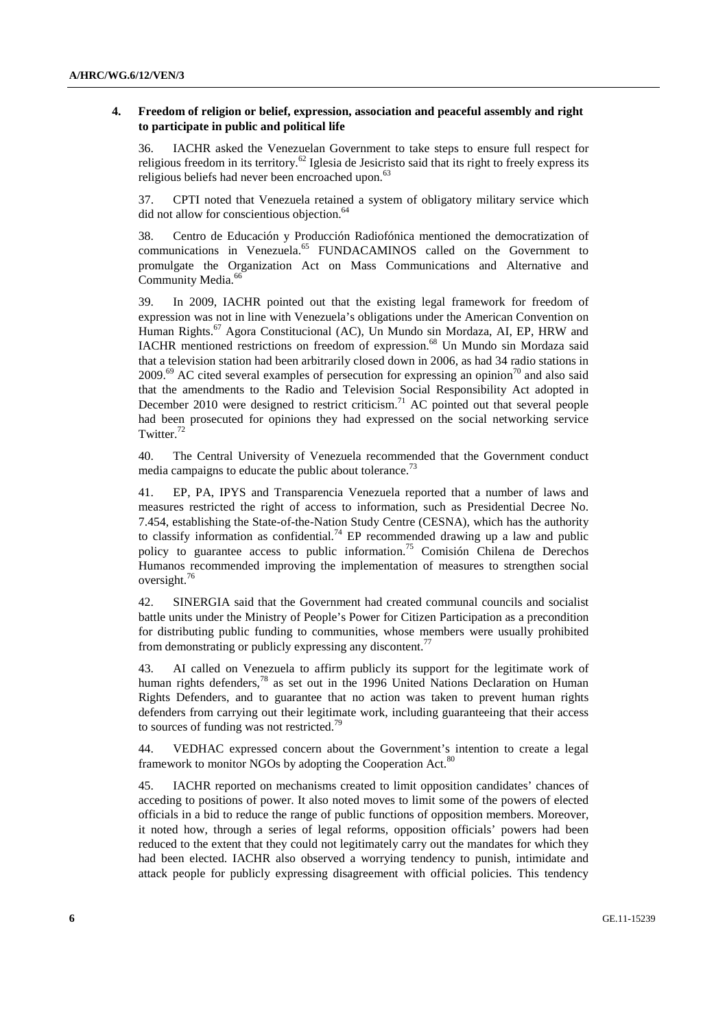### 4. Freedom of religion or belief, expression, association and peaceful assembly and right to participate in public and political life

36. IACHR asked the Venezuelan Government to take steps to ensure full respect for religious freedom in its territory.[62] Iglesia de Jesicristo said that its right to freely express its religious beliefs had never been encroached upon.[63]

37. CPTI noted that Venezuela retained a system of obligatory military service which did not allow for conscientious objection.[64]

38. Centro de Educación y Producción Radiofónica mentioned the democratization of communications in Venezuela.[65] FUNDACAMINOS called on the Government to promulgate the Organization Act on Mass Communications and Alternative and Community Media.[66]

39. In 2009, IACHR pointed out that the existing legal framework for freedom of expression was not in line with Venezuela's obligations under the American Convention on Human Rights.[67] Agora Constitucional (AC), Un Mundo sin Mordaza, AI, EP, HRW and IACHR mentioned restrictions on freedom of expression.[68] Un Mundo sin Mordaza said that a television station had been arbitrarily closed down in 2006, as had 34 radio stations in 2009.[69] AC cited several examples of persecution for expressing an opinion[70] and also said that the amendments to the Radio and Television Social Responsibility Act adopted in December 2010 were designed to restrict criticism.[71] AC pointed out that several people had been prosecuted for opinions they had expressed on the social networking service Twitter.[72]

40. The Central University of Venezuela recommended that the Government conduct media campaigns to educate the public about tolerance.[73]

41. EP, PA, IPYS and Transparencia Venezuela reported that a number of laws and measures restricted the right of access to information, such as Presidential Decree No. 7.454, establishing the State-of-the-Nation Study Centre (CESNA), which has the authority to classify information as confidential.[74] EP recommended drawing up a law and public policy to guarantee access to public information.[75] Comisión Chilena de Derechos Humanos recommended improving the implementation of measures to strengthen social oversight.[76]

42. SINERGIA said that the Government had created communal councils and socialist battle units under the Ministry of People's Power for Citizen Participation as a precondition for distributing public funding to communities, whose members were usually prohibited from demonstrating or publicly expressing any discontent.[77]

43. AI called on Venezuela to affirm publicly its support for the legitimate work of human rights defenders,[78] as set out in the 1996 United Nations Declaration on Human Rights Defenders, and to guarantee that no action was taken to prevent human rights defenders from carrying out their legitimate work, including guaranteeing that their access to sources of funding was not restricted.[79]

44. VEDHAC expressed concern about the Government's intention to create a legal framework to monitor NGOs by adopting the Cooperation Act.[80]

45. IACHR reported on mechanisms created to limit opposition candidates' chances of acceding to positions of power. It also noted moves to limit some of the powers of elected officials in a bid to reduce the range of public functions of opposition members. Moreover, it noted how, through a series of legal reforms, opposition officials' powers had been reduced to the extent that they could not legitimately carry out the mandates for which they had been elected. IACHR also observed a worrying tendency to punish, intimidate and attack people for publicly expressing disagreement with official policies. This tendency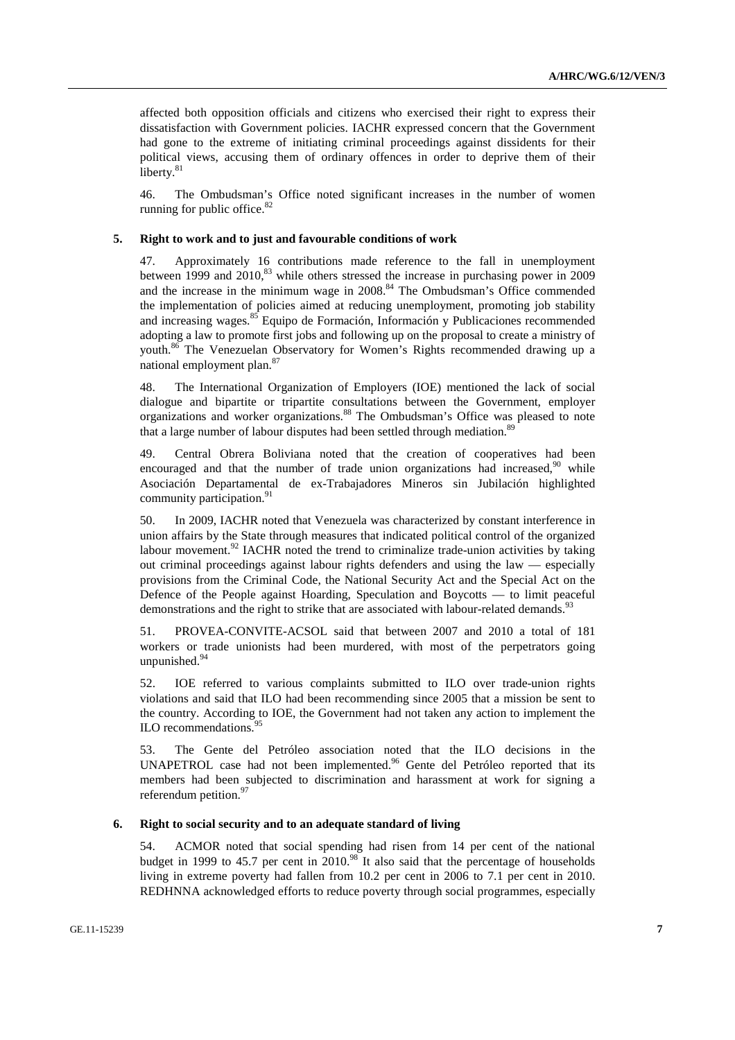affected both opposition officials and citizens who exercised their right to express their dissatisfaction with Government policies. IACHR expressed concern that the Government had gone to the extreme of initiating criminal proceedings against dissidents for their political views, accusing them of ordinary offences in order to deprive them of their liberty.[81]

46. The Ombudsman's Office noted significant increases in the number of women running for public office.[82]

### 5. Right to work and to just and favourable conditions of work

47. Approximately 16 contributions made reference to the fall in unemployment between 1999 and 2010,[83] while others stressed the increase in purchasing power in 2009 and the increase in the minimum wage in 2008.[84] The Ombudsman's Office commended the implementation of policies aimed at reducing unemployment, promoting job stability and increasing wages.[85] Equipo de Formación, Información y Publicaciones recommended adopting a law to promote first jobs and following up on the proposal to create a ministry of youth.[86] The Venezuelan Observatory for Women's Rights recommended drawing up a national employment plan.[87]

48. The International Organization of Employers (IOE) mentioned the lack of social dialogue and bipartite or tripartite consultations between the Government, employer organizations and worker organizations.[88] The Ombudsman's Office was pleased to note that a large number of labour disputes had been settled through mediation.[89]

49. Central Obrera Boliviana noted that the creation of cooperatives had been encouraged and that the number of trade union organizations had increased,[90] while Asociación Departamental de ex-Trabajadores Mineros sin Jubilación highlighted community participation.[91]

50. In 2009, IACHR noted that Venezuela was characterized by constant interference in union affairs by the State through measures that indicated political control of the organized labour movement.[92] IACHR noted the trend to criminalize trade-union activities by taking out criminal proceedings against labour rights defenders and using the law — especially provisions from the Criminal Code, the National Security Act and the Special Act on the Defence of the People against Hoarding, Speculation and Boycotts — to limit peaceful demonstrations and the right to strike that are associated with labour-related demands.[93]

51. PROVEA-CONVITE-ACSOL said that between 2007 and 2010 a total of 181 workers or trade unionists had been murdered, with most of the perpetrators going unpunished.[94]

52. IOE referred to various complaints submitted to ILO over trade-union rights violations and said that ILO had been recommending since 2005 that a mission be sent to the country. According to IOE, the Government had not taken any action to implement the ILO recommendations.[95]

53. The Gente del Petróleo association noted that the ILO decisions in the UNAPETROL case had not been implemented.[96] Gente del Petróleo reported that its members had been subjected to discrimination and harassment at work for signing a referendum petition.[97]

### 6. Right to social security and to an adequate standard of living

54. ACMOR noted that social spending had risen from 14 per cent of the national budget in 1999 to 45.7 per cent in 2010.[98] It also said that the percentage of households living in extreme poverty had fallen from 10.2 per cent in 2006 to 7.1 per cent in 2010. REDHNNA acknowledged efforts to reduce poverty through social programmes, especially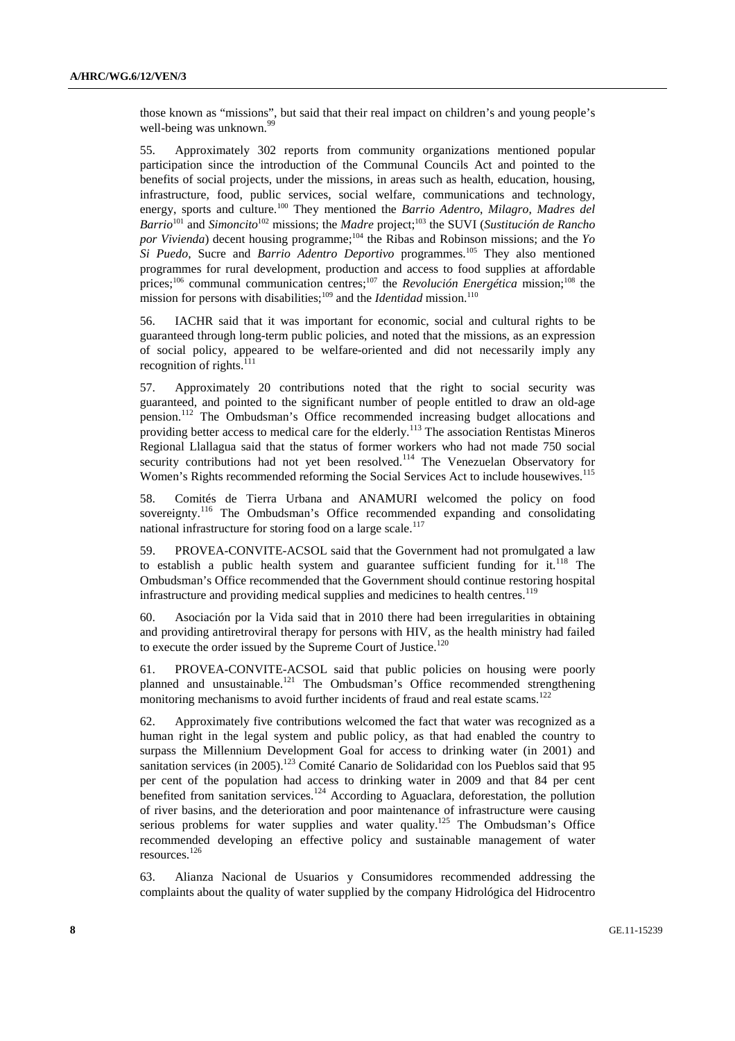those known as "missions", but said that their real impact on children's and young people's well-being was unknown.[99]

55. Approximately 302 reports from community organizations mentioned popular participation since the introduction of the Communal Councils Act and pointed to the benefits of social projects, under the missions, in areas such as health, education, housing, infrastructure, food, public services, social welfare, communications and technology, energy, sports and culture.[100] They mentioned the *Barrio Adentro*, *Milagro*, *Madres del Barrio*[101] and *Simoncito*[102] missions; the *Madre* project;[103] the SUVI (*Sustitución de Rancho por Vivienda*) decent housing programme;[104] the Ribas and Robinson missions; and the *Yo Si Puedo*, Sucre and *Barrio Adentro Deportivo* programmes.[105] They also mentioned programmes for rural development, production and access to food supplies at affordable prices;[106] communal communication centres;[107] the *Revolución Energética* mission;[108] the mission for persons with disabilities;[109] and the *Identidad* mission.[110]

56. IACHR said that it was important for economic, social and cultural rights to be guaranteed through long-term public policies, and noted that the missions, as an expression of social policy, appeared to be welfare-oriented and did not necessarily imply any recognition of rights.[111]

57. Approximately 20 contributions noted that the right to social security was guaranteed, and pointed to the significant number of people entitled to draw an old-age pension.[112] The Ombudsman's Office recommended increasing budget allocations and providing better access to medical care for the elderly.[113] The association Rentistas Mineros Regional Llallagua said that the status of former workers who had not made 750 social security contributions had not yet been resolved.[114] The Venezuelan Observatory for Women's Rights recommended reforming the Social Services Act to include housewives.[115]

58. Comités de Tierra Urbana and ANAMURI welcomed the policy on food sovereignty.[116] The Ombudsman's Office recommended expanding and consolidating national infrastructure for storing food on a large scale.[117]

59. PROVEA-CONVITE-ACSOL said that the Government had not promulgated a law to establish a public health system and guarantee sufficient funding for it.[118] The Ombudsman's Office recommended that the Government should continue restoring hospital infrastructure and providing medical supplies and medicines to health centres.[119]

60. Asociación por la Vida said that in 2010 there had been irregularities in obtaining and providing antiretroviral therapy for persons with HIV, as the health ministry had failed to execute the order issued by the Supreme Court of Justice.[120]

61. PROVEA-CONVITE-ACSOL said that public policies on housing were poorly planned and unsustainable.[121] The Ombudsman's Office recommended strengthening monitoring mechanisms to avoid further incidents of fraud and real estate scams.[122]

62. Approximately five contributions welcomed the fact that water was recognized as a human right in the legal system and public policy, as that had enabled the country to surpass the Millennium Development Goal for access to drinking water (in 2001) and sanitation services (in 2005).[123] Comité Canario de Solidaridad con los Pueblos said that 95 per cent of the population had access to drinking water in 2009 and that 84 per cent benefited from sanitation services.[124] According to Aguaclara, deforestation, the pollution of river basins, and the deterioration and poor maintenance of infrastructure were causing serious problems for water supplies and water quality.[125] The Ombudsman's Office recommended developing an effective policy and sustainable management of water resources.[126]

63. Alianza Nacional de Usuarios y Consumidores recommended addressing the complaints about the quality of water supplied by the company Hidrológica del Hidrocentro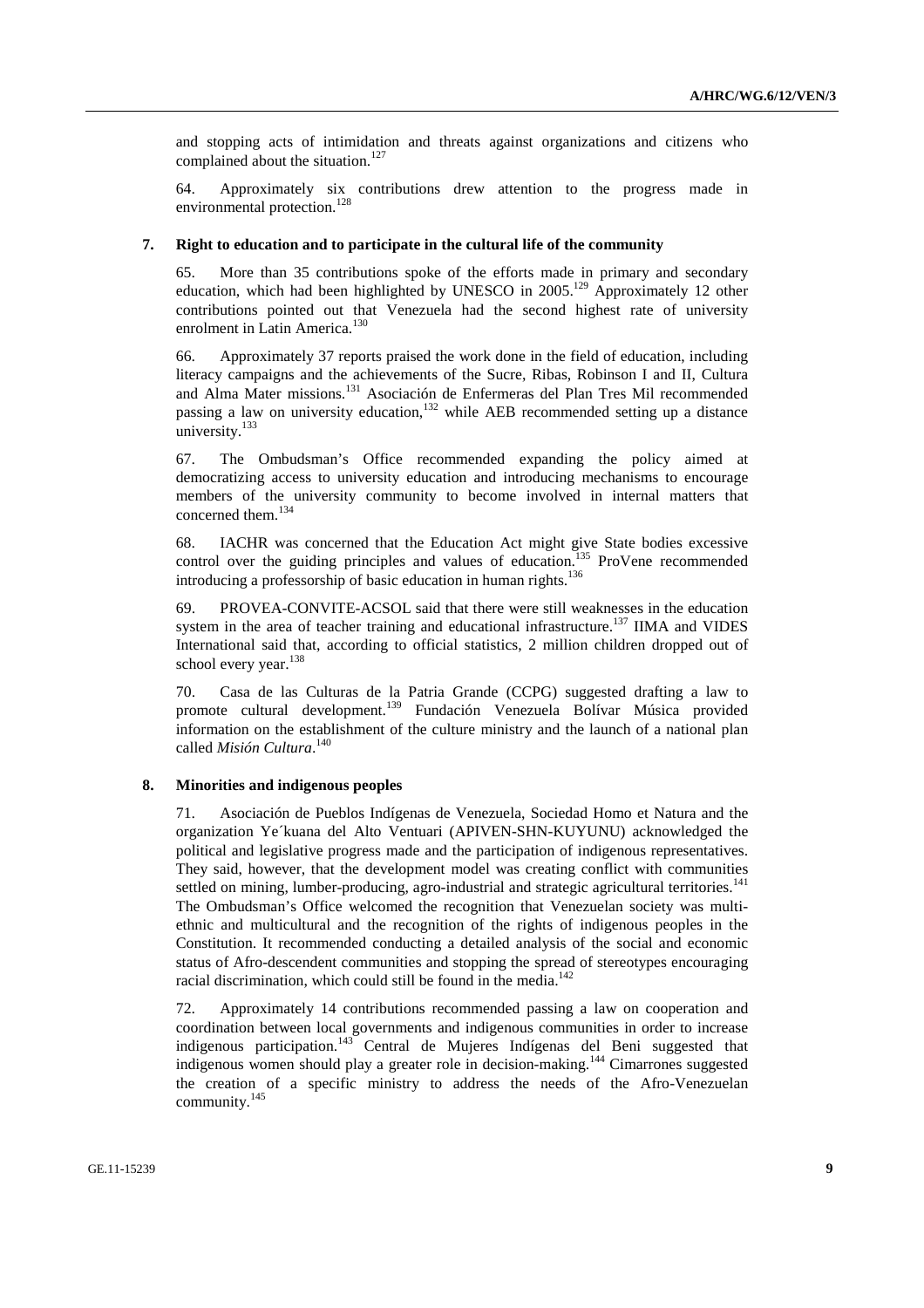and stopping acts of intimidation and threats against organizations and citizens who complained about the situation.[127]

64. Approximately six contributions drew attention to the progress made in environmental protection.[128]

### 7. Right to education and to participate in the cultural life of the community

65. More than 35 contributions spoke of the efforts made in primary and secondary education, which had been highlighted by UNESCO in 2005.[129] Approximately 12 other contributions pointed out that Venezuela had the second highest rate of university enrolment in Latin America.[130]

66. Approximately 37 reports praised the work done in the field of education, including literacy campaigns and the achievements of the Sucre, Ribas, Robinson I and II, Cultura and Alma Mater missions.[131] Asociación de Enfermeras del Plan Tres Mil recommended passing a law on university education,[132] while AEB recommended setting up a distance university.[133]

67. The Ombudsman's Office recommended expanding the policy aimed at democratizing access to university education and introducing mechanisms to encourage members of the university community to become involved in internal matters that concerned them.[134]

68. IACHR was concerned that the Education Act might give State bodies excessive control over the guiding principles and values of education.[135] ProVene recommended introducing a professorship of basic education in human rights.[136]

69. PROVEA-CONVITE-ACSOL said that there were still weaknesses in the education system in the area of teacher training and educational infrastructure.[137] IIMA and VIDES International said that, according to official statistics, 2 million children dropped out of school every year.[138]

70. Casa de las Culturas de la Patria Grande (CCPG) suggested drafting a law to promote cultural development.[139] Fundación Venezuela Bolívar Música provided information on the establishment of the culture ministry and the launch of a national plan called *Misión Cultura*.[140]

### 8. Minorities and indigenous peoples

71. Asociación de Pueblos Indígenas de Venezuela, Sociedad Homo et Natura and the organization Ye´kuana del Alto Ventuari (APIVEN-SHN-KUYUNU) acknowledged the political and legislative progress made and the participation of indigenous representatives. They said, however, that the development model was creating conflict with communities settled on mining, lumber-producing, agro-industrial and strategic agricultural territories.[141] The Ombudsman's Office welcomed the recognition that Venezuelan society was multi-ethnic and multicultural and the recognition of the rights of indigenous peoples in the Constitution. It recommended conducting a detailed analysis of the social and economic status of Afro-descendent communities and stopping the spread of stereotypes encouraging racial discrimination, which could still be found in the media.[142]

72. Approximately 14 contributions recommended passing a law on cooperation and coordination between local governments and indigenous communities in order to increase indigenous participation.[143] Central de Mujeres Indígenas del Beni suggested that indigenous women should play a greater role in decision-making.[144] Cimarrones suggested the creation of a specific ministry to address the needs of the Afro-Venezuelan community.[145]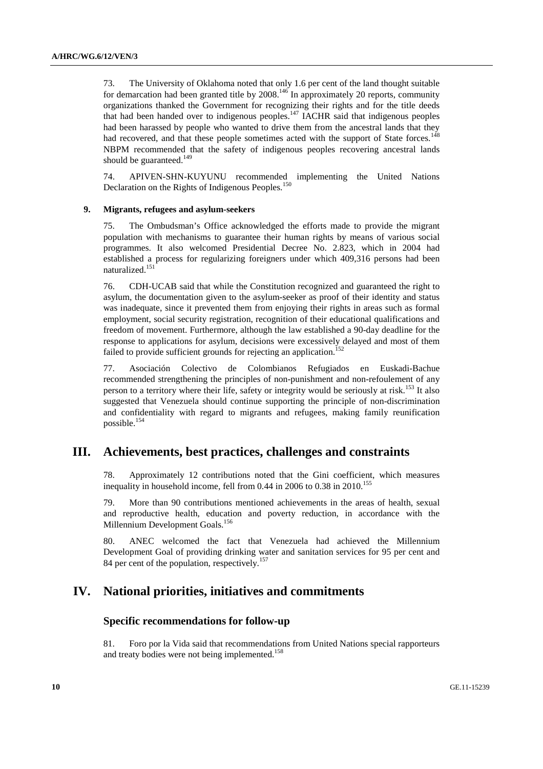73. The University of Oklahoma noted that only 1.6 per cent of the land thought suitable for demarcation had been granted title by 2008.[146] In approximately 20 reports, community organizations thanked the Government for recognizing their rights and for the title deeds that had been handed over to indigenous peoples.[147] IACHR said that indigenous peoples had been harassed by people who wanted to drive them from the ancestral lands that they had recovered, and that these people sometimes acted with the support of State forces.[148] NBPM recommended that the safety of indigenous peoples recovering ancestral lands should be guaranteed.[149]

74. APIVEN-SHN-KUYUNU recommended implementing the United Nations Declaration on the Rights of Indigenous Peoples.[150]

### 9. Migrants, refugees and asylum-seekers

75. The Ombudsman's Office acknowledged the efforts made to provide the migrant population with mechanisms to guarantee their human rights by means of various social programmes. It also welcomed Presidential Decree No. 2.823, which in 2004 had established a process for regularizing foreigners under which 409,316 persons had been naturalized.[151]

76. CDH-UCAB said that while the Constitution recognized and guaranteed the right to asylum, the documentation given to the asylum-seeker as proof of their identity and status was inadequate, since it prevented them from enjoying their rights in areas such as formal employment, social security registration, recognition of their educational qualifications and freedom of movement. Furthermore, although the law established a 90-day deadline for the response to applications for asylum, decisions were excessively delayed and most of them failed to provide sufficient grounds for rejecting an application.[152]

77. Asociación Colectivo de Colombianos Refugiados en Euskadi-Bachue recommended strengthening the principles of non-punishment and non-refoulement of any person to a territory where their life, safety or integrity would be seriously at risk.[153] It also suggested that Venezuela should continue supporting the principle of non-discrimination and confidentiality with regard to migrants and refugees, making family reunification possible.[154]

## III. Achievements, best practices, challenges and constraints

78. Approximately 12 contributions noted that the Gini coefficient, which measures inequality in household income, fell from 0.44 in 2006 to 0.38 in 2010.[155]

79. More than 90 contributions mentioned achievements in the areas of health, sexual and reproductive health, education and poverty reduction, in accordance with the Millennium Development Goals.[156]

80. ANEC welcomed the fact that Venezuela had achieved the Millennium Development Goal of providing drinking water and sanitation services for 95 per cent and 84 per cent of the population, respectively.[157]

## IV. National priorities, initiatives and commitments

### Specific recommendations for follow-up

81. Foro por la Vida said that recommendations from United Nations special rapporteurs and treaty bodies were not being implemented.[158]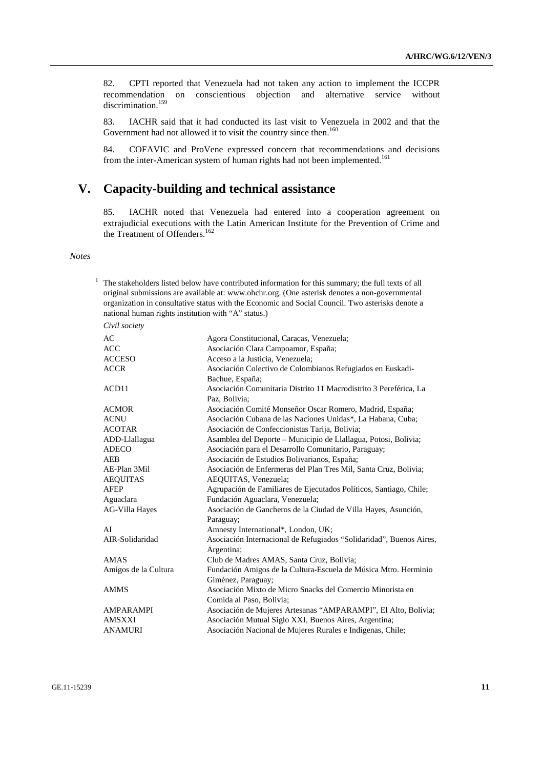82. CPTI reported that Venezuela had not taken any action to implement the ICCPR recommendation on conscientious objection and alternative service without discrimination.[159]

83. IACHR said that it had conducted its last visit to Venezuela in 2002 and that the Government had not allowed it to visit the country since then.[160]

84. COFAVIC and ProVene expressed concern that recommendations and decisions from the inter-American system of human rights had not been implemented.[161]

# V. Capacity-building and technical assistance

85. IACHR noted that Venezuela had entered into a cooperation agreement on extrajudicial executions with the Latin American Institute for the Prevention of Crime and the Treatment of Offenders.[162]

*Notes*

[1] The stakeholders listed below have contributed information for this summary; the full texts of all original submissions are available at: www.ohchr.org. (One asterisk denotes a non-governmental organization in consultative status with the Economic and Social Council. Two asterisks denote a national human rights institution with "A" status.)

*Civil society*

| | |
|---|---|
| AC | Agora Constitucional, Caracas, Venezuela; |
| ACC | Asociación Clara Campoamor, España; |
| ACCESO | Acceso a la Justicia, Venezuela; |
| ACCR | Asociación Colectivo de Colombianos Refugiados en Euskadi-Bachue, España; |
| ACD11 | Asociación Comunitaria Distrito 11 Macrodistrito 3 Pereférica, La Paz, Bolivia; |
| ACMOR | Asociación Comité Monseñor Oscar Romero, Madrid, España; |
| ACNU | Asociación Cubana de las Naciones Unidas*, La Habana, Cuba; |
| ACOTAR | Asociación de Confeccionistas Tarija, Bolivia; |
| ADD-Llallagua | Asamblea del Deporte – Municipio de Llallagua, Potosi, Bolivia; |
| ADECO | Asociación para el Desarrollo Comunitario, Paraguay; |
| AEB | Asociación de Estudios Bolivarianos, España; |
| AE-Plan 3Mil | Asociación de Enfermeras del Plan Tres Mil, Santa Cruz, Bolivia; |
| AEQUITAS | AEQUITAS, Venezuela; |
| AFEP | Agrupación de Familiares de Ejecutados Políticos, Santiago, Chile; |
| Aguaclara | Fundación Aguaclara, Venezuela; |
| AG-Villa Hayes | Asociación de Gancheros de la Ciudad de Villa Hayes, Asunción, Paraguay; |
| AI | Amnesty International*, London, UK; |
| AIR-Solidaridad | Asociación Internacional de Refugiados "Solidaridad", Buenos Aires, Argentina; |
| AMAS | Club de Madres AMAS, Santa Cruz, Bolivia; |
| Amigos de la Cultura | Fundación Amigos de la Cultura-Escuela de Música Mtro. Herminio Giménez, Paraguay; |
| AMMS | Asociación Mixto de Micro Snacks del Comercio Minorista en Comida al Paso, Bolivia; |
| AMPARAMPI | Asociación de Mujeres Artesanas "AMPARAMPI", El Alto, Bolivia; |
| AMSXXI | Asociación Mutual Siglo XXI, Buenos Aires, Argentina; |
| ANAMURI | Asociación Nacional de Mujeres Rurales e Indigenas, Chile; |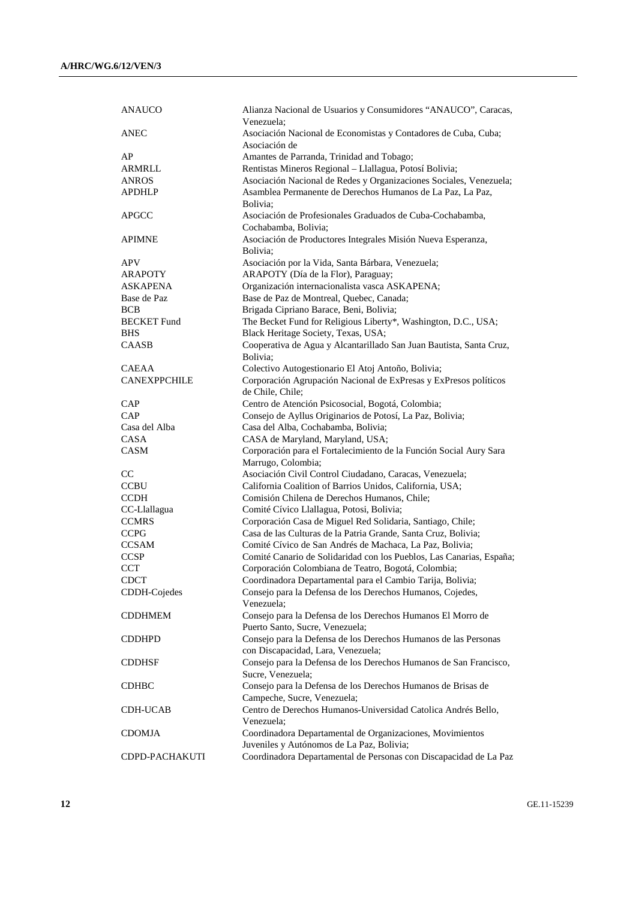| | |
|---|---|
| ANAUCO | Alianza Nacional de Usuarios y Consumidores "ANAUCO", Caracas, Venezuela; |
| ANEC | Asociación Nacional de Economistas y Contadores de Cuba, Cuba; Asociación de |
| AP | Amantes de Parranda, Trinidad and Tobago; |
| ARMRLL | Rentistas Mineros Regional – Llallagua, Potosí Bolivia; |
| ANROS | Asociación Nacional de Redes y Organizaciones Sociales, Venezuela; |
| APDHLP | Asamblea Permanente de Derechos Humanos de La Paz, La Paz, Bolivia; |
| APGCC | Asociación de Profesionales Graduados de Cuba-Cochabamba, Cochabamba, Bolivia; |
| APIMNE | Asociación de Productores Integrales Misión Nueva Esperanza, Bolivia; |
| APV | Asociación por la Vida, Santa Bárbara, Venezuela; |
| ARAPOTY | ARAPOTY (Día de la Flor), Paraguay; |
| ASKAPENA | Organización internacionalista vasca ASKAPENA; |
| Base de Paz | Base de Paz de Montreal, Quebec, Canada; |
| BCB | Brigada Cipriano Barace, Beni, Bolivia; |
| BECKET Fund | The Becket Fund for Religious Liberty*, Washington, D.C., USA; |
| BHS | Black Heritage Society, Texas, USA; |
| CAASB | Cooperativa de Agua y Alcantarillado San Juan Bautista, Santa Cruz, Bolivia; |
| CAEAA | Colectivo Autogestionario El Atoj Antoño, Bolivia; |
| CANEXPPCHILE | Corporación Agrupación Nacional de ExPresas y ExPresos políticos de Chile, Chile; |
| CAP | Centro de Atención Psicosocial, Bogotá, Colombia; |
| CAP | Consejo de Ayllus Originarios de Potosí, La Paz, Bolivia; |
| Casa del Alba | Casa del Alba, Cochabamba, Bolivia; |
| CASA | CASA de Maryland, Maryland, USA; |
| CASM | Corporación para el Fortalecimiento de la Función Social Aury Sara Marrugo, Colombia; |
| CC | Asociación Civil Control Ciudadano, Caracas, Venezuela; |
| CCBU | California Coalition of Barrios Unidos, California, USA; |
| CCDH | Comisión Chilena de Derechos Humanos, Chile; |
| CC-Llallagua | Comité Cívico Llallagua, Potosi, Bolivia; |
| CCMRS | Corporación Casa de Miguel Red Solidaria, Santiago, Chile; |
| CCPG | Casa de las Culturas de la Patria Grande, Santa Cruz, Bolivia; |
| CCSAM | Comité Cívico de San Andrés de Machaca, La Paz, Bolivia; |
| CCSP | Comité Canario de Solidaridad con los Pueblos, Las Canarias, España; |
| CCT | Corporación Colombiana de Teatro, Bogotá, Colombia; |
| CDCT | Coordinadora Departamental para el Cambio Tarija, Bolivia; |
| CDDH-Cojedes | Consejo para la Defensa de los Derechos Humanos, Cojedes, Venezuela; |
| CDDHMEM | Consejo para la Defensa de los Derechos Humanos El Morro de Puerto Santo, Sucre, Venezuela; |
| CDDHPD | Consejo para la Defensa de los Derechos Humanos de las Personas con Discapacidad, Lara, Venezuela; |
| CDDHSF | Consejo para la Defensa de los Derechos Humanos de San Francisco, Sucre, Venezuela; |
| CDHBC | Consejo para la Defensa de los Derechos Humanos de Brisas de Campeche, Sucre, Venezuela; |
| CDH-UCAB | Centro de Derechos Humanos-Universidad Catolica Andrés Bello, Venezuela; |
| CDOMJA | Coordinadora Departamental de Organizaciones, Movimientos Juveniles y Autónomos de La Paz, Bolivia; |
| CDPD-PACHAKUTI | Coordinadora Departamental de Personas con Discapacidad de La Paz |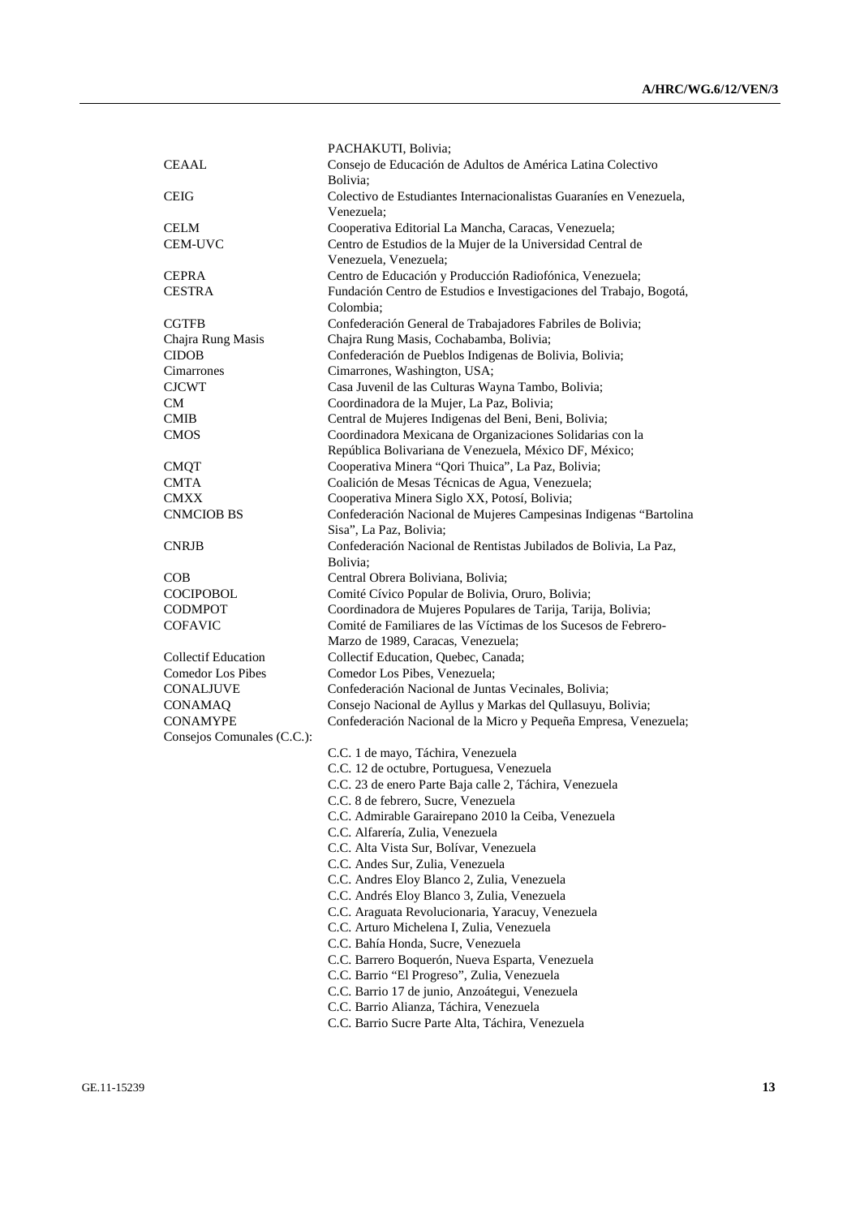| | |
|---|---|
| | PACHAKUTI, Bolivia; |
| CEAAL | Consejo de Educación de Adultos de América Latina Colectivo Bolivia; |
| CEIG | Colectivo de Estudiantes Internacionalistas Guaraníes en Venezuela, Venezuela; |
| CELM | Cooperativa Editorial La Mancha, Caracas, Venezuela; |
| CEM-UVC | Centro de Estudios de la Mujer de la Universidad Central de Venezuela, Venezuela; |
| CEPRA | Centro de Educación y Producción Radiofónica, Venezuela; |
| CESTRA | Fundación Centro de Estudios e Investigaciones del Trabajo, Bogotá, Colombia; |
| CGTFB | Confederación General de Trabajadores Fabriles de Bolivia; |
| Chajra Rung Masis | Chajra Rung Masis, Cochabamba, Bolivia; |
| CIDOB | Confederación de Pueblos Indigenas de Bolivia, Bolivia; |
| Cimarrones | Cimarrones, Washington, USA; |
| CJCWT | Casa Juvenil de las Culturas Wayna Tambo, Bolivia; |
| CM | Coordinadora de la Mujer, La Paz, Bolivia; |
| CMIB | Central de Mujeres Indigenas del Beni, Beni, Bolivia; |
| CMOS | Coordinadora Mexicana de Organizaciones Solidarias con la República Bolivariana de Venezuela, México DF, México; |
| CMQT | Cooperativa Minera "Qori Thuica", La Paz, Bolivia; |
| CMTA | Coalición de Mesas Técnicas de Agua, Venezuela; |
| CMXX | Cooperativa Minera Siglo XX, Potosí, Bolivia; |
| CNMCIOB BS | Confederación Nacional de Mujeres Campesinas Indigenas "Bartolina Sisa", La Paz, Bolivia; |
| CNRJB | Confederación Nacional de Rentistas Jubilados de Bolivia, La Paz, Bolivia; |
| COB | Central Obrera Boliviana, Bolivia; |
| COCIPOBOL | Comité Cívico Popular de Bolivia, Oruro, Bolivia; |
| CODMPOT | Coordinadora de Mujeres Populares de Tarija, Tarija, Bolivia; |
| COFAVIC | Comité de Familiares de las Víctimas de los Sucesos de Febrero-Marzo de 1989, Caracas, Venezuela; |
| Collectif Education | Collectif Education, Quebec, Canada; |
| Comedor Los Pibes | Comedor Los Pibes, Venezuela; |
| CONALJUVE | Confederación Nacional de Juntas Vecinales, Bolivia; |
| CONAMAQ | Consejo Nacional de Ayllus y Markas del Qullasuyu, Bolivia; |
| CONAMYPE | Confederación Nacional de la Micro y Pequeña Empresa, Venezuela; |
| Consejos Comunales (C.C.): | |
| | C.C. 1 de mayo, Táchira, Venezuela |
| | C.C. 12 de octubre, Portuguesa, Venezuela |
| | C.C. 23 de enero Parte Baja calle 2, Táchira, Venezuela |
| | C.C. 8 de febrero, Sucre, Venezuela |
| | C.C. Admirable Garairepano 2010 la Ceiba, Venezuela |
| | C.C. Alfarería, Zulia, Venezuela |
| | C.C. Alta Vista Sur, Bolívar, Venezuela |
| | C.C. Andes Sur, Zulia, Venezuela |
| | C.C. Andres Eloy Blanco 2, Zulia, Venezuela |
| | C.C. Andrés Eloy Blanco 3, Zulia, Venezuela |
| | C.C. Araguata Revolucionaria, Yaracuy, Venezuela |
| | C.C. Arturo Michelena I, Zulia, Venezuela |
| | C.C. Bahía Honda, Sucre, Venezuela |
| | C.C. Barrero Boquerón, Nueva Esparta, Venezuela |
| | C.C. Barrio "El Progreso", Zulia, Venezuela |
| | C.C. Barrio 17 de junio, Anzoátegui, Venezuela |
| | C.C. Barrio Alianza, Táchira, Venezuela |
| | C.C. Barrio Sucre Parte Alta, Táchira, Venezuela |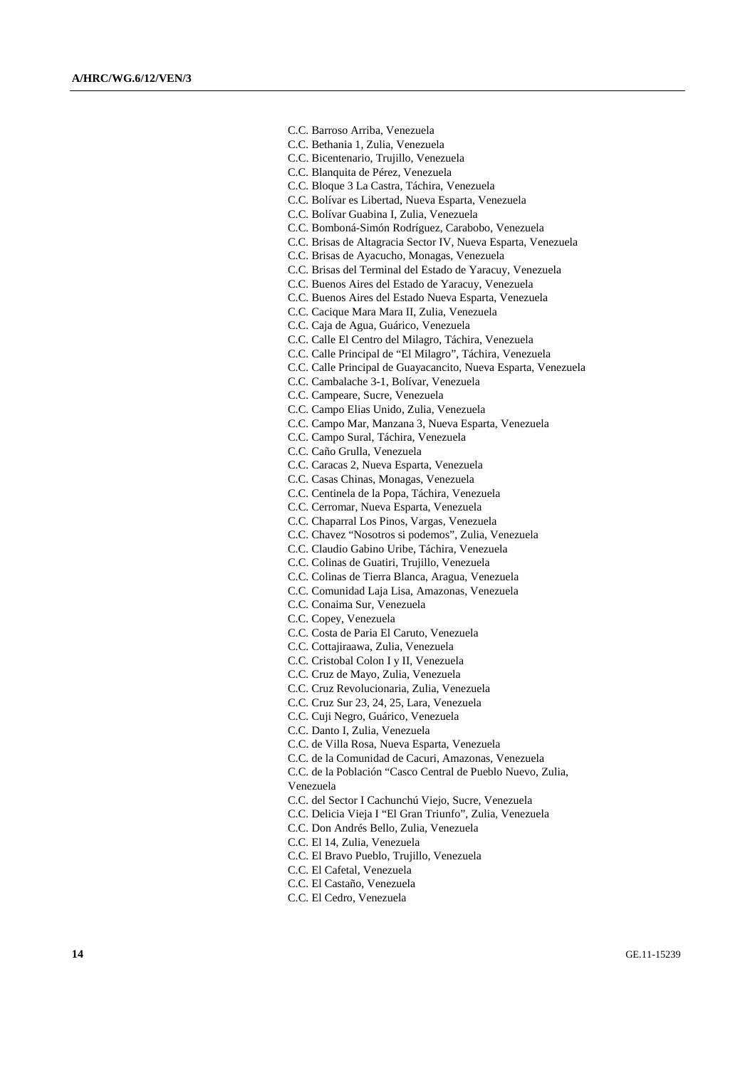C.C. Barroso Arriba, Venezuela
C.C. Bethania 1, Zulia, Venezuela
C.C. Bicentenario, Trujillo, Venezuela
C.C. Blanquita de Pérez, Venezuela
C.C. Bloque 3 La Castra, Táchira, Venezuela
C.C. Bolívar es Libertad, Nueva Esparta, Venezuela
C.C. Bolívar Guabina I, Zulia, Venezuela
C.C. Bomboná-Simón Rodríguez, Carabobo, Venezuela
C.C. Brisas de Altagracia Sector IV, Nueva Esparta, Venezuela
C.C. Brisas de Ayacucho, Monagas, Venezuela
C.C. Brisas del Terminal del Estado de Yaracuy, Venezuela
C.C. Buenos Aires del Estado de Yaracuy, Venezuela
C.C. Buenos Aires del Estado Nueva Esparta, Venezuela
C.C. Cacique Mara Mara II, Zulia, Venezuela
C.C. Caja de Agua, Guárico, Venezuela
C.C. Calle El Centro del Milagro, Táchira, Venezuela
C.C. Calle Principal de "El Milagro", Táchira, Venezuela
C.C. Calle Principal de Guayacancito, Nueva Esparta, Venezuela
C.C. Cambalache 3-1, Bolívar, Venezuela
C.C. Campeare, Sucre, Venezuela
C.C. Campo Elias Unido, Zulia, Venezuela
C.C. Campo Mar, Manzana 3, Nueva Esparta, Venezuela
C.C. Campo Sural, Táchira, Venezuela
C.C. Caño Grulla, Venezuela
C.C. Caracas 2, Nueva Esparta, Venezuela
C.C. Casas Chinas, Monagas, Venezuela
C.C. Centinela de la Popa, Táchira, Venezuela
C.C. Cerromar, Nueva Esparta, Venezuela
C.C. Chaparral Los Pinos, Vargas, Venezuela
C.C. Chavez "Nosotros si podemos", Zulia, Venezuela
C.C. Claudio Gabino Uribe, Táchira, Venezuela
C.C. Colinas de Guatiri, Trujillo, Venezuela
C.C. Colinas de Tierra Blanca, Aragua, Venezuela
C.C. Comunidad Laja Lisa, Amazonas, Venezuela
C.C. Conaima Sur, Venezuela
C.C. Copey, Venezuela
C.C. Costa de Paria El Caruto, Venezuela
C.C. Cottajiraawa, Zulia, Venezuela
C.C. Cristobal Colon I y II, Venezuela
C.C. Cruz de Mayo, Zulia, Venezuela
C.C. Cruz Revolucionaria, Zulia, Venezuela
C.C. Cruz Sur 23, 24, 25, Lara, Venezuela
C.C. Cuji Negro, Guárico, Venezuela
C.C. Danto I, Zulia, Venezuela
C.C. de Villa Rosa, Nueva Esparta, Venezuela
C.C. de la Comunidad de Cacuri, Amazonas, Venezuela
C.C. de la Población "Casco Central de Pueblo Nuevo, Zulia, Venezuela
C.C. del Sector I Cachunchú Viejo, Sucre, Venezuela
C.C. Delicia Vieja I "El Gran Triunfo", Zulia, Venezuela
C.C. Don Andrés Bello, Zulia, Venezuela
C.C. El 14, Zulia, Venezuela
C.C. El Bravo Pueblo, Trujillo, Venezuela
C.C. El Cafetal, Venezuela
C.C. El Castaño, Venezuela
C.C. El Cedro, Venezuela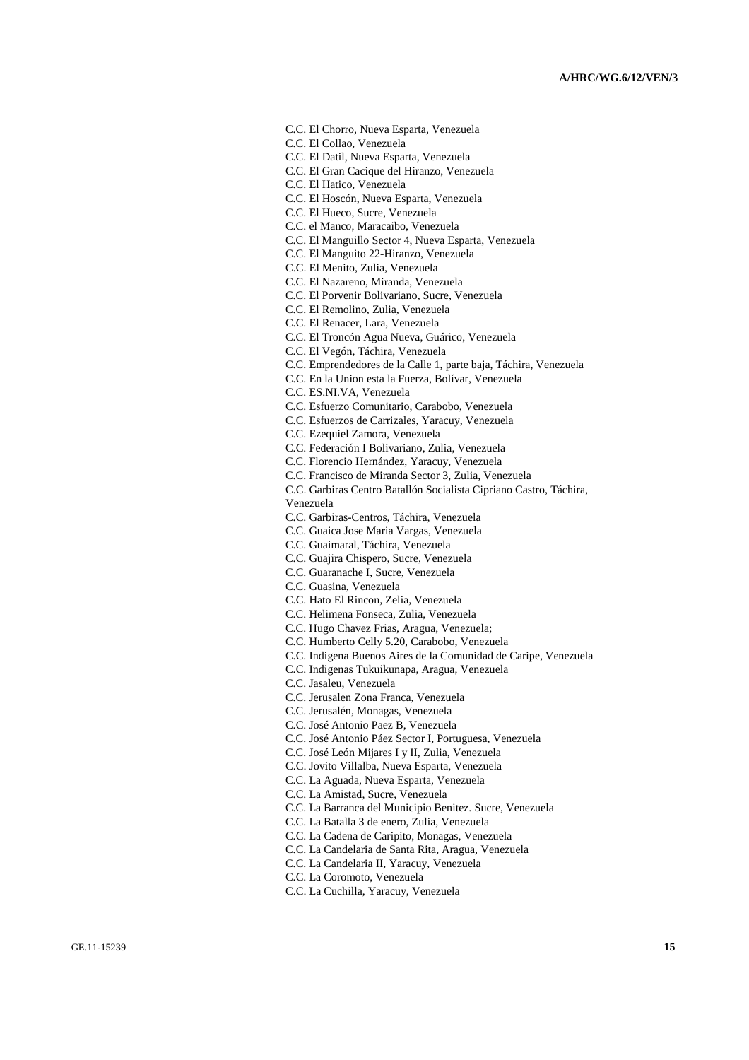C.C. El Chorro, Nueva Esparta, Venezuela
C.C. El Collao, Venezuela
C.C. El Datil, Nueva Esparta, Venezuela
C.C. El Gran Cacique del Hiranzo, Venezuela
C.C. El Hatico, Venezuela
C.C. El Hoscón, Nueva Esparta, Venezuela
C.C. El Hueco, Sucre, Venezuela
C.C. el Manco, Maracaibo, Venezuela
C.C. El Manguillo Sector 4, Nueva Esparta, Venezuela
C.C. El Manguito 22-Hiranzo, Venezuela
C.C. El Menito, Zulia, Venezuela
C.C. El Nazareno, Miranda, Venezuela
C.C. El Porvenir Bolivariano, Sucre, Venezuela
C.C. El Remolino, Zulia, Venezuela
C.C. El Renacer, Lara, Venezuela
C.C. El Troncón Agua Nueva, Guárico, Venezuela
C.C. El Vegón, Táchira, Venezuela
C.C. Emprendedores de la Calle 1, parte baja, Táchira, Venezuela
C.C. En la Union esta la Fuerza, Bolívar, Venezuela
C.C. ES.NI.VA, Venezuela
C.C. Esfuerzo Comunitario, Carabobo, Venezuela
C.C. Esfuerzos de Carrizales, Yaracuy, Venezuela
C.C. Ezequiel Zamora, Venezuela
C.C. Federación I Bolivariano, Zulia, Venezuela
C.C. Florencio Hernández, Yaracuy, Venezuela
C.C. Francisco de Miranda Sector 3, Zulia, Venezuela
C.C. Garbiras Centro Batallón Socialista Cipriano Castro, Táchira, Venezuela
C.C. Garbiras-Centros, Táchira, Venezuela
C.C. Guaica Jose Maria Vargas, Venezuela
C.C. Guaimaral, Táchira, Venezuela
C.C. Guajira Chispero, Sucre, Venezuela
C.C. Guaranache I, Sucre, Venezuela
C.C. Guasina, Venezuela
C.C. Hato El Rincon, Zelia, Venezuela
C.C. Helimena Fonseca, Zulia, Venezuela
C.C. Hugo Chavez Frias, Aragua, Venezuela;
C.C. Humberto Celly 5.20, Carabobo, Venezuela
C.C. Indigena Buenos Aires de la Comunidad de Caripe, Venezuela
C.C. Indigenas Tukuikunapa, Aragua, Venezuela
C.C. Jasaleu, Venezuela
C.C. Jerusalen Zona Franca, Venezuela
C.C. Jerusalén, Monagas, Venezuela
C.C. José Antonio Paez B, Venezuela
C.C. José Antonio Páez Sector I, Portuguesa, Venezuela
C.C. José León Mijares I y II, Zulia, Venezuela
C.C. Jovito Villalba, Nueva Esparta, Venezuela
C.C. La Aguada, Nueva Esparta, Venezuela
C.C. La Amistad, Sucre, Venezuela
C.C. La Barranca del Municipio Benitez. Sucre, Venezuela
C.C. La Batalla 3 de enero, Zulia, Venezuela
C.C. La Cadena de Caripito, Monagas, Venezuela
C.C. La Candelaria de Santa Rita, Aragua, Venezuela
C.C. La Candelaria II, Yaracuy, Venezuela
C.C. La Coromoto, Venezuela
C.C. La Cuchilla, Yaracuy, Venezuela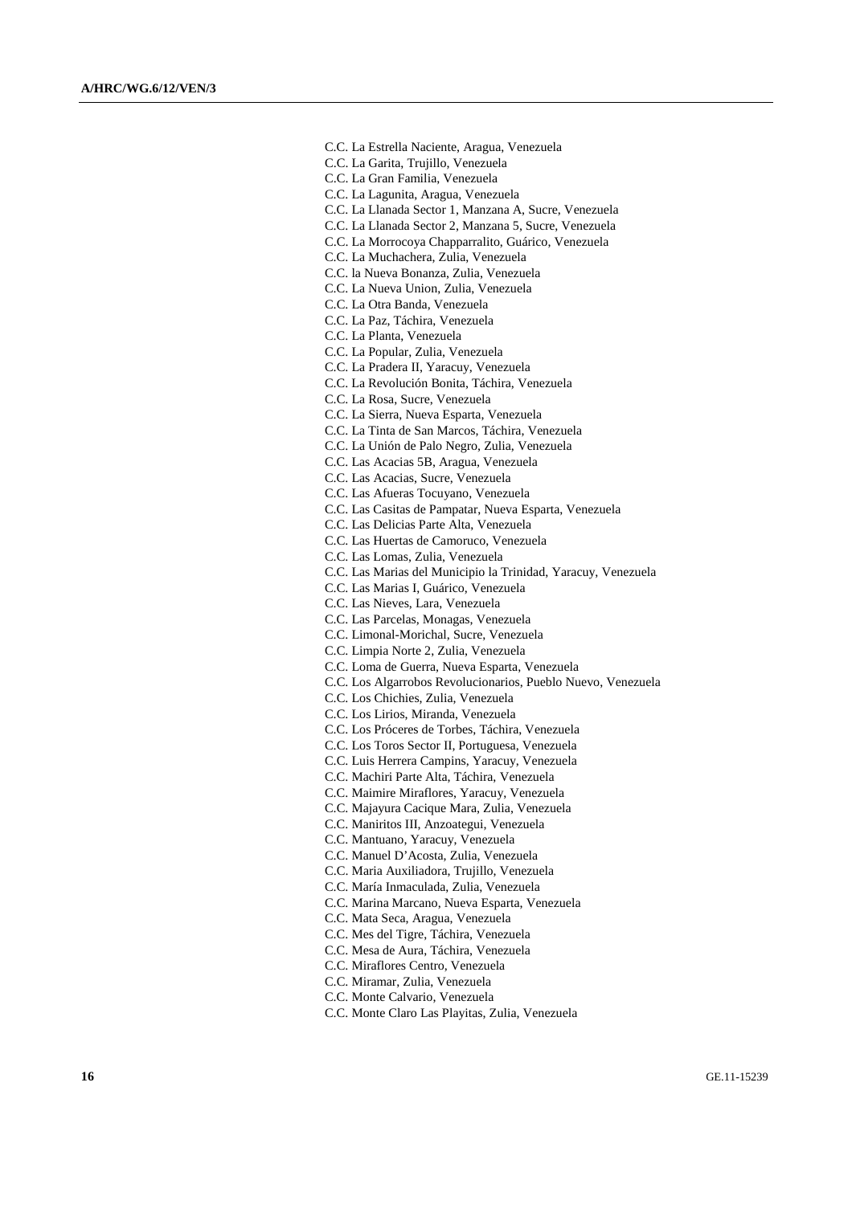C.C. La Estrella Naciente, Aragua, Venezuela
C.C. La Garita, Trujillo, Venezuela
C.C. La Gran Familia, Venezuela
C.C. La Lagunita, Aragua, Venezuela
C.C. La Llanada Sector 1, Manzana A, Sucre, Venezuela
C.C. La Llanada Sector 2, Manzana 5, Sucre, Venezuela
C.C. La Morrocoya Chapparralito, Guárico, Venezuela
C.C. La Muchachera, Zulia, Venezuela
C.C. la Nueva Bonanza, Zulia, Venezuela
C.C. La Nueva Union, Zulia, Venezuela
C.C. La Otra Banda, Venezuela
C.C. La Paz, Táchira, Venezuela
C.C. La Planta, Venezuela
C.C. La Popular, Zulia, Venezuela
C.C. La Pradera II, Yaracuy, Venezuela
C.C. La Revolución Bonita, Táchira, Venezuela
C.C. La Rosa, Sucre, Venezuela
C.C. La Sierra, Nueva Esparta, Venezuela
C.C. La Tinta de San Marcos, Táchira, Venezuela
C.C. La Unión de Palo Negro, Zulia, Venezuela
C.C. Las Acacias 5B, Aragua, Venezuela
C.C. Las Acacias, Sucre, Venezuela
C.C. Las Afueras Tocuyano, Venezuela
C.C. Las Casitas de Pampatar, Nueva Esparta, Venezuela
C.C. Las Delicias Parte Alta, Venezuela
C.C. Las Huertas de Camoruco, Venezuela
C.C. Las Lomas, Zulia, Venezuela
C.C. Las Marias del Municipio la Trinidad, Yaracuy, Venezuela
C.C. Las Marias I, Guárico, Venezuela
C.C. Las Nieves, Lara, Venezuela
C.C. Las Parcelas, Monagas, Venezuela
C.C. Limonal-Morichal, Sucre, Venezuela
C.C. Limpia Norte 2, Zulia, Venezuela
C.C. Loma de Guerra, Nueva Esparta, Venezuela
C.C. Los Algarrobos Revolucionarios, Pueblo Nuevo, Venezuela
C.C. Los Chichies, Zulia, Venezuela
C.C. Los Lirios, Miranda, Venezuela
C.C. Los Próceres de Torbes, Táchira, Venezuela
C.C. Los Toros Sector II, Portuguesa, Venezuela
C.C. Luis Herrera Campins, Yaracuy, Venezuela
C.C. Machiri Parte Alta, Táchira, Venezuela
C.C. Maimire Miraflores, Yaracuy, Venezuela
C.C. Majayura Cacique Mara, Zulia, Venezuela
C.C. Maniritos III, Anzoategui, Venezuela
C.C. Mantuano, Yaracuy, Venezuela
C.C. Manuel D'Acosta, Zulia, Venezuela
C.C. Maria Auxiliadora, Trujillo, Venezuela
C.C. María Inmaculada, Zulia, Venezuela
C.C. Marina Marcano, Nueva Esparta, Venezuela
C.C. Mata Seca, Aragua, Venezuela
C.C. Mes del Tigre, Táchira, Venezuela
C.C. Mesa de Aura, Táchira, Venezuela
C.C. Miraflores Centro, Venezuela
C.C. Miramar, Zulia, Venezuela
C.C. Monte Calvario, Venezuela
C.C. Monte Claro Las Playitas, Zulia, Venezuela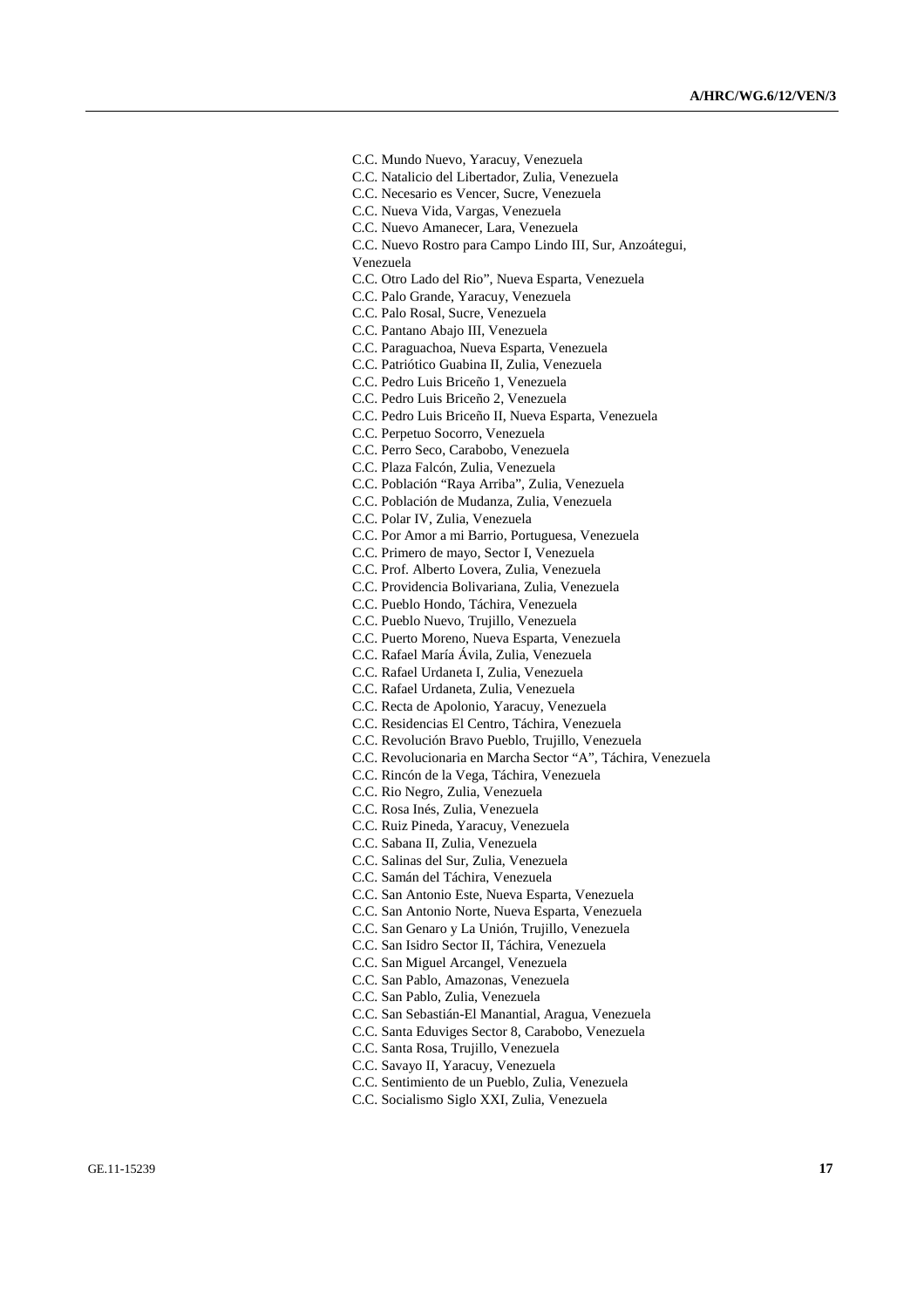C.C. Mundo Nuevo, Yaracuy, Venezuela
C.C. Natalicio del Libertador, Zulia, Venezuela
C.C. Necesario es Vencer, Sucre, Venezuela
C.C. Nueva Vida, Vargas, Venezuela
C.C. Nuevo Amanecer, Lara, Venezuela
C.C. Nuevo Rostro para Campo Lindo III, Sur, Anzoátegui, Venezuela
C.C. Otro Lado del Rio", Nueva Esparta, Venezuela
C.C. Palo Grande, Yaracuy, Venezuela
C.C. Palo Rosal, Sucre, Venezuela
C.C. Pantano Abajo III, Venezuela
C.C. Paraguachoa, Nueva Esparta, Venezuela
C.C. Patriótico Guabina II, Zulia, Venezuela
C.C. Pedro Luis Briceño 1, Venezuela
C.C. Pedro Luis Briceño 2, Venezuela
C.C. Pedro Luis Briceño II, Nueva Esparta, Venezuela
C.C. Perpetuo Socorro, Venezuela
C.C. Perro Seco, Carabobo, Venezuela
C.C. Plaza Falcón, Zulia, Venezuela
C.C. Población "Raya Arriba", Zulia, Venezuela
C.C. Población de Mudanza, Zulia, Venezuela
C.C. Polar IV, Zulia, Venezuela
C.C. Por Amor a mi Barrio, Portuguesa, Venezuela
C.C. Primero de mayo, Sector I, Venezuela
C.C. Prof. Alberto Lovera, Zulia, Venezuela
C.C. Providencia Bolivariana, Zulia, Venezuela
C.C. Pueblo Hondo, Táchira, Venezuela
C.C. Pueblo Nuevo, Trujillo, Venezuela
C.C. Puerto Moreno, Nueva Esparta, Venezuela
C.C. Rafael María Ávila, Zulia, Venezuela
C.C. Rafael Urdaneta I, Zulia, Venezuela
C.C. Rafael Urdaneta, Zulia, Venezuela
C.C. Recta de Apolonio, Yaracuy, Venezuela
C.C. Residencias El Centro, Táchira, Venezuela
C.C. Revolución Bravo Pueblo, Trujillo, Venezuela
C.C. Revolucionaria en Marcha Sector "A", Táchira, Venezuela
C.C. Rincón de la Vega, Táchira, Venezuela
C.C. Rio Negro, Zulia, Venezuela
C.C. Rosa Inés, Zulia, Venezuela
C.C. Ruiz Pineda, Yaracuy, Venezuela
C.C. Sabana II, Zulia, Venezuela
C.C. Salinas del Sur, Zulia, Venezuela
C.C. Samán del Táchira, Venezuela
C.C. San Antonio Este, Nueva Esparta, Venezuela
C.C. San Antonio Norte, Nueva Esparta, Venezuela
C.C. San Genaro y La Unión, Trujillo, Venezuela
C.C. San Isidro Sector II, Táchira, Venezuela
C.C. San Miguel Arcangel, Venezuela
C.C. San Pablo, Amazonas, Venezuela
C.C. San Pablo, Zulia, Venezuela
C.C. San Sebastián-El Manantial, Aragua, Venezuela
C.C. Santa Eduviges Sector 8, Carabobo, Venezuela
C.C. Santa Rosa, Trujillo, Venezuela
C.C. Savayo II, Yaracuy, Venezuela
C.C. Sentimiento de un Pueblo, Zulia, Venezuela
C.C. Socialismo Siglo XXI, Zulia, Venezuela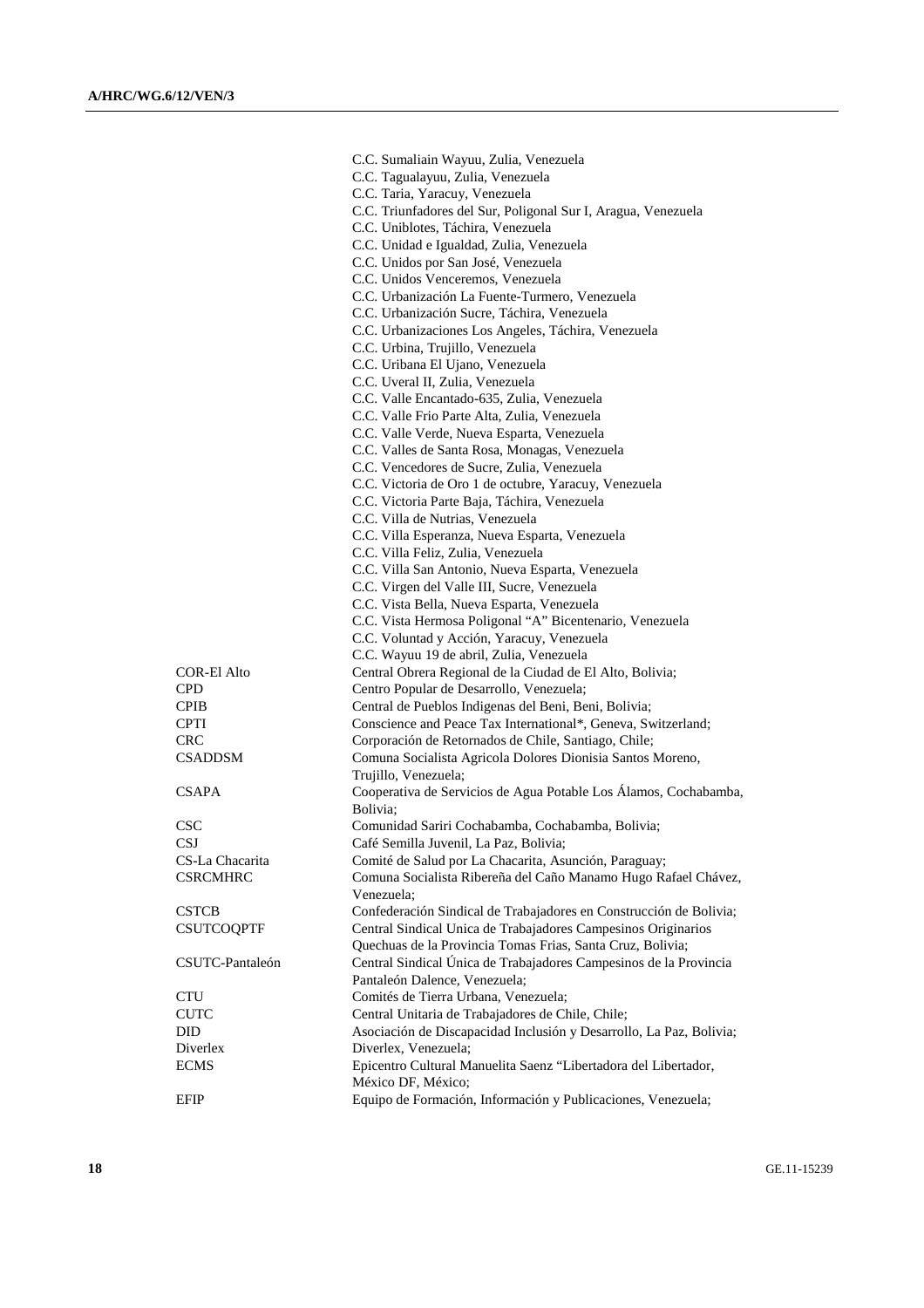| | |
|---|---|
| | C.C. Sumaliain Wayuu, Zulia, Venezuela |
| | C.C. Tagualayuu, Zulia, Venezuela |
| | C.C. Taria, Yaracuy, Venezuela |
| | C.C. Triunfadores del Sur, Poligonal Sur I, Aragua, Venezuela |
| | C.C. Uniblotes, Táchira, Venezuela |
| | C.C. Unidad e Igualdad, Zulia, Venezuela |
| | C.C. Unidos por San José, Venezuela |
| | C.C. Unidos Venceremos, Venezuela |
| | C.C. Urbanización La Fuente-Turmero, Venezuela |
| | C.C. Urbanización Sucre, Táchira, Venezuela |
| | C.C. Urbanizaciones Los Angeles, Táchira, Venezuela |
| | C.C. Urbina, Trujillo, Venezuela |
| | C.C. Uribana El Ujano, Venezuela |
| | C.C. Uveral II, Zulia, Venezuela |
| | C.C. Valle Encantado-635, Zulia, Venezuela |
| | C.C. Valle Frio Parte Alta, Zulia, Venezuela |
| | C.C. Valle Verde, Nueva Esparta, Venezuela |
| | C.C. Valles de Santa Rosa, Monagas, Venezuela |
| | C.C. Vencedores de Sucre, Zulia, Venezuela |
| | C.C. Victoria de Oro 1 de octubre, Yaracuy, Venezuela |
| | C.C. Victoria Parte Baja, Táchira, Venezuela |
| | C.C. Villa de Nutrias, Venezuela |
| | C.C. Villa Esperanza, Nueva Esparta, Venezuela |
| | C.C. Villa Feliz, Zulia, Venezuela |
| | C.C. Villa San Antonio, Nueva Esparta, Venezuela |
| | C.C. Virgen del Valle III, Sucre, Venezuela |
| | C.C. Vista Bella, Nueva Esparta, Venezuela |
| | C.C. Vista Hermosa Poligonal "A" Bicentenario, Venezuela |
| | C.C. Voluntad y Acción, Yaracuy, Venezuela |
| | C.C. Wayuu 19 de abril, Zulia, Venezuela |
| COR-El Alto | Central Obrera Regional de la Ciudad de El Alto, Bolivia; |
| CPD | Centro Popular de Desarrollo, Venezuela; |
| CPIB | Central de Pueblos Indigenas del Beni, Beni, Bolivia; |
| CPTI | Conscience and Peace Tax International*, Geneva, Switzerland; |
| CRC | Corporación de Retornados de Chile, Santiago, Chile; |
| CSADDSM | Comuna Socialista Agricola Dolores Dionisia Santos Moreno, Trujillo, Venezuela; |
| CSAPA | Cooperativa de Servicios de Agua Potable Los Álamos, Cochabamba, Bolivia; |
| CSC | Comunidad Sariri Cochabamba, Cochabamba, Bolivia; |
| CSJ | Café Semilla Juvenil, La Paz, Bolivia; |
| CS-La Chacarita | Comité de Salud por La Chacarita, Asunción, Paraguay; |
| CSRCMHRC | Comuna Socialista Ribereña del Caño Manamo Hugo Rafael Chávez, Venezuela; |
| CSTCB | Confederación Sindical de Trabajadores en Construcción de Bolivia; |
| CSUTCOQPTF | Central Sindical Unica de Trabajadores Campesinos Originarios Quechuas de la Provincia Tomas Frias, Santa Cruz, Bolivia; |
| CSUTC-Pantaleón | Central Sindical Única de Trabajadores Campesinos de la Provincia Pantaleón Dalence, Venezuela; |
| CTU | Comités de Tierra Urbana, Venezuela; |
| CUTC | Central Unitaria de Trabajadores de Chile, Chile; |
| DID | Asociación de Discapacidad Inclusión y Desarrollo, La Paz, Bolivia; |
| Diverlex | Diverlex, Venezuela; |
| ECMS | Epicentro Cultural Manuelita Saenz "Libertadora del Libertador, México DF, México; |
| EFIP | Equipo de Formación, Información y Publicaciones, Venezuela; |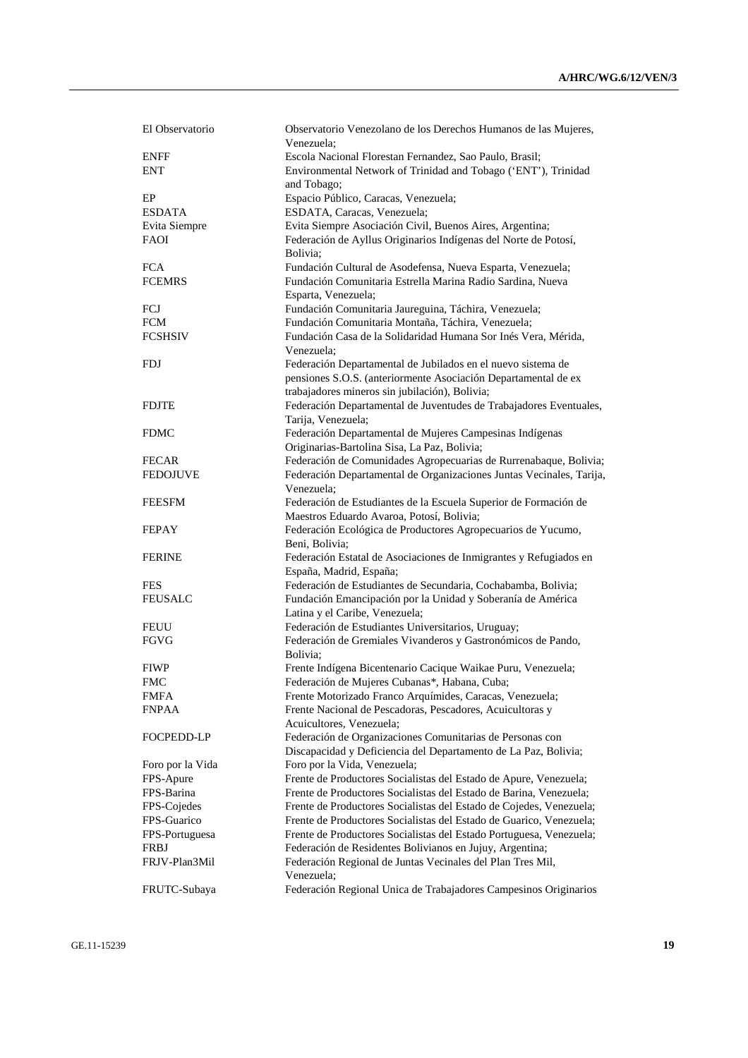| | |
|---|---|
| El Observatorio | Observatorio Venezolano de los Derechos Humanos de las Mujeres, Venezuela; |
| ENFF | Escola Nacional Florestan Fernandez, Sao Paulo, Brasil; |
| ENT | Environmental Network of Trinidad and Tobago ('ENT'), Trinidad and Tobago; |
| EP | Espacio Público, Caracas, Venezuela; |
| ESDATA | ESDATA, Caracas, Venezuela; |
| Evita Siempre | Evita Siempre Asociación Civil, Buenos Aires, Argentina; |
| FAOI | Federación de Ayllus Originarios Indígenas del Norte de Potosí, Bolivia; |
| FCA | Fundación Cultural de Asodefensa, Nueva Esparta, Venezuela; |
| FCEMRS | Fundación Comunitaria Estrella Marina Radio Sardina, Nueva Esparta, Venezuela; |
| FCJ | Fundación Comunitaria Jaureguina, Táchira, Venezuela; |
| FCM | Fundación Comunitaria Montaña, Táchira, Venezuela; |
| FCSHSIV | Fundación Casa de la Solidaridad Humana Sor Inés Vera, Mérida, Venezuela; |
| FDJ | Federación Departamental de Jubilados en el nuevo sistema de pensiones S.O.S. (anteriormente Asociación Departamental de ex trabajadores mineros sin jubilación), Bolivia; |
| FDJTE | Federación Departamental de Juventudes de Trabajadores Eventuales, Tarija, Venezuela; |
| FDMC | Federación Departamental de Mujeres Campesinas Indígenas Originarias-Bartolina Sisa, La Paz, Bolivia; |
| FECAR | Federación de Comunidades Agropecuarias de Rurrenabaque, Bolivia; |
| FEDOJUVE | Federación Departamental de Organizaciones Juntas Vecinales, Tarija, Venezuela; |
| FEESFM | Federación de Estudiantes de la Escuela Superior de Formación de Maestros Eduardo Avaroa, Potosí, Bolivia; |
| FEPAY | Federación Ecológica de Productores Agropecuarios de Yucumo, Beni, Bolivia; |
| FERINE | Federación Estatal de Asociaciones de Inmigrantes y Refugiados en España, Madrid, España; |
| FES | Federación de Estudiantes de Secundaria, Cochabamba, Bolivia; |
| FEUSALC | Fundación Emancipación por la Unidad y Soberanía de América Latina y el Caribe, Venezuela; |
| FEUU | Federación de Estudiantes Universitarios, Uruguay; |
| FGVG | Federación de Gremiales Vivanderos y Gastronómicos de Pando, Bolivia; |
| FIWP | Frente Indígena Bicentenario Cacique Waikae Puru, Venezuela; |
| FMC | Federación de Mujeres Cubanas*, Habana, Cuba; |
| FMFA | Frente Motorizado Franco Arquímides, Caracas, Venezuela; |
| FNPAA | Frente Nacional de Pescadoras, Pescadores, Acuicultoras y Acuicultores, Venezuela; |
| FOCPEDD-LP | Federación de Organizaciones Comunitarias de Personas con Discapacidad y Deficiencia del Departamento de La Paz, Bolivia; |
| Foro por la Vida | Foro por la Vida, Venezuela; |
| FPS-Apure | Frente de Productores Socialistas del Estado de Apure, Venezuela; |
| FPS-Barina | Frente de Productores Socialistas del Estado de Barina, Venezuela; |
| FPS-Cojedes | Frente de Productores Socialistas del Estado de Cojedes, Venezuela; |
| FPS-Guarico | Frente de Productores Socialistas del Estado de Guarico, Venezuela; |
| FPS-Portuguesa | Frente de Productores Socialistas del Estado Portuguesa, Venezuela; |
| FRBJ | Federación de Residentes Bolivianos en Jujuy, Argentina; |
| FRJV-Plan3Mil | Federación Regional de Juntas Vecinales del Plan Tres Mil, Venezuela; |
| FRUTC-Subaya | Federación Regional Unica de Trabajadores Campesinos Originarios |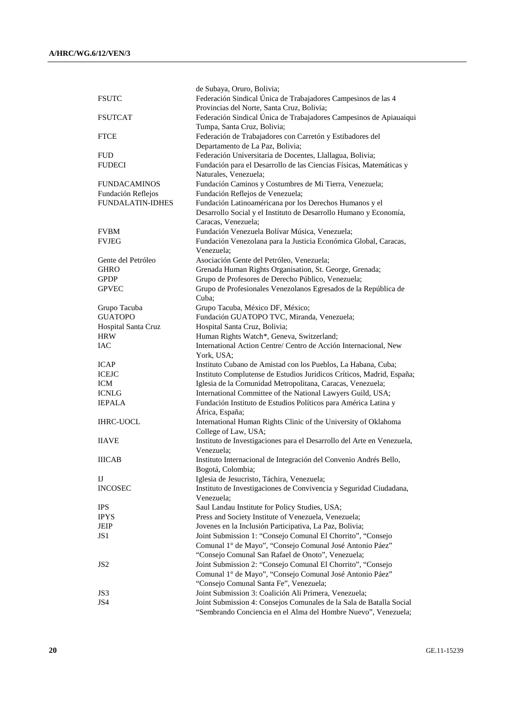| | |
|---|---|
| | de Subaya, Oruro, Bolivia; |
| FSUTC | Federación Sindical Única de Trabajadores Campesinos de las 4 Provincias del Norte, Santa Cruz, Bolivia; |
| FSUTCAT | Federación Sindical Única de Trabajadores Campesinos de Apiauaiqui Tumpa, Santa Cruz, Bolivia; |
| FTCE | Federación de Trabajadores con Carretón y Estibadores del Departamento de La Paz, Bolivia; |
| FUD | Federación Universitaria de Docentes, Llallagua, Bolivia; |
| FUDECI | Fundación para el Desarrollo de las Ciencias Físicas, Matemáticas y Naturales, Venezuela; |
| FUNDACAMINOS | Fundación Caminos y Costumbres de Mi Tierra, Venezuela; |
| Fundación Reflejos | Fundación Reflejos de Venezuela; |
| FUNDALATIN-IDHES | Fundación Latinoaméricana por los Derechos Humanos y el Desarrollo Social y el Instituto de Desarrollo Humano y Economía, Caracas, Venezuela; |
| FVBM | Fundación Venezuela Bolívar Música, Venezuela; |
| FVJEG | Fundación Venezolana para la Justicia Económica Global, Caracas, Venezuela; |
| Gente del Petróleo | Asociación Gente del Petróleo, Venezuela; |
| GHRO | Grenada Human Rights Organisation, St. George, Grenada; |
| GPDP | Grupo de Profesores de Derecho Público, Venezuela; |
| GPVEC | Grupo de Profesionales Venezolanos Egresados de la República de Cuba; |
| Grupo Tacuba | Grupo Tacuba, México DF, México; |
| GUATOPO | Fundación GUATOPO TVC, Miranda, Venezuela; |
| Hospital Santa Cruz | Hospital Santa Cruz, Bolivia; |
| HRW | Human Rights Watch*, Geneva, Switzerland; |
| IAC | International Action Centre/ Centro de Acción Internacional, New York, USA; |
| ICAP | Instituto Cubano de Amistad con los Pueblos, La Habana, Cuba; |
| ICEJC | Instituto Complutense de Estudios Juridicos Críticos, Madrid, España; |
| ICM | Iglesia de la Comunidad Metropolitana, Caracas, Venezuela; |
| ICNLG | International Committee of the National Lawyers Guild, USA; |
| IEPALA | Fundación Instituto de Estudios Políticos para América Latina y África, España; |
| IHRC-UOCL | International Human Rights Clinic of the University of Oklahoma College of Law, USA; |
| IIAVE | Instituto de Investigaciones para el Desarrollo del Arte en Venezuela, Venezuela; |
| IIICAB | Instituto Internacional de Integración del Convenio Andrés Bello, Bogotá, Colombia; |
| IJ | Iglesia de Jesucristo, Táchira, Venezuela; |
| INCOSEC | Instituto de Investigaciones de Convivencia y Seguridad Ciudadana, Venezuela; |
| IPS | Saul Landau Institute for Policy Studies, USA; |
| IPYS | Press and Society Institute of Venezuela, Venezuela; |
| JEIP | Jovenes en la Inclusión Participativa, La Paz, Bolivia; |
| JS1 | Joint Submission 1: "Consejo Comunal El Chorrito", "Consejo Comunal 1° de Mayo", "Consejo Comunal José Antonio Páez" "Consejo Comunal San Rafael de Onoto", Venezuela; |
| JS2 | Joint Submission 2: "Consejo Comunal El Chorrito", "Consejo Comunal 1° de Mayo", "Consejo Comunal José Antonio Páez" "Consejo Comunal Santa Fe", Venezuela; |
| JS3 | Joint Submission 3: Coalición Ali Primera, Venezuela; |
| JS4 | Joint Submission 4: Consejos Comunales de la Sala de Batalla Social "Sembrando Conciencia en el Alma del Hombre Nuevo", Venezuela; |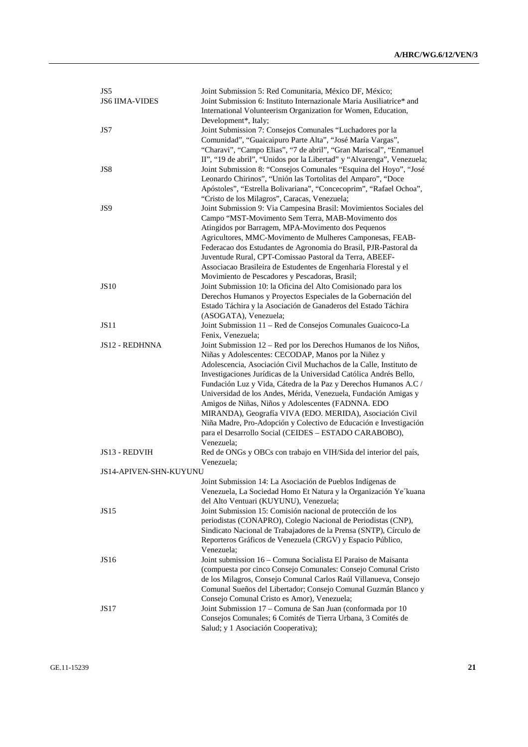| | |
|---|---|
| JS5 | Joint Submission 5: Red Comunitaria, México DF, México; |
| JS6 IIMA-VIDES | Joint Submission 6: Instituto Internazionale Maria Ausiliatrice* and International Volunteerism Organization for Women, Education, Development*, Italy; |
| JS7 | Joint Submission 7: Consejos Comunales “Luchadores por la Comunidad”, “Guaicaipuro Parte Alta”, “José María Vargas”, “Charavi”, “Campo Elias”, “7 de abril”, “Gran Mariscal”, “Enmanuel II”, “19 de abril”, “Unidos por la Libertad” y “Alvarenga”, Venezuela; |
| JS8 | Joint Submission 8: “Consejos Comunales “Esquina del Hoyo”, “José Leonardo Chirinos”, “Unión las Tortolitas del Amparo”, “Doce Apóstoles”, “Estrella Bolivariana”, “Concecoprim”, “Rafael Ochoa”, “Cristo de los Milagros”, Caracas, Venezuela; |
| JS9 | Joint Submission 9: Via Campesina Brasil: Movimientos Sociales del Campo “MST-Movimento Sem Terra, MAB-Movimento dos Atingidos por Barragem, MPA-Movimento dos Pequenos Agricultores, MMC-Movimento de Mulheres Camponesas, FEAB-Federacao dos Estudantes de Agronomia do Brasil, PJR-Pastoral da Juventude Rural, CPT-Comissao Pastoral da Terra, ABEEF-Associacao Brasileira de Estudentes de Engenharia Florestal y el Movimiento de Pescadores y Pescadoras, Brasil; |
| JS10 | Joint Submission 10: la Oficina del Alto Comisionado para los Derechos Humanos y Proyectos Especiales de la Gobernación del Estado Táchira y la Asociación de Ganaderos del Estado Táchira (ASOGATA), Venezuela; |
| JS11 | Joint Submission 11 – Red de Consejos Comunales Guaicoco-La Fenix, Venezuela; |
| JS12 - REDHNNA | Joint Submission 12 – Red por los Derechos Humanos de los Niños, Niñas y Adolescentes: CECODAP, Manos por la Niñez y Adolescencia, Asociación Civil Muchachos de la Calle, Instituto de Investigaciones Jurídicas de la Universidad Católica Andrés Bello, Fundación Luz y Vida, Cátedra de la Paz y Derechos Humanos A.C / Universidad de los Andes, Mérida, Venezuela, Fundación Amigas y Amigos de Niñas, Niños y Adolescentes (FADNNA. EDO MIRANDA), Geografía VIVA (EDO. MERIDA), Asociación Civil Niña Madre, Pro-Adopción y Colectivo de Educación e Investigación para el Desarrollo Social (CEIDES – ESTADO CARABOBO), Venezuela; |
| JS13 - REDVIH | Red de ONGs y OBCs con trabajo en VIH/Sida del interior del país, Venezuela; |
| JS14-APIVEN-SHN-KUYUNU | Joint Submission 14: La Asociación de Pueblos Indígenas de Venezuela, La Sociedad Homo Et Natura y la Organización Ye´kuana del Alto Ventuari (KUYUNU), Venezuela; |
| JS15 | Joint Submission 15: Comisión nacional de protección de los periodistas (CONAPRO), Colegio Nacional de Periodistas (CNP), Sindicato Nacional de Trabajadores de la Prensa (SNTP), Círculo de Reporteros Gráficos de Venezuela (CRGV) y Espacio Público, Venezuela; |
| JS16 | Joint submission 16 – Comuna Socialista El Paraiso de Maisanta (compuesta por cinco Consejo Comunales: Consejo Comunal Cristo de los Milagros, Consejo Comunal Carlos Raúl Villanueva, Consejo Comunal Sueños del Libertador; Consejo Comunal Guzmán Blanco y Consejo Comunal Cristo es Amor), Venezuela; |
| JS17 | Joint Submission 17 – Comuna de San Juan (conformada por 10 Consejos Comunales; 6 Comités de Tierra Urbana, 3 Comités de Salud; y 1 Asociación Cooperativa); |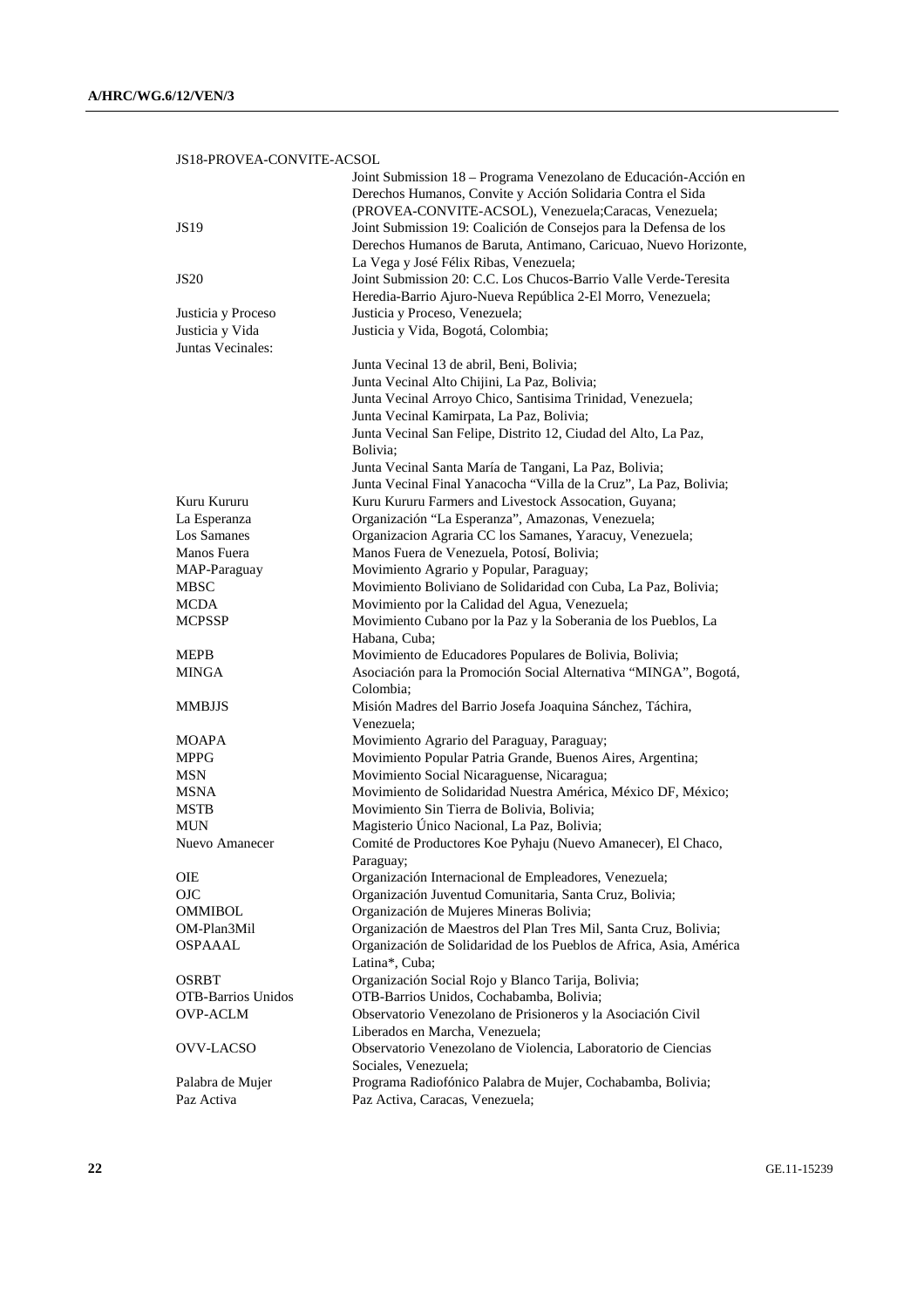| | |
|---|---|
| JS18-PROVEA-CONVITE-ACSOL | Joint Submission 18 – Programa Venezolano de Educación-Acción en Derechos Humanos, Convite y Acción Solidaria Contra el Sida (PROVEA-CONVITE-ACSOL), Venezuela;Caracas, Venezuela; |
| JS19 | Joint Submission 19: Coalición de Consejos para la Defensa de los Derechos Humanos de Baruta, Antimano, Caricuao, Nuevo Horizonte, La Vega y José Félix Ribas, Venezuela; |
| JS20 | Joint Submission 20: C.C. Los Chucos-Barrio Valle Verde-Teresita Heredia-Barrio Ajuro-Nueva República 2-El Morro, Venezuela; |
| Justicia y Proceso | Justicia y Proceso, Venezuela; |
| Justicia y Vida | Justicia y Vida, Bogotá, Colombia; |
| Juntas Vecinales: | |
| | Junta Vecinal 13 de abril, Beni, Bolivia; |
| | Junta Vecinal Alto Chijini, La Paz, Bolivia; |
| | Junta Vecinal Arroyo Chico, Santisima Trinidad, Venezuela; |
| | Junta Vecinal Kamirpata, La Paz, Bolivia; |
| | Junta Vecinal San Felipe, Distrito 12, Ciudad del Alto, La Paz, Bolivia; |
| | Junta Vecinal Santa María de Tangani, La Paz, Bolivia; |
| | Junta Vecinal Final Yanacocha "Villa de la Cruz", La Paz, Bolivia; |
| Kuru Kururu | Kuru Kururu Farmers and Livestock Assocation, Guyana; |
| La Esperanza | Organización "La Esperanza", Amazonas, Venezuela; |
| Los Samanes | Organizacion Agraria CC los Samanes, Yaracuy, Venezuela; |
| Manos Fuera | Manos Fuera de Venezuela, Potosí, Bolivia; |
| MAP-Paraguay | Movimiento Agrario y Popular, Paraguay; |
| MBSC | Movimiento Boliviano de Solidaridad con Cuba, La Paz, Bolivia; |
| MCDA | Movimiento por la Calidad del Agua, Venezuela; |
| MCPSSP | Movimiento Cubano por la Paz y la Soberania de los Pueblos, La Habana, Cuba; |
| MEPB | Movimiento de Educadores Populares de Bolivia, Bolivia; |
| MINGA | Asociación para la Promoción Social Alternativa "MINGA", Bogotá, Colombia; |
| MMBJJS | Misión Madres del Barrio Josefa Joaquina Sánchez, Táchira, Venezuela; |
| MOAPA | Movimiento Agrario del Paraguay, Paraguay; |
| MPPG | Movimiento Popular Patria Grande, Buenos Aires, Argentina; |
| MSN | Movimiento Social Nicaraguense, Nicaragua; |
| MSNA | Movimiento de Solidaridad Nuestra América, México DF, México; |
| MSTB | Movimiento Sin Tierra de Bolivia, Bolivia; |
| MUN | Magisterio Único Nacional, La Paz, Bolivia; |
| Nuevo Amanecer | Comité de Productores Koe Pyhaju (Nuevo Amanecer), El Chaco, Paraguay; |
| OIE | Organización Internacional de Empleadores, Venezuela; |
| OJC | Organización Juventud Comunitaria, Santa Cruz, Bolivia; |
| OMMIBOL | Organización de Mujeres Mineras Bolivia; |
| OM-Plan3Mil | Organización de Maestros del Plan Tres Mil, Santa Cruz, Bolivia; |
| OSPAAAL | Organización de Solidaridad de los Pueblos de Africa, Asia, América Latina*, Cuba; |
| OSRBT | Organización Social Rojo y Blanco Tarija, Bolivia; |
| OTB-Barrios Unidos | OTB-Barrios Unidos, Cochabamba, Bolivia; |
| OVP-ACLM | Observatorio Venezolano de Prisioneros y la Asociación Civil Liberados en Marcha, Venezuela; |
| OVV-LACSO | Observatorio Venezolano de Violencia, Laboratorio de Ciencias Sociales, Venezuela; |
| Palabra de Mujer | Programa Radiofónico Palabra de Mujer, Cochabamba, Bolivia; |
| Paz Activa | Paz Activa, Caracas, Venezuela; |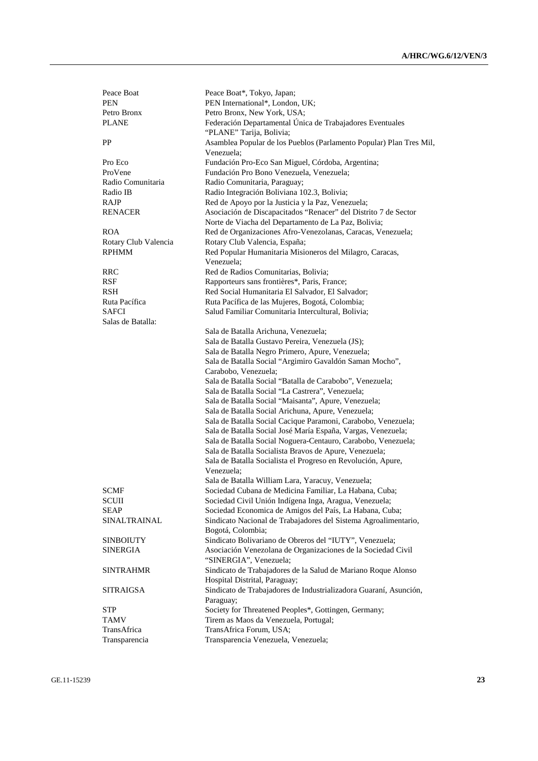| | |
|---|---|
| Peace Boat | Peace Boat*, Tokyo, Japan; |
| PEN | PEN International*, London, UK; |
| Petro Bronx | Petro Bronx, New York, USA; |
| PLANE | Federación Departamental Única de Trabajadores Eventuales “PLANE” Tarija, Bolivia; |
| PP | Asamblea Popular de los Pueblos (Parlamento Popular) Plan Tres Mil, Venezuela; |
| Pro Eco | Fundación Pro-Eco San Miguel, Córdoba, Argentina; |
| ProVene | Fundación Pro Bono Venezuela, Venezuela; |
| Radio Comunitaria | Radio Comunitaria, Paraguay; |
| Radio IB | Radio Integración Boliviana 102.3, Bolivia; |
| RAJP | Red de Apoyo por la Justicia y la Paz, Venezuela; |
| RENACER | Asociación de Discapacitados “Renacer” del Distrito 7 de Sector Norte de Viacha del Departamento de La Paz, Bolivia; |
| ROA | Red de Organizaciones Afro-Venezolanas, Caracas, Venezuela; |
| Rotary Club Valencia | Rotary Club Valencia, España; |
| RPHMM | Red Popular Humanitaria Misioneros del Milagro, Caracas, Venezuela; |
| RRC | Red de Radios Comunitarias, Bolivia; |
| RSF | Rapporteurs sans frontières*, Paris, France; |
| RSH | Red Social Humanitaria El Salvador, El Salvador; |
| Ruta Pacífica | Ruta Pacífica de las Mujeres, Bogotá, Colombia; |
| SAFCI | Salud Familiar Comunitaria Intercultural, Bolivia; |
| Salas de Batalla: | |
| | Sala de Batalla Arichuna, Venezuela; |
| | Sala de Batalla Gustavo Pereira, Venezuela (JS); |
| | Sala de Batalla Negro Primero, Apure, Venezuela; |
| | Sala de Batalla Social “Argimiro Gavaldón Saman Mocho”, Carabobo, Venezuela; |
| | Sala de Batalla Social “Batalla de Carabobo”, Venezuela; |
| | Sala de Batalla Social “La Castrera”, Venezuela; |
| | Sala de Batalla Social “Maisanta”, Apure, Venezuela; |
| | Sala de Batalla Social Arichuna, Apure, Venezuela; |
| | Sala de Batalla Social Cacique Paramoni, Carabobo, Venezuela; |
| | Sala de Batalla Social José María España, Vargas, Venezuela; |
| | Sala de Batalla Social Noguera-Centauro, Carabobo, Venezuela; |
| | Sala de Batalla Socialista Bravos de Apure, Venezuela; |
| | Sala de Batalla Socialista el Progreso en Revolución, Apure, Venezuela; |
| | Sala de Batalla William Lara, Yaracuy, Venezuela; |
| SCMF | Sociedad Cubana de Medicina Familiar, La Habana, Cuba; |
| SCUII | Sociedad Civil Unión Indígena Inga, Aragua, Venezuela; |
| SEAP | Sociedad Economica de Amigos del País, La Habana, Cuba; |
| SINALTRAINAL | Sindicato Nacional de Trabajadores del Sistema Agroalimentario, Bogotá, Colombia; |
| SINBOIUTY | Sindicato Bolivariano de Obreros del “IUTY”, Venezuela; |
| SINERGIA | Asociación Venezolana de Organizaciones de la Sociedad Civil “SINERGIA”, Venezuela; |
| SINTRAHMR | Sindicato de Trabajadores de la Salud de Mariano Roque Alonso Hospital Distrital, Paraguay; |
| SITRAIGSA | Sindicato de Trabajadores de Industrializadora Guaraní, Asunción, Paraguay; |
| STP | Society for Threatened Peoples*, Gottingen, Germany; |
| TAMV | Tirem as Maos da Venezuela, Portugal; |
| TransAfrica | TransAfrica Forum, USA; |
| Transparencia | Transparencia Venezuela, Venezuela; |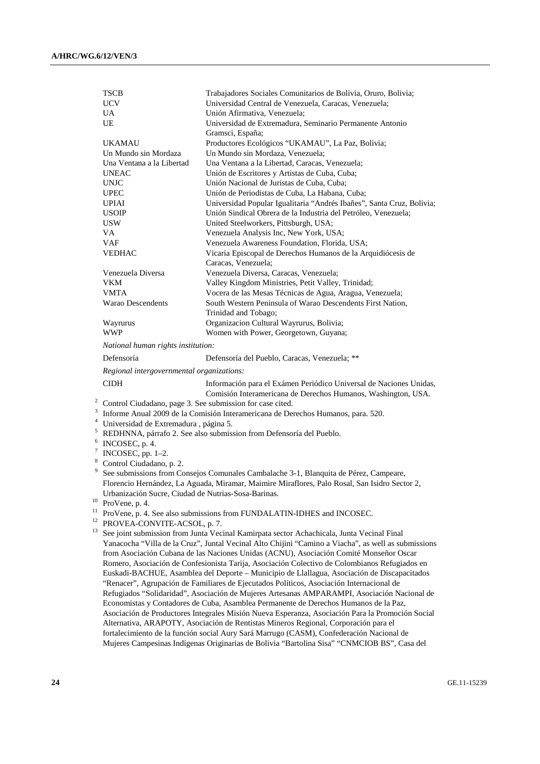| | |
|---|---|
| TSCB | Trabajadores Sociales Comunitarios de Bolivia, Oruro, Bolivia; |
| UCV | Universidad Central de Venezuela, Caracas, Venezuela; |
| UA | Unión Afirmativa, Venezuela; |
| UE | Universidad de Extremadura, Seminario Permanente Antonio Gramsci, España; |
| UKAMAU | Productores Ecológicos "UKAMAU", La Paz, Bolivia; |
| Un Mundo sin Mordaza | Un Mundo sin Mordaza, Venezuela; |
| Una Ventana a la Libertad | Una Ventana a la Libertad, Caracas, Venezuela; |
| UNEAC | Unión de Escritores y Artistas de Cuba, Cuba; |
| UNJC | Unión Nacional de Juristas de Cuba, Cuba; |
| UPEC | Unión de Periodistas de Cuba, La Habana, Cuba; |
| UPIAI | Universidad Popular Igualitaria "Andrés Ibañes", Santa Cruz, Bolivia; |
| USOIP | Unión Sindical Obrera de la Industria del Petróleo, Venezuela; |
| USW | United Steelworkers, Pittsburgh, USA; |
| VA | Venezuela Analysis Inc, New York, USA; |
| VAF | Venezuela Awareness Foundation, Florida, USA; |
| VEDHAC | Vicaria Episcopal de Derechos Humanos de la Arquidiócesis de Caracas, Venezuela; |
| Venezuela Diversa | Venezuela Diversa, Caracas, Venezuela; |
| VKM | Valley Kingdom Ministries, Petit Valley, Trinidad; |
| VMTA | Vocera de las Mesas Técnicas de Agua, Aragua, Venezuela; |
| Warao Descendents | South Western Peninsula of Warao Descendents First Nation, Trinidad and Tobago; |
| Wayrurus | Organizacion Cultural Wayrurus, Bolivia; |
| WWP | Women with Power, Georgetown, Guyana; |

*National human rights institution:*

| | |
|---|---|
| Defensoría | Defensoría del Pueblo, Caracas, Venezuela; ** |

*Regional intergovernmental organizations:*

| | |
|---|---|
| CIDH | Información para el Exámen Periódico Universal de Naciones Unidas, Comisión Interamericana de Derechos Humanos, Washington, USA. |

[2] Control Ciudadano, page 3. See submission for case cited.

[3] Informe Anual 2009 de la Comisión Interamericana de Derechos Humanos, para. 520.

[4] Universidad de Extremadura , página 5.

[5] REDHNNA, párrafo 2. See also submission from Defensoría del Pueblo.

[6] INCOSEC, p. 4.

[7] INCOSEC, pp. 1–2.

[8] Control Ciudadano, p. 2.

[9] See submissions from Consejos Comunales Cambalache 3-1, Blanquita de Pérez, Campeare, Florencio Hernández, La Aguada, Miramar, Maimire Miraflores, Palo Rosal, San Isidro Sector 2, Urbanización Sucre, Ciudad de Nutrias-Sosa-Barinas.

[10] ProVene, p. 4.

[11] ProVene, p. 4. See also submissions from FUNDALATIN-IDHES and INCOSEC.

[12] PROVEA-CONVITE-ACSOL, p. 7.

[13] See joint submission from Junta Vecinal Kamirpata sector Achachicala, Junta Vecinal Final Yanacocha "Villa de la Cruz", Juntal Vecinal Alto Chijini "Camino a Viacha", as well as submissions from Asociación Cubana de las Naciones Unidas (ACNU), Asociación Comité Monseñor Oscar Romero, Asociación de Confesionista Tarija, Asociación Colectivo de Colombianos Refugiados en Euskadi-BACHUE, Asamblea del Deporte – Municipio de Llallagua, Asociación de Discapacitados "Renacer", Agrupación de Familiares de Ejecutados Políticos, Asociación Internacional de Refugiados "Solidaridad", Asociación de Mujeres Artesanas AMPARAMPI, Asociación Nacional de Economistas y Contadores de Cuba, Asamblea Permanente de Derechos Humanos de la Paz, Asociación de Productores Integrales Misión Nueva Esperanza, Asociación Para la Promoción Social Alternativa, ARAPOTY, Asociación de Rentistas Mineros Regional, Corporación para el fortalecimiento de la función social Aury Sará Marrugo (CASM), Confederación Nacional de Mujeres Campesinas Indígenas Originarias de Bolivia "Bartolina Sisa" "CNMCIOB BS", Casa del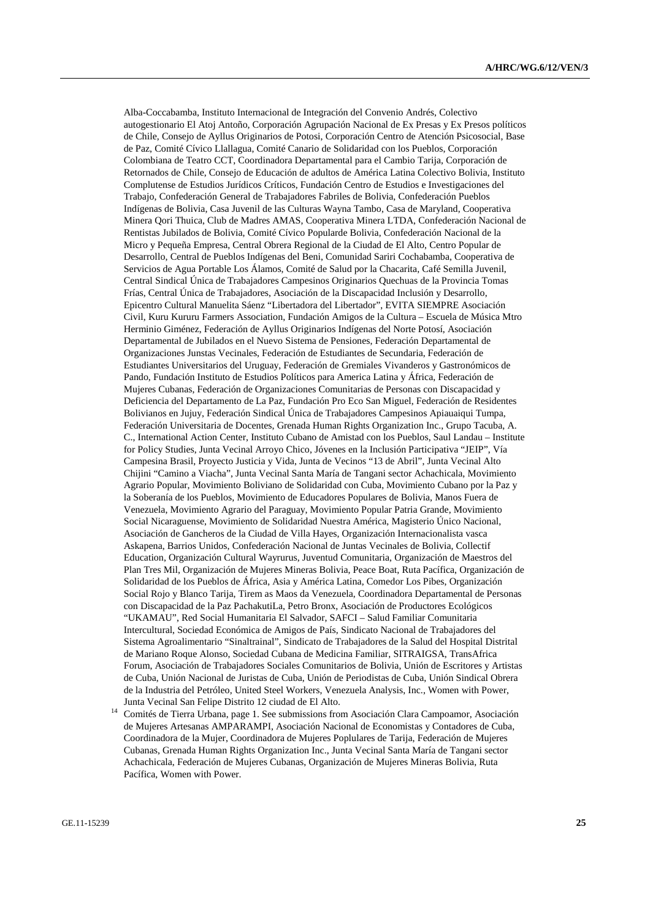Alba-Coccabamba, Instituto Internacional de Integración del Convenio Andrés, Colectivo autogestionario El Atoj Antoño, Corporación Agrupación Nacional de Ex Presas y Ex Presos políticos de Chile, Consejo de Ayllus Originarios de Potosi, Corporación Centro de Atención Psicosocial, Base de Paz, Comité Cívico Llallagua, Comité Canario de Solidaridad con los Pueblos, Corporación Colombiana de Teatro CCT, Coordinadora Departamental para el Cambio Tarija, Corporación de Retornados de Chile, Consejo de Educación de adultos de América Latina Colectivo Bolivia, Instituto Complutense de Estudios Jurídicos Críticos, Fundación Centro de Estudios e Investigaciones del Trabajo, Confederación General de Trabajadores Fabriles de Bolivia, Confederación Pueblos Indígenas de Bolivia, Casa Juvenil de las Culturas Wayna Tambo, Casa de Maryland, Cooperativa Minera Qori Thuica, Club de Madres AMAS, Cooperativa Minera LTDA, Confederación Nacional de Rentistas Jubilados de Bolivia, Comité Cívico Popularde Bolivia, Confederación Nacional de la Micro y Pequeña Empresa, Central Obrera Regional de la Ciudad de El Alto, Centro Popular de Desarrollo, Central de Pueblos Indígenas del Beni, Comunidad Sariri Cochabamba, Cooperativa de Servicios de Agua Portable Los Álamos, Comité de Salud por la Chacarita, Café Semilla Juvenil, Central Sindical Única de Trabajadores Campesinos Originarios Quechuas de la Provincia Tomas Frías, Central Única de Trabajadores, Asociación de la Discapacidad Inclusión y Desarrollo, Epicentro Cultural Manuelita Sáenz "Libertadora del Libertador", EVITA SIEMPRE Asociación Civil, Kuru Kururu Farmers Association, Fundación Amigos de la Cultura – Escuela de Música Mtro Herminio Giménez, Federación de Ayllus Originarios Indígenas del Norte Potosí, Asociación Departamental de Jubilados en el Nuevo Sistema de Pensiones, Federación Departamental de Organizaciones Junstas Vecinales, Federación de Estudiantes de Secundaria, Federación de Estudiantes Universitarios del Uruguay, Federación de Gremiales Vivanderos y Gastronómicos de Pando, Fundación Instituto de Estudios Políticos para America Latina y África, Federación de Mujeres Cubanas, Federación de Organizaciones Comunitarias de Personas con Discapacidad y Deficiencia del Departamento de La Paz, Fundación Pro Eco San Miguel, Federación de Residentes Bolivianos en Jujuy, Federación Sindical Única de Trabajadores Campesinos Apiauaiqui Tumpa, Federación Universitaria de Docentes, Grenada Human Rights Organization Inc., Grupo Tacuba, A. C., International Action Center, Instituto Cubano de Amistad con los Pueblos, Saul Landau – Institute for Policy Studies, Junta Vecinal Arroyo Chico, Jóvenes en la Inclusión Participativa "JEIP", Vía Campesina Brasil, Proyecto Justicia y Vida, Junta de Vecinos "13 de Abril", Junta Vecinal Alto Chijini "Camino a Viacha", Junta Vecinal Santa María de Tangani sector Achachicala, Movimiento Agrario Popular, Movimiento Boliviano de Solidaridad con Cuba, Movimiento Cubano por la Paz y la Soberanía de los Pueblos, Movimiento de Educadores Populares de Bolivia, Manos Fuera de Venezuela, Movimiento Agrario del Paraguay, Movimiento Popular Patria Grande, Movimiento Social Nicaraguense, Movimiento de Solidaridad Nuestra América, Magisterio Único Nacional, Asociación de Gancheros de la Ciudad de Villa Hayes, Organización Internacionalista vasca Askapena, Barrios Unidos, Confederación Nacional de Juntas Vecinales de Bolivia, Collectif Education, Organización Cultural Wayrurus, Juventud Comunitaria, Organización de Maestros del Plan Tres Mil, Organización de Mujeres Mineras Bolivia, Peace Boat, Ruta Pacífica, Organización de Solidaridad de los Pueblos de África, Asia y América Latina, Comedor Los Pibes, Organización Social Rojo y Blanco Tarija, Tirem as Maos da Venezuela, Coordinadora Departamental de Personas con Discapacidad de la Paz PachakutiLa, Petro Bronx, Asociación de Productores Ecológicos "UKAMAU", Red Social Humanitaria El Salvador, SAFCI – Salud Familiar Comunitaria Intercultural, Sociedad Económica de Amigos de País, Sindicato Nacional de Trabajadores del Sistema Agroalimentario "Sinaltrainal", Sindicato de Trabajadores de la Salud del Hospital Distrital de Mariano Roque Alonso, Sociedad Cubana de Medicina Familiar, SITRAIGSA, TransAfrica Forum, Asociación de Trabajadores Sociales Comunitarios de Bolivia, Unión de Escritores y Artistas de Cuba, Unión Nacional de Juristas de Cuba, Unión de Periodistas de Cuba, Unión Sindical Obrera de la Industria del Petróleo, United Steel Workers, Venezuela Analysis, Inc., Women with Power, Junta Vecinal San Felipe Distrito 12 ciudad de El Alto.

[14] Comités de Tierra Urbana, page 1. See submissions from Asociación Clara Campoamor, Asociación de Mujeres Artesanas AMPARAMPI, Asociación Nacional de Economistas y Contadores de Cuba, Coordinadora de la Mujer, Coordinadora de Mujeres Poplulares de Tarija, Federación de Mujeres Cubanas, Grenada Human Rights Organization Inc., Junta Vecinal Santa María de Tangani sector Achachicala, Federación de Mujeres Cubanas, Organización de Mujeres Mineras Bolivia, Ruta Pacífica, Women with Power.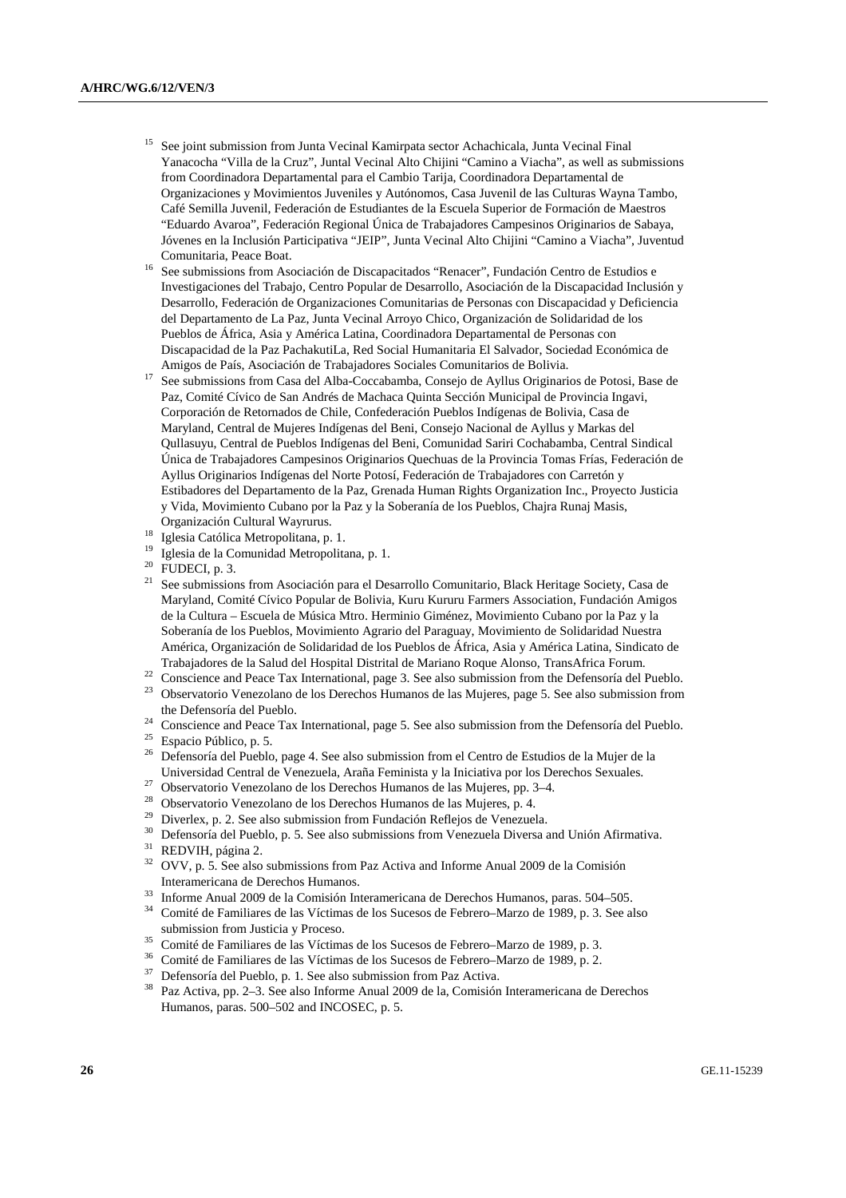[15] See joint submission from Junta Vecinal Kamirpata sector Achachicala, Junta Vecinal Final Yanacocha "Villa de la Cruz", Juntal Vecinal Alto Chijini "Camino a Viacha", as well as submissions from Coordinadora Departamental para el Cambio Tarija, Coordinadora Departamental de Organizaciones y Movimientos Juveniles y Autónomos, Casa Juvenil de las Culturas Wayna Tambo, Café Semilla Juvenil, Federación de Estudiantes de la Escuela Superior de Formación de Maestros "Eduardo Avaroa", Federación Regional Única de Trabajadores Campesinos Originarios de Sabaya, Jóvenes en la Inclusión Participativa "JEIP", Junta Vecinal Alto Chijini "Camino a Viacha", Juventud Comunitaria, Peace Boat.

[16] See submissions from Asociación de Discapacitados "Renacer", Fundación Centro de Estudios e Investigaciones del Trabajo, Centro Popular de Desarrollo, Asociación de la Discapacidad Inclusión y Desarrollo, Federación de Organizaciones Comunitarias de Personas con Discapacidad y Deficiencia del Departamento de La Paz, Junta Vecinal Arroyo Chico, Organización de Solidaridad de los Pueblos de África, Asia y América Latina, Coordinadora Departamental de Personas con Discapacidad de la Paz PachakutiLa, Red Social Humanitaria El Salvador, Sociedad Económica de Amigos de País, Asociación de Trabajadores Sociales Comunitarios de Bolivia.

[17] See submissions from Casa del Alba-Coccabamba, Consejo de Ayllus Originarios de Potosi, Base de Paz, Comité Cívico de San Andrés de Machaca Quinta Sección Municipal de Provincia Ingavi, Corporación de Retornados de Chile, Confederación Pueblos Indígenas de Bolivia, Casa de Maryland, Central de Mujeres Indígenas del Beni, Consejo Nacional de Ayllus y Markas del Qullasuyu, Central de Pueblos Indígenas del Beni, Comunidad Sariri Cochabamba, Central Sindical Única de Trabajadores Campesinos Originarios Quechuas de la Provincia Tomas Frías, Federación de Ayllus Originarios Indígenas del Norte Potosí, Federación de Trabajadores con Carretón y Estibadores del Departamento de la Paz, Grenada Human Rights Organization Inc., Proyecto Justicia y Vida, Movimiento Cubano por la Paz y la Soberanía de los Pueblos, Chajra Runaj Masis, Organización Cultural Wayrurus.

[18] Iglesia Católica Metropolitana, p. 1.

[19] Iglesia de la Comunidad Metropolitana, p. 1.

[20] FUDECI, p. 3.

[21] See submissions from Asociación para el Desarrollo Comunitario, Black Heritage Society, Casa de Maryland, Comité Cívico Popular de Bolivia, Kuru Kururu Farmers Association, Fundación Amigos de la Cultura – Escuela de Música Mtro. Herminio Giménez, Movimiento Cubano por la Paz y la Soberanía de los Pueblos, Movimiento Agrario del Paraguay, Movimiento de Solidaridad Nuestra América, Organización de Solidaridad de los Pueblos de África, Asia y América Latina, Sindicato de Trabajadores de la Salud del Hospital Distrital de Mariano Roque Alonso, TransAfrica Forum.

[22] Conscience and Peace Tax International, page 3. See also submission from the Defensoría del Pueblo.

[23] Observatorio Venezolano de los Derechos Humanos de las Mujeres, page 5. See also submission from the Defensoría del Pueblo.

[24] Conscience and Peace Tax International, page 5. See also submission from the Defensoría del Pueblo.

[25] Espacio Público, p. 5.

[26] Defensoría del Pueblo, page 4. See also submission from el Centro de Estudios de la Mujer de la Universidad Central de Venezuela, Araña Feminista y la Iniciativa por los Derechos Sexuales.

[27] Observatorio Venezolano de los Derechos Humanos de las Mujeres, pp. 3–4.

[28] Observatorio Venezolano de los Derechos Humanos de las Mujeres, p. 4.

[29] Diverlex, p. 2. See also submission from Fundación Reflejos de Venezuela.

[30] Defensoría del Pueblo, p. 5. See also submissions from Venezuela Diversa and Unión Afirmativa.

[31] REDVIH, página 2.

[32] OVV, p. 5. See also submissions from Paz Activa and Informe Anual 2009 de la Comisión Interamericana de Derechos Humanos.

[33] Informe Anual 2009 de la Comisión Interamericana de Derechos Humanos, paras. 504–505.

[34] Comité de Familiares de las Víctimas de los Sucesos de Febrero–Marzo de 1989, p. 3. See also submission from Justicia y Proceso.

[35] Comité de Familiares de las Víctimas de los Sucesos de Febrero–Marzo de 1989, p. 3.

[36] Comité de Familiares de las Víctimas de los Sucesos de Febrero–Marzo de 1989, p. 2.

[37] Defensoría del Pueblo, p. 1. See also submission from Paz Activa.

[38] Paz Activa, pp. 2–3. See also Informe Anual 2009 de la, Comisión Interamericana de Derechos Humanos, paras. 500–502 and INCOSEC, p. 5.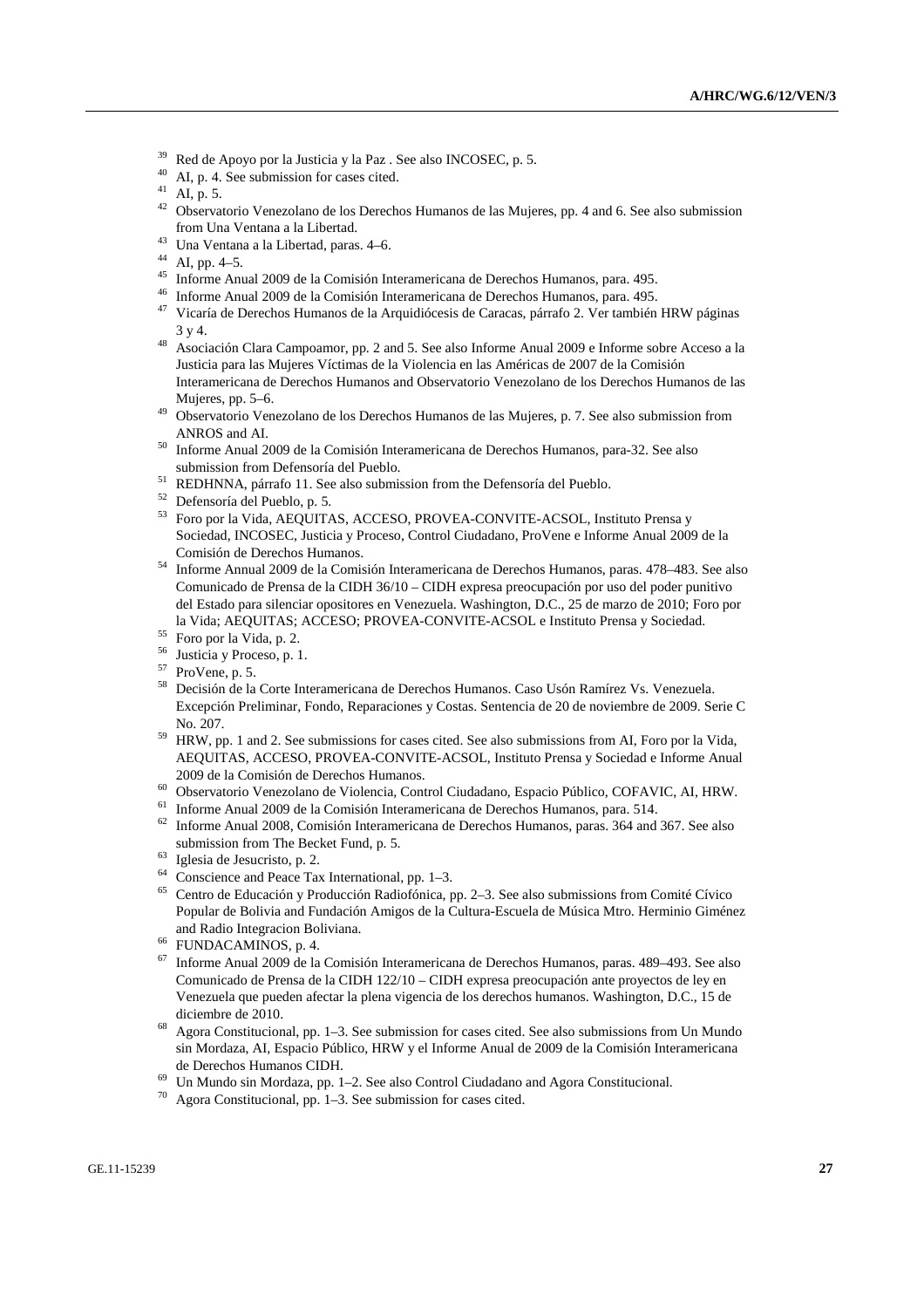[39] Red de Apoyo por la Justicia y la Paz . See also INCOSEC, p. 5.

[40] AI, p. 4. See submission for cases cited.

[41] AI, p. 5.

[42] Observatorio Venezolano de los Derechos Humanos de las Mujeres, pp. 4 and 6. See also submission from Una Ventana a la Libertad.

[43] Una Ventana a la Libertad, paras. 4–6.

[44] AI, pp. 4–5.

[45] Informe Anual 2009 de la Comisión Interamericana de Derechos Humanos, para. 495.

[46] Informe Anual 2009 de la Comisión Interamericana de Derechos Humanos, para. 495.

[47] Vicaría de Derechos Humanos de la Arquidiócesis de Caracas, párrafo 2. Ver también HRW páginas 3 y 4.

[48] Asociación Clara Campoamor, pp. 2 and 5. See also Informe Anual 2009 e Informe sobre Acceso a la Justicia para las Mujeres Víctimas de la Violencia en las Américas de 2007 de la Comisión Interamericana de Derechos Humanos and Observatorio Venezolano de los Derechos Humanos de las Mujeres, pp. 5–6.

[49] Observatorio Venezolano de los Derechos Humanos de las Mujeres, p. 7. See also submission from ANROS and AI.

[50] Informe Anual 2009 de la Comisión Interamericana de Derechos Humanos, para-32. See also submission from Defensoría del Pueblo.

[51] REDHNNA, párrafo 11. See also submission from the Defensoría del Pueblo.

[52] Defensoría del Pueblo, p. 5.

[53] Foro por la Vida, AEQUITAS, ACCESO, PROVEA-CONVITE-ACSOL, Instituto Prensa y Sociedad, INCOSEC, Justicia y Proceso, Control Ciudadano, ProVene e Informe Anual 2009 de la Comisión de Derechos Humanos.

[54] Informe Annual 2009 de la Comisión Interamericana de Derechos Humanos, paras. 478–483. See also Comunicado de Prensa de la CIDH 36/10 – CIDH expresa preocupación por uso del poder punitivo del Estado para silenciar opositores en Venezuela. Washington, D.C., 25 de marzo de 2010; Foro por la Vida; AEQUITAS; ACCESO; PROVEA-CONVITE-ACSOL e Instituto Prensa y Sociedad.

[55] Foro por la Vida, p. 2.

[56] Justicia y Proceso, p. 1.

[57] ProVene, p. 5.

[58] Decisión de la Corte Interamericana de Derechos Humanos. Caso Usón Ramírez Vs. Venezuela. Excepción Preliminar, Fondo, Reparaciones y Costas. Sentencia de 20 de noviembre de 2009. Serie C No. 207.

[59] HRW, pp. 1 and 2. See submissions for cases cited. See also submissions from AI, Foro por la Vida, AEQUITAS, ACCESO, PROVEA-CONVITE-ACSOL, Instituto Prensa y Sociedad e Informe Anual 2009 de la Comisión de Derechos Humanos.

[60] Observatorio Venezolano de Violencia, Control Ciudadano, Espacio Público, COFAVIC, AI, HRW.

[61] Informe Anual 2009 de la Comisión Interamericana de Derechos Humanos, para. 514.

[62] Informe Anual 2008, Comisión Interamericana de Derechos Humanos, paras. 364 and 367. See also submission from The Becket Fund, p. 5.

[63] Iglesia de Jesucristo, p. 2.

[64] Conscience and Peace Tax International, pp. 1–3.

[65] Centro de Educación y Producción Radiofónica, pp. 2–3. See also submissions from Comité Cívico Popular de Bolivia and Fundación Amigos de la Cultura-Escuela de Música Mtro. Herminio Giménez and Radio Integracion Boliviana.

[66] FUNDACAMINOS, p. 4.

[67] Informe Anual 2009 de la Comisión Interamericana de Derechos Humanos, paras. 489–493. See also Comunicado de Prensa de la CIDH 122/10 – CIDH expresa preocupación ante proyectos de ley en Venezuela que pueden afectar la plena vigencia de los derechos humanos. Washington, D.C., 15 de diciembre de 2010.

[68] Agora Constitucional, pp. 1–3. See submission for cases cited. See also submissions from Un Mundo sin Mordaza, AI, Espacio Público, HRW y el Informe Anual de 2009 de la Comisión Interamericana de Derechos Humanos CIDH.

[69] Un Mundo sin Mordaza, pp. 1–2. See also Control Ciudadano and Agora Constitucional.

[70] Agora Constitucional, pp. 1–3. See submission for cases cited.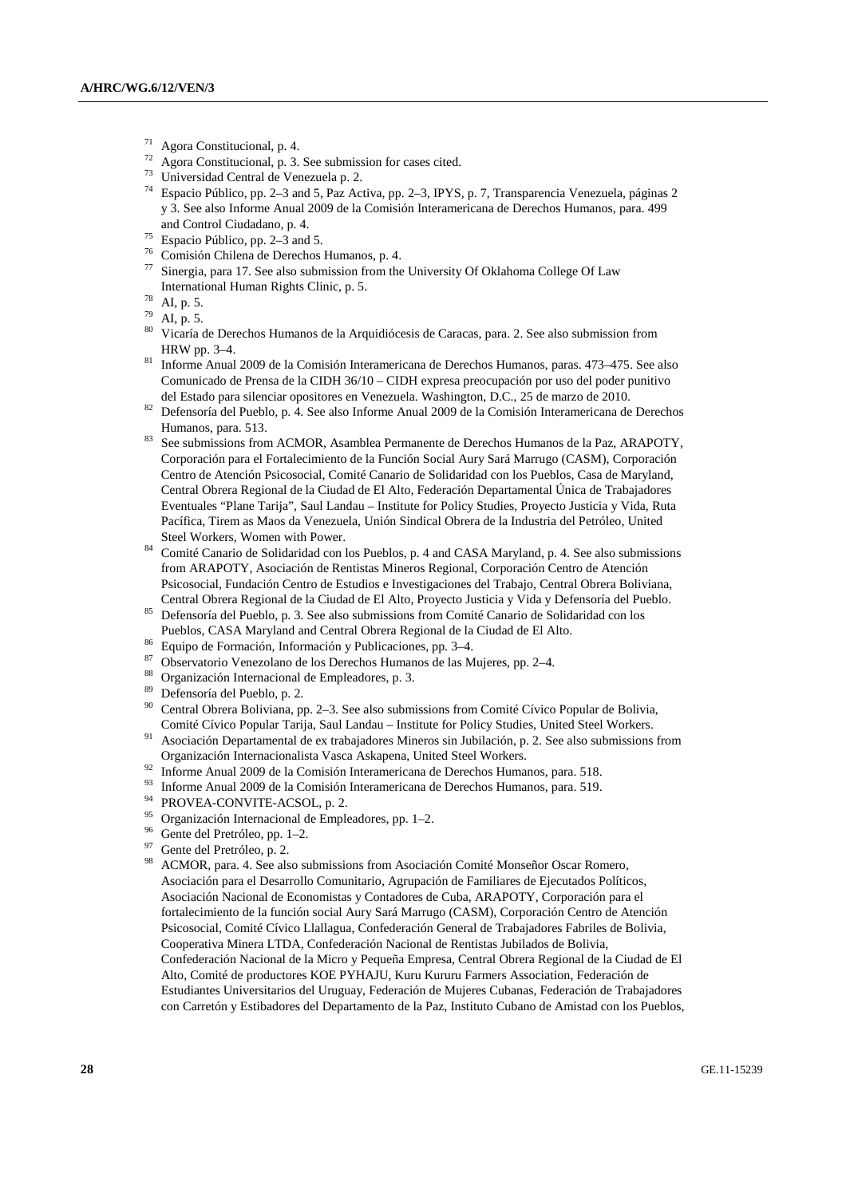[71] Agora Constitucional, p. 4.

[72] Agora Constitucional, p. 3. See submission for cases cited.

[73] Universidad Central de Venezuela p. 2.

[74] Espacio Público, pp. 2–3 and 5, Paz Activa, pp. 2–3, IPYS, p. 7, Transparencia Venezuela, páginas 2 y 3. See also Informe Anual 2009 de la Comisión Interamericana de Derechos Humanos, para. 499 and Control Ciudadano, p. 4.

[75] Espacio Público, pp. 2–3 and 5.

[76] Comisión Chilena de Derechos Humanos, p. 4.

[77] Sinergia, para 17. See also submission from the University Of Oklahoma College Of Law International Human Rights Clinic, p. 5.

[78] AI, p. 5.

[79] AI, p. 5.

[80] Vicaría de Derechos Humanos de la Arquidiócesis de Caracas, para. 2. See also submission from HRW pp. 3–4.

[81] Informe Anual 2009 de la Comisión Interamericana de Derechos Humanos, paras. 473–475. See also Comunicado de Prensa de la CIDH 36/10 – CIDH expresa preocupación por uso del poder punitivo del Estado para silenciar opositores en Venezuela. Washington, D.C., 25 de marzo de 2010.

[82] Defensoría del Pueblo, p. 4. See also Informe Anual 2009 de la Comisión Interamericana de Derechos Humanos, para. 513.

[83] See submissions from ACMOR, Asamblea Permanente de Derechos Humanos de la Paz, ARAPOTY, Corporación para el Fortalecimiento de la Función Social Aury Sará Marrugo (CASM), Corporación Centro de Atención Psicosocial, Comité Canario de Solidaridad con los Pueblos, Casa de Maryland, Central Obrera Regional de la Ciudad de El Alto, Federación Departamental Única de Trabajadores Eventuales "Plane Tarija", Saul Landau – Institute for Policy Studies, Proyecto Justicia y Vida, Ruta Pacífica, Tirem as Maos da Venezuela, Unión Sindical Obrera de la Industria del Petróleo, United Steel Workers, Women with Power.

[84] Comité Canario de Solidaridad con los Pueblos, p. 4 and CASA Maryland, p. 4. See also submissions from ARAPOTY, Asociación de Rentistas Mineros Regional, Corporación Centro de Atención Psicosocial, Fundación Centro de Estudios e Investigaciones del Trabajo, Central Obrera Boliviana, Central Obrera Regional de la Ciudad de El Alto, Proyecto Justicia y Vida y Defensoría del Pueblo.

[85] Defensoría del Pueblo, p. 3. See also submissions from Comité Canario de Solidaridad con los Pueblos, CASA Maryland and Central Obrera Regional de la Ciudad de El Alto.

[86] Equipo de Formación, Información y Publicaciones, pp. 3–4.

[87] Observatorio Venezolano de los Derechos Humanos de las Mujeres, pp. 2–4.

[88] Organización Internacional de Empleadores, p. 3.

[89] Defensoría del Pueblo, p. 2.

[90] Central Obrera Boliviana, pp. 2–3. See also submissions from Comité Cívico Popular de Bolivia, Comité Cívico Popular Tarija, Saul Landau – Institute for Policy Studies, United Steel Workers.

[91] Asociación Departamental de ex trabajadores Mineros sin Jubilación, p. 2. See also submissions from Organización Internacionalista Vasca Askapena, United Steel Workers.

[92] Informe Anual 2009 de la Comisión Interamericana de Derechos Humanos, para. 518.

[93] Informe Anual 2009 de la Comisión Interamericana de Derechos Humanos, para. 519.

[94] PROVEA-CONVITE-ACSOL, p. 2.

[95] Organización Internacional de Empleadores, pp. 1–2.

[96] Gente del Pretróleo, pp. 1–2.

[97] Gente del Pretróleo, p. 2.

[98] ACMOR, para. 4. See also submissions from Asociación Comité Monseñor Oscar Romero, Asociación para el Desarrollo Comunitario, Agrupación de Familiares de Ejecutados Políticos, Asociación Nacional de Economistas y Contadores de Cuba, ARAPOTY, Corporación para el fortalecimiento de la función social Aury Sará Marrugo (CASM), Corporación Centro de Atención Psicosocial, Comité Cívico Llallagua, Confederación General de Trabajadores Fabriles de Bolivia, Cooperativa Minera LTDA, Confederación Nacional de Rentistas Jubilados de Bolivia, Confederación Nacional de la Micro y Pequeña Empresa, Central Obrera Regional de la Ciudad de El Alto, Comité de productores KOE PYHAJU, Kuru Kururu Farmers Association, Federación de Estudiantes Universitarios del Uruguay, Federación de Mujeres Cubanas, Federación de Trabajadores con Carretón y Estibadores del Departamento de la Paz, Instituto Cubano de Amistad con los Pueblos,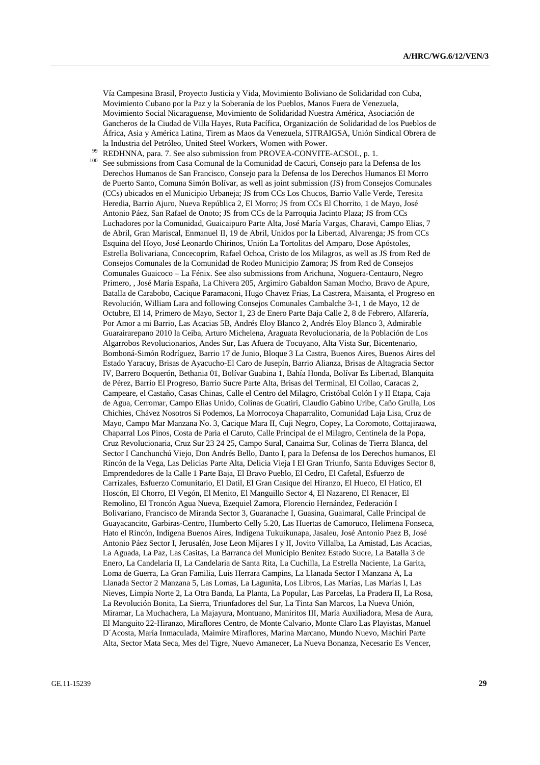Vía Campesina Brasil, Proyecto Justicia y Vida, Movimiento Boliviano de Solidaridad con Cuba, Movimiento Cubano por la Paz y la Soberanía de los Pueblos, Manos Fuera de Venezuela, Movimiento Social Nicaraguense, Movimiento de Solidaridad Nuestra América, Asociación de Gancheros de la Ciudad de Villa Hayes, Ruta Pacífica, Organización de Solidaridad de los Pueblos de África, Asia y América Latina, Tirem as Maos da Venezuela, SITRAIGSA, Unión Sindical Obrera de la Industria del Petróleo, United Steel Workers, Women with Power.

[99] REDHNNA, para. 7. See also submission from PROVEA-CONVITE-ACSOL, p. 1.

[100] See submissions from Casa Comunal de la Comunidad de Cacuri, Consejo para la Defensa de los Derechos Humanos de San Francisco, Consejo para la Defensa de los Derechos Humanos El Morro de Puerto Santo, Comuna Simón Bolívar, as well as joint submission (JS) from Consejos Comunales (CCs) ubicados en el Municipio Urbaneja; JS from CCs Los Chucos, Barrio Valle Verde, Teresita Heredia, Barrio Ajuro, Nueva República 2, El Morro; JS from CCs El Chorrito, 1 de Mayo, José Antonio Páez, San Rafael de Onoto; JS from CCs de la Parroquia Jacinto Plaza; JS from CCs Luchadores por la Comunidad, Guaicaipuro Parte Alta, José María Vargas, Charavi, Campo Elias, 7 de Abril, Gran Mariscal, Enmanuel II, 19 de Abril, Unidos por la Libertad, Alvarenga; JS from CCs Esquina del Hoyo, José Leonardo Chirinos, Unión La Tortolitas del Amparo, Dose Apóstoles, Estrella Bolivariana, Concecoprim, Rafael Ochoa, Cristo de los Milagros, as well as JS from Red de Consejos Comunales de la Comunidad de Rodeo Municipio Zamora; JS from Red de Consejos Comunales Guaicoco – La Fénix. See also submissions from Arichuna, Noguera-Centauro, Negro Primero, , José María España, La Chivera 205, Argimiro Gabaldon Saman Mocho, Bravo de Apure, Batalla de Carabobo, Cacique Paramaconi, Hugo Chavez Frias, La Castrera, Maisanta, el Progreso en Revolución, William Lara and following Consejos Comunales Cambalche 3-1, 1 de Mayo, 12 de Octubre, El 14, Primero de Mayo, Sector 1, 23 de Enero Parte Baja Calle 2, 8 de Febrero, Alfarería, Por Amor a mi Barrio, Las Acacias 5B, Andrés Eloy Blanco 2, Andrés Eloy Blanco 3, Admirable Guarairarepano 2010 la Ceiba, Arturo Michelena, Araguata Revolucionaria, de la Población de Los Algarrobos Revolucionarios, Andes Sur, Las Afuera de Tocuyano, Alta Vista Sur, Bicentenario, Bomboná-Simón Rodríguez, Barrio 17 de Junio, Bloque 3 La Castra, Buenos Aires, Buenos Aires del Estado Yaracuy, Brisas de Ayacucho-El Caro de Jusepín, Barrio Alianza, Brisas de Altagracia Sector IV, Barrero Boquerón, Bethania 01, Bolívar Guabina 1, Bahía Honda, Bolívar Es Libertad, Blanquita de Pérez, Barrio El Progreso, Barrio Sucre Parte Alta, Brisas del Terminal, El Collao, Caracas 2, Campeare, el Castaño, Casas Chinas, Calle el Centro del Milagro, Cristóbal Colón I y II Etapa, Caja de Agua, Cerromar, Campo Elias Unido, Colinas de Guatiri, Claudio Gabino Uribe, Caño Grulla, Los Chichies, Chávez Nosotros Si Podemos, La Morrocoya Chaparralito, Comunidad Laja Lisa, Cruz de Mayo, Campo Mar Manzana No. 3, Cacique Mara II, Cuji Negro, Copey, La Coromoto, Cottajiraawa, Chaparral Los Pinos, Costa de Paria el Caruto, Calle Principal de el Milagro, Centinela de la Popa, Cruz Revolucionaria, Cruz Sur 23 24 25, Campo Sural, Canaima Sur, Colinas de Tierra Blanca, del Sector I Canchunchú Viejo, Don Andrés Bello, Danto I, para la Defensa de los Derechos humanos, El Rincón de la Vega, Las Delicias Parte Alta, Delicia Vieja I El Gran Triunfo, Santa Eduviges Sector 8, Emprendedores de la Calle 1 Parte Baja, El Bravo Pueblo, El Cedro, El Cafetal, Esfuerzo de Carrizales, Esfuerzo Comunitario, El Datil, El Gran Casique del Hiranzo, El Hueco, El Hatico, El Hoscón, El Chorro, El Vegón, El Menito, El Manguillo Sector 4, El Nazareno, El Renacer, El Remolino, El Troncón Agua Nueva, Ezequiel Zamora, Florencio Hernández, Federación I Bolivariano, Francisco de Miranda Sector 3, Guaranache I, Guasina, Guaimaral, Calle Principal de Guayacancito, Garbiras-Centro, Humberto Celly 5.20, Las Huertas de Camoruco, Helimena Fonseca, Hato el Rincón, Indígena Buenos Aires, Indígena Tukuikunapa, Jasaleu, José Antonio Paez B, José Antonio Páez Sector I, Jerusalén, Jose Leon Mijares I y II, Jovito Villalba, La Amistad, Las Acacias, La Aguada, La Paz, Las Casitas, La Barranca del Municipio Benitez Estado Sucre, La Batalla 3 de Enero, La Candelaria II, La Candelaria de Santa Rita, La Cuchilla, La Estrella Naciente, La Garita, Loma de Guerra, La Gran Familia, Luis Herrara Campins, La Llanada Sector I Manzana A, La Llanada Sector 2 Manzana 5, Las Lomas, La Lagunita, Los Libros, Las Marías, Las Marías I, Las Nieves, Limpia Norte 2, La Otra Banda, La Planta, La Popular, Las Parcelas, La Pradera II, La Rosa, La Revolución Bonita, La Sierra, Triunfadores del Sur, La Tinta San Marcos, La Nueva Unión, Miramar, La Muchachera, La Majayura, Montuano, Maniritos III, María Auxiliadora, Mesa de Aura, El Manguito 22-Hiranzo, Miraflores Centro, de Monte Calvario, Monte Claro Las Playistas, Manuel D´Acosta, María Inmaculada, Maimire Miraflores, Marina Marcano, Mundo Nuevo, Machiri Parte Alta, Sector Mata Seca, Mes del Tigre, Nuevo Amanecer, La Nueva Bonanza, Necesario Es Vencer,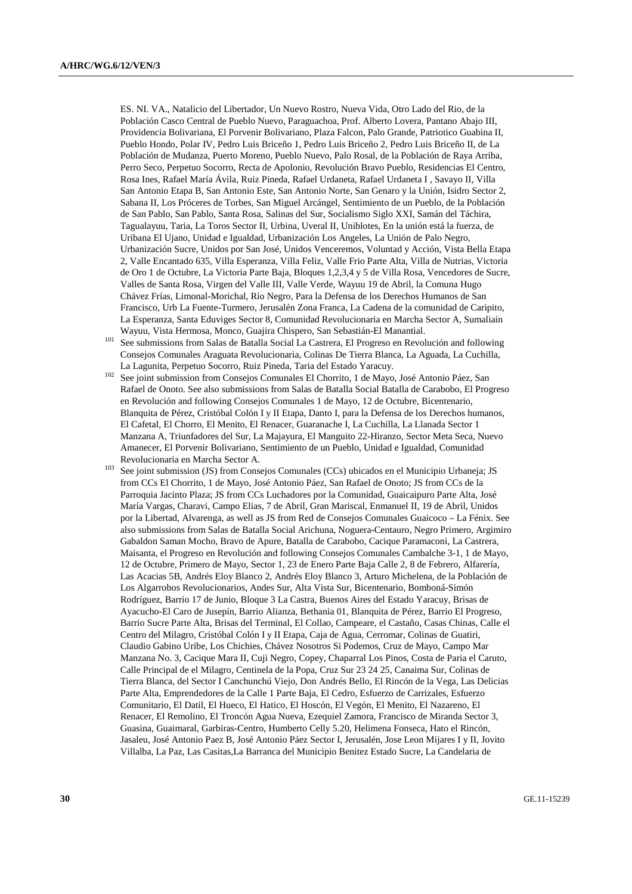ES. NI. VA., Natalicio del Libertador, Un Nuevo Rostro, Nueva Vida, Otro Lado del Rio, de la Población Casco Central de Pueblo Nuevo, Paraguachoa, Prof. Alberto Lovera, Pantano Abajo III, Providencia Bolivariana, El Porvenir Bolivariano, Plaza Falcon, Palo Grande, Patriotico Guabina II, Pueblo Hondo, Polar IV, Pedro Luis Briceño 1, Pedro Luis Briceño 2, Pedro Luis Briceño II, de La Población de Mudanza, Puerto Moreno, Pueblo Nuevo, Palo Rosal, de la Población de Raya Arriba, Perro Seco, Perpetuo Socorro, Recta de Apolonio, Revolución Bravo Pueblo, Residencias El Centro, Rosa Ines, Rafael María Ávila, Ruiz Pineda, Rafael Urdaneta, Rafael Urdaneta I , Savayo II, Villa San Antonio Etapa B, San Antonio Este, San Antonio Norte, San Genaro y la Unión, Isidro Sector 2, Sabana II, Los Próceres de Torbes, San Miguel Arcángel, Sentimiento de un Pueblo, de la Población de San Pablo, San Pablo, Santa Rosa, Salinas del Sur, Socialismo Siglo XXI, Samán del Táchira, Tagualayuu, Taria, La Toros Sector II, Urbina, Uveral II, Uniblotes, En la unión está la fuerza, de Uribana El Ujano, Unidad e Igualdad, Urbanización Los Angeles, La Unión de Palo Negro, Urbanización Sucre, Unidos por San José, Unidos Venceremos, Voluntad y Acción, Vista Bella Etapa 2, Valle Encantado 635, Villa Esperanza, Villa Feliz, Valle Frio Parte Alta, Villa de Nutrias, Victoria de Oro 1 de Octubre, La Victoria Parte Baja, Bloques 1,2,3,4 y 5 de Villa Rosa, Vencedores de Sucre, Valles de Santa Rosa, Virgen del Valle III, Valle Verde, Wayuu 19 de Abril, la Comuna Hugo Chávez Frías, Limonal-Morichal, Río Negro, Para la Defensa de los Derechos Humanos de San Francisco, Urb La Fuente-Turmero, Jerusalén Zona Franca, La Cadena de la comunidad de Caripito, La Esperanza, Santa Eduviges Sector 8, Comunidad Revolucionaria en Marcha Sector A, Sumaliain Wayuu, Vista Hermosa, Monco, Guajira Chispero, San Sebastián-El Manantial.

[101] See submissions from Salas de Batalla Social La Castrera, El Progreso en Revolución and following Consejos Comunales Araguata Revolucionaria, Colinas De Tierra Blanca, La Aguada, La Cuchilla, La Lagunita, Perpetuo Socorro, Ruiz Pineda, Taria del Estado Yaracuy.

[102] See joint submission from Consejos Comunales El Chorrito, 1 de Mayo, José Antonio Páez, San Rafael de Onoto. See also submissions from Salas de Batalla Social Batalla de Carabobo, El Progreso en Revolución and following Consejos Comunales 1 de Mayo, 12 de Octubre, Bicentenario, Blanquita de Pérez, Cristóbal Colón I y II Etapa, Danto I, para la Defensa de los Derechos humanos, El Cafetal, El Chorro, El Menito, El Renacer, Guaranache I, La Cuchilla, La Llanada Sector 1 Manzana A, Triunfadores del Sur, La Majayura, El Manguito 22-Hiranzo, Sector Meta Seca, Nuevo Amanecer, El Porvenir Bolivariano, Sentimiento de un Pueblo, Unidad e Igualdad, Comunidad Revolucionaria en Marcha Sector A.

[103] See joint submission (JS) from Consejos Comunales (CCs) ubicados en el Municipio Urbaneja; JS from CCs El Chorrito, 1 de Mayo, José Antonio Páez, San Rafael de Onoto; JS from CCs de la Parroquia Jacinto Plaza; JS from CCs Luchadores por la Comunidad, Guaicaipuro Parte Alta, José María Vargas, Charavi, Campo Elias, 7 de Abril, Gran Mariscal, Enmanuel II, 19 de Abril, Unidos por la Libertad, Alvarenga, as well as JS from Red de Consejos Comunales Guaicoco – La Fénix. See also submissions from Salas de Batalla Social Arichuna, Noguera-Centauro, Negro Primero, Argimiro Gabaldon Saman Mocho, Bravo de Apure, Batalla de Carabobo, Cacique Paramaconi, La Castrera, Maisanta, el Progreso en Revolución and following Consejos Comunales Cambalche 3-1, 1 de Mayo, 12 de Octubre, Primero de Mayo, Sector 1, 23 de Enero Parte Baja Calle 2, 8 de Febrero, Alfarería, Las Acacias 5B, Andrés Eloy Blanco 2, Andrés Eloy Blanco 3, Arturo Michelena, de la Población de Los Algarrobos Revolucionarios, Andes Sur, Alta Vista Sur, Bicentenario, Bomboná-Simón Rodríguez, Barrio 17 de Junio, Bloque 3 La Castra, Buenos Aires del Estado Yaracuy, Brisas de Ayacucho-El Caro de Jusepín, Barrio Alianza, Bethania 01, Blanquita de Pérez, Barrio El Progreso, Barrio Sucre Parte Alta, Brisas del Terminal, El Collao, Campeare, el Castaño, Casas Chinas, Calle el Centro del Milagro, Cristóbal Colón I y II Etapa, Caja de Agua, Cerromar, Colinas de Guatiri, Claudio Gabino Uribe, Los Chichies, Chávez Nosotros Si Podemos, Cruz de Mayo, Campo Mar Manzana No. 3, Cacique Mara II, Cuji Negro, Copey, Chaparral Los Pinos, Costa de Paria el Caruto, Calle Principal de el Milagro, Centinela de la Popa, Cruz Sur 23 24 25, Canaima Sur, Colinas de Tierra Blanca, del Sector I Canchunchú Viejo, Don Andrés Bello, El Rincón de la Vega, Las Delicias Parte Alta, Emprendedores de la Calle 1 Parte Baja, El Cedro, Esfuerzo de Carrizales, Esfuerzo Comunitario, El Datil, El Hueco, El Hatico, El Hoscón, El Vegón, El Menito, El Nazareno, El Renacer, El Remolino, El Troncón Agua Nueva, Ezequiel Zamora, Francisco de Miranda Sector 3, Guasina, Guaimaral, Garbiras-Centro, Humberto Celly 5.20, Helimena Fonseca, Hato el Rincón, Jasaleu, José Antonio Paez B, José Antonio Páez Sector I, Jerusalén, Jose Leon Mijares I y II, Jovito Villalba, La Paz, Las Casitas,La Barranca del Municipio Benitez Estado Sucre, La Candelaria de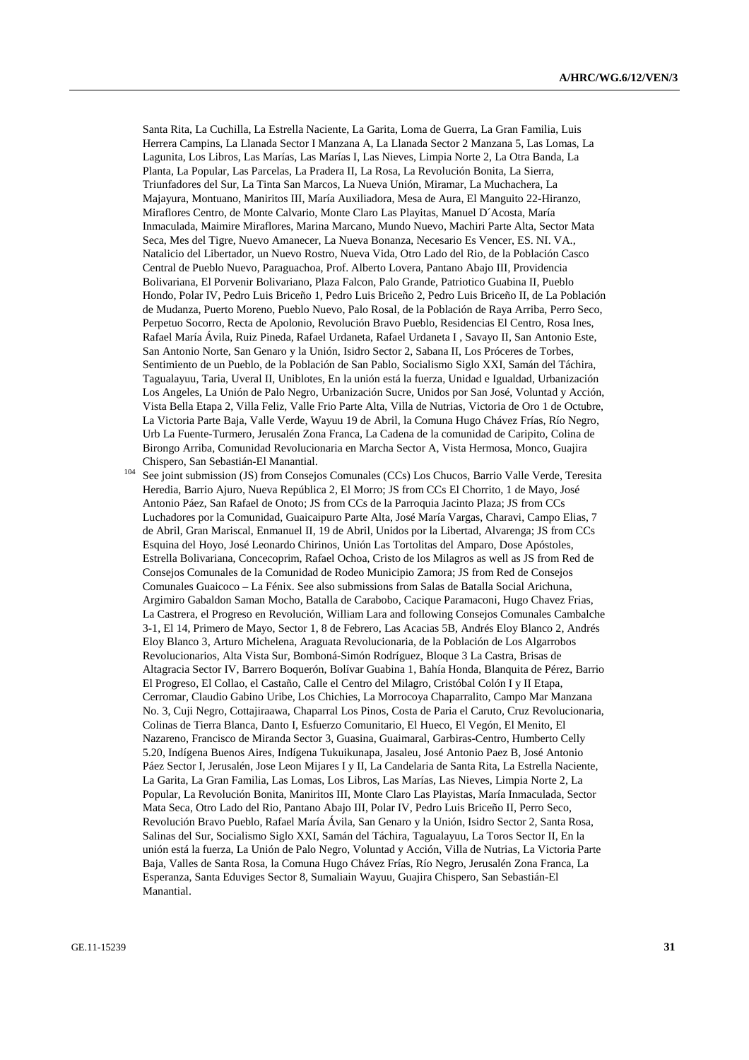Santa Rita, La Cuchilla, La Estrella Naciente, La Garita, Loma de Guerra, La Gran Familia, Luis Herrera Campins, La Llanada Sector I Manzana A, La Llanada Sector 2 Manzana 5, Las Lomas, La Lagunita, Los Libros, Las Marías, Las Marías I, Las Nieves, Limpia Norte 2, La Otra Banda, La Planta, La Popular, Las Parcelas, La Pradera II, La Rosa, La Revolución Bonita, La Sierra, Triunfadores del Sur, La Tinta San Marcos, La Nueva Unión, Miramar, La Muchachera, La Majayura, Montuano, Maniritos III, María Auxiliadora, Mesa de Aura, El Manguito 22-Hiranzo, Miraflores Centro, de Monte Calvario, Monte Claro Las Playitas, Manuel D´Acosta, María Inmaculada, Maimire Miraflores, Marina Marcano, Mundo Nuevo, Machiri Parte Alta, Sector Mata Seca, Mes del Tigre, Nuevo Amanecer, La Nueva Bonanza, Necesario Es Vencer, ES. NI. VA., Natalicio del Libertador, un Nuevo Rostro, Nueva Vida, Otro Lado del Rio, de la Población Casco Central de Pueblo Nuevo, Paraguachoa, Prof. Alberto Lovera, Pantano Abajo III, Providencia Bolivariana, El Porvenir Bolivariano, Plaza Falcon, Palo Grande, Patriotico Guabina II, Pueblo Hondo, Polar IV, Pedro Luis Briceño 1, Pedro Luis Briceño 2, Pedro Luis Briceño II, de La Población de Mudanza, Puerto Moreno, Pueblo Nuevo, Palo Rosal, de la Población de Raya Arriba, Perro Seco, Perpetuo Socorro, Recta de Apolonio, Revolución Bravo Pueblo, Residencias El Centro, Rosa Ines, Rafael María Ávila, Ruiz Pineda, Rafael Urdaneta, Rafael Urdaneta I , Savayo II, San Antonio Este, San Antonio Norte, San Genaro y la Unión, Isidro Sector 2, Sabana II, Los Próceres de Torbes, Sentimiento de un Pueblo, de la Población de San Pablo, Socialismo Siglo XXI, Samán del Táchira, Tagualayuu, Taria, Uveral II, Uniblotes, En la unión está la fuerza, Unidad e Igualdad, Urbanización Los Angeles, La Unión de Palo Negro, Urbanización Sucre, Unidos por San José, Voluntad y Acción, Vista Bella Etapa 2, Villa Feliz, Valle Frio Parte Alta, Villa de Nutrias, Victoria de Oro 1 de Octubre, La Victoria Parte Baja, Valle Verde, Wayuu 19 de Abril, la Comuna Hugo Chávez Frías, Río Negro, Urb La Fuente-Turmero, Jerusalén Zona Franca, La Cadena de la comunidad de Caripito, Colina de Birongo Arriba, Comunidad Revolucionaria en Marcha Sector A, Vista Hermosa, Monco, Guajira Chispero, San Sebastián-El Manantial.

[104] See joint submission (JS) from Consejos Comunales (CCs) Los Chucos, Barrio Valle Verde, Teresita Heredia, Barrio Ajuro, Nueva República 2, El Morro; JS from CCs El Chorrito, 1 de Mayo, José Antonio Páez, San Rafael de Onoto; JS from CCs de la Parroquia Jacinto Plaza; JS from CCs Luchadores por la Comunidad, Guaicaipuro Parte Alta, José María Vargas, Charavi, Campo Elias, 7 de Abril, Gran Mariscal, Enmanuel II, 19 de Abril, Unidos por la Libertad, Alvarenga; JS from CCs Esquina del Hoyo, José Leonardo Chirinos, Unión Las Tortolitas del Amparo, Dose Apóstoles, Estrella Bolivariana, Concecoprim, Rafael Ochoa, Cristo de los Milagros as well as JS from Red de Consejos Comunales de la Comunidad de Rodeo Municipio Zamora; JS from Red de Consejos Comunales Guaicoco – La Fénix. See also submissions from Salas de Batalla Social Arichuna, Argimiro Gabaldon Saman Mocho, Batalla de Carabobo, Cacique Paramaconi, Hugo Chavez Frias, La Castrera, el Progreso en Revolución, William Lara and following Consejos Comunales Cambalche 3-1, El 14, Primero de Mayo, Sector 1, 8 de Febrero, Las Acacias 5B, Andrés Eloy Blanco 2, Andrés Eloy Blanco 3, Arturo Michelena, Araguata Revolucionaria, de la Población de Los Algarrobos Revolucionarios, Alta Vista Sur, Bomboná-Simón Rodríguez, Bloque 3 La Castra, Brisas de Altagracia Sector IV, Barrero Boquerón, Bolívar Guabina 1, Bahía Honda, Blanquita de Pérez, Barrio El Progreso, El Collao, el Castaño, Calle el Centro del Milagro, Cristóbal Colón I y II Etapa, Cerromar, Claudio Gabino Uribe, Los Chichies, La Morrocoya Chaparralito, Campo Mar Manzana No. 3, Cuji Negro, Cottajiraawa, Chaparral Los Pinos, Costa de Paria el Caruto, Cruz Revolucionaria, Colinas de Tierra Blanca, Danto I, Esfuerzo Comunitario, El Hueco, El Vegón, El Menito, El Nazareno, Francisco de Miranda Sector 3, Guasina, Guaimaral, Garbiras-Centro, Humberto Celly 5.20, Indígena Buenos Aires, Indígena Tukuikunapa, Jasaleu, José Antonio Paez B, José Antonio Páez Sector I, Jerusalén, Jose Leon Mijares I y II, La Candelaria de Santa Rita, La Estrella Naciente, La Garita, La Gran Familia, Las Lomas, Los Libros, Las Marías, Las Nieves, Limpia Norte 2, La Popular, La Revolución Bonita, Maniritos III, Monte Claro Las Playistas, María Inmaculada, Sector Mata Seca, Otro Lado del Rio, Pantano Abajo III, Polar IV, Pedro Luis Briceño II, Perro Seco, Revolución Bravo Pueblo, Rafael María Ávila, San Genaro y la Unión, Isidro Sector 2, Santa Rosa, Salinas del Sur, Socialismo Siglo XXI, Samán del Táchira, Tagualayuu, La Toros Sector II, En la unión está la fuerza, La Unión de Palo Negro, Voluntad y Acción, Villa de Nutrias, La Victoria Parte Baja, Valles de Santa Rosa, la Comuna Hugo Chávez Frías, Río Negro, Jerusalén Zona Franca, La Esperanza, Santa Eduviges Sector 8, Sumaliain Wayuu, Guajira Chispero, San Sebastián-El Manantial.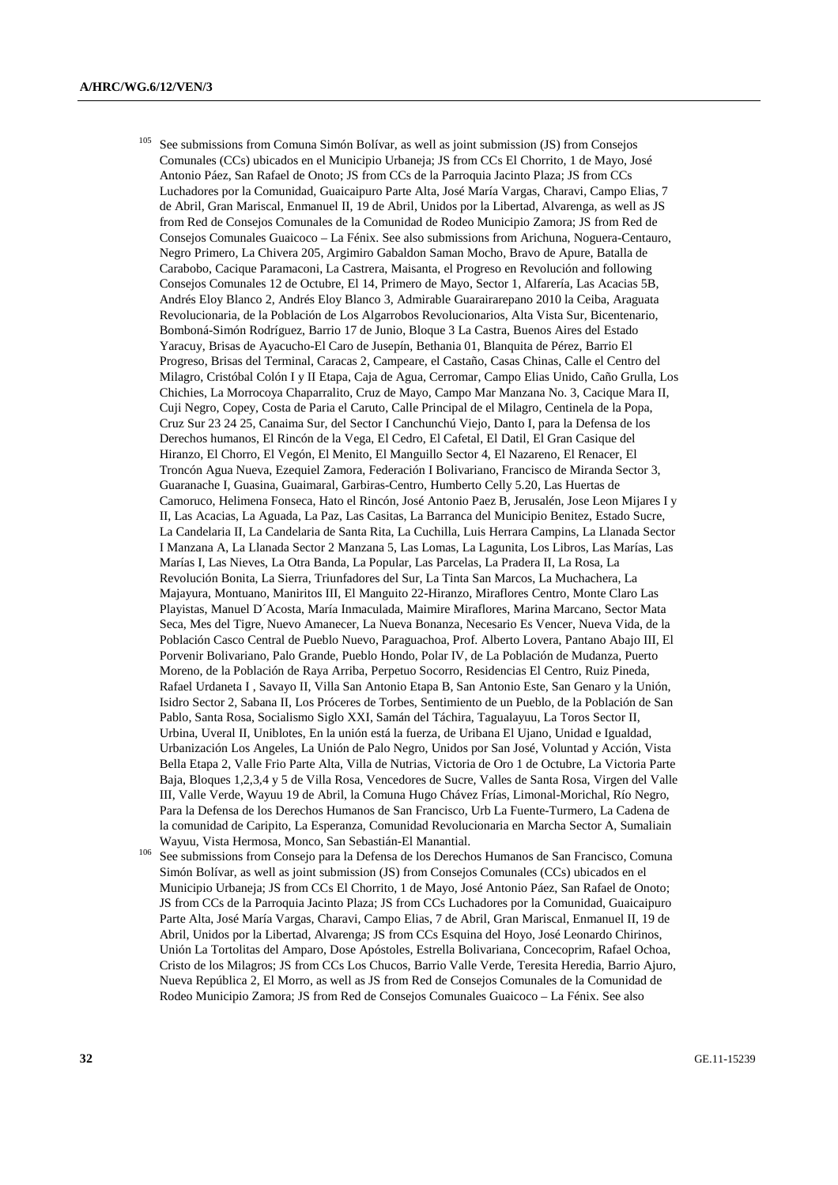[105] See submissions from Comuna Simón Bolívar, as well as joint submission (JS) from Consejos Comunales (CCs) ubicados en el Municipio Urbaneja; JS from CCs El Chorrito, 1 de Mayo, José Antonio Páez, San Rafael de Onoto; JS from CCs de la Parroquia Jacinto Plaza; JS from CCs Luchadores por la Comunidad, Guaicaipuro Parte Alta, José María Vargas, Charavi, Campo Elias, 7 de Abril, Gran Mariscal, Enmanuel II, 19 de Abril, Unidos por la Libertad, Alvarenga, as well as JS from Red de Consejos Comunales de la Comunidad de Rodeo Municipio Zamora; JS from Red de Consejos Comunales Guaicoco – La Fénix. See also submissions from Arichuna, Noguera-Centauro, Negro Primero, La Chivera 205, Argimiro Gabaldon Saman Mocho, Bravo de Apure, Batalla de Carabobo, Cacique Paramaconi, La Castrera, Maisanta, el Progreso en Revolución and following Consejos Comunales 12 de Octubre, El 14, Primero de Mayo, Sector 1, Alfarería, Las Acacias 5B, Andrés Eloy Blanco 2, Andrés Eloy Blanco 3, Admirable Guarairarepano 2010 la Ceiba, Araguata Revolucionaria, de la Población de Los Algarrobos Revolucionarios, Alta Vista Sur, Bicentenario, Bomboná-Simón Rodríguez, Barrio 17 de Junio, Bloque 3 La Castra, Buenos Aires del Estado Yaracuy, Brisas de Ayacucho-El Caro de Jusepín, Bethania 01, Blanquita de Pérez, Barrio El Progreso, Brisas del Terminal, Caracas 2, Campeare, el Castaño, Casas Chinas, Calle el Centro del Milagro, Cristóbal Colón I y II Etapa, Caja de Agua, Cerromar, Campo Elias Unido, Caño Grulla, Los Chichies, La Morrocoya Chaparralito, Cruz de Mayo, Campo Mar Manzana No. 3, Cacique Mara II, Cuji Negro, Copey, Costa de Paria el Caruto, Calle Principal de el Milagro, Centinela de la Popa, Cruz Sur 23 24 25, Canaima Sur, del Sector I Canchunchú Viejo, Danto I, para la Defensa de los Derechos humanos, El Rincón de la Vega, El Cedro, El Cafetal, El Datil, El Gran Casique del Hiranzo, El Chorro, El Vegón, El Menito, El Manguillo Sector 4, El Nazareno, El Renacer, El Troncón Agua Nueva, Ezequiel Zamora, Federación I Bolivariano, Francisco de Miranda Sector 3, Guaranache I, Guasina, Guaimaral, Garbiras-Centro, Humberto Celly 5.20, Las Huertas de Camoruco, Helimena Fonseca, Hato el Rincón, José Antonio Paez B, Jerusalén, Jose Leon Mijares I y II, Las Acacias, La Aguada, La Paz, Las Casitas, La Barranca del Municipio Benitez, Estado Sucre, La Candelaria II, La Candelaria de Santa Rita, La Cuchilla, Luis Herrara Campins, La Llanada Sector I Manzana A, La Llanada Sector 2 Manzana 5, Las Lomas, La Lagunita, Los Libros, Las Marías, Las Marías I, Las Nieves, La Otra Banda, La Popular, Las Parcelas, La Pradera II, La Rosa, La Revolución Bonita, La Sierra, Triunfadores del Sur, La Tinta San Marcos, La Muchachera, La Majayura, Montuano, Maniritos III, El Manguito 22-Hiranzo, Miraflores Centro, Monte Claro Las Playistas, Manuel D´Acosta, María Inmaculada, Maimire Miraflores, Marina Marcano, Sector Mata Seca, Mes del Tigre, Nuevo Amanecer, La Nueva Bonanza, Necesario Es Vencer, Nueva Vida, de la Población Casco Central de Pueblo Nuevo, Paraguachoa, Prof. Alberto Lovera, Pantano Abajo III, El Porvenir Bolivariano, Palo Grande, Pueblo Hondo, Polar IV, de La Población de Mudanza, Puerto Moreno, de la Población de Raya Arriba, Perpetuo Socorro, Residencias El Centro, Ruiz Pineda, Rafael Urdaneta I , Savayo II, Villa San Antonio Etapa B, San Antonio Este, San Genaro y la Unión, Isidro Sector 2, Sabana II, Los Próceres de Torbes, Sentimiento de un Pueblo, de la Población de San Pablo, Santa Rosa, Socialismo Siglo XXI, Samán del Táchira, Tagualayuu, La Toros Sector II, Urbina, Uveral II, Uniblotes, En la unión está la fuerza, de Uribana El Ujano, Unidad e Igualdad, Urbanización Los Angeles, La Unión de Palo Negro, Unidos por San José, Voluntad y Acción, Vista Bella Etapa 2, Valle Frio Parte Alta, Villa de Nutrias, Victoria de Oro 1 de Octubre, La Victoria Parte Baja, Bloques 1,2,3,4 y 5 de Villa Rosa, Vencedores de Sucre, Valles de Santa Rosa, Virgen del Valle III, Valle Verde, Wayuu 19 de Abril, la Comuna Hugo Chávez Frías, Limonal-Morichal, Río Negro, Para la Defensa de los Derechos Humanos de San Francisco, Urb La Fuente-Turmero, La Cadena de la comunidad de Caripito, La Esperanza, Comunidad Revolucionaria en Marcha Sector A, Sumaliain Wayuu, Vista Hermosa, Monco, San Sebastián-El Manantial.

[106] See submissions from Consejo para la Defensa de los Derechos Humanos de San Francisco, Comuna Simón Bolívar, as well as joint submission (JS) from Consejos Comunales (CCs) ubicados en el Municipio Urbaneja; JS from CCs El Chorrito, 1 de Mayo, José Antonio Páez, San Rafael de Onoto; JS from CCs de la Parroquia Jacinto Plaza; JS from CCs Luchadores por la Comunidad, Guaicaipuro Parte Alta, José María Vargas, Charavi, Campo Elias, 7 de Abril, Gran Mariscal, Enmanuel II, 19 de Abril, Unidos por la Libertad, Alvarenga; JS from CCs Esquina del Hoyo, José Leonardo Chirinos, Unión La Tortolitas del Amparo, Dose Apóstoles, Estrella Bolivariana, Concecoprim, Rafael Ochoa, Cristo de los Milagros; JS from CCs Los Chucos, Barrio Valle Verde, Teresita Heredia, Barrio Ajuro, Nueva República 2, El Morro, as well as JS from Red de Consejos Comunales de la Comunidad de Rodeo Municipio Zamora; JS from Red de Consejos Comunales Guaicoco – La Fénix. See also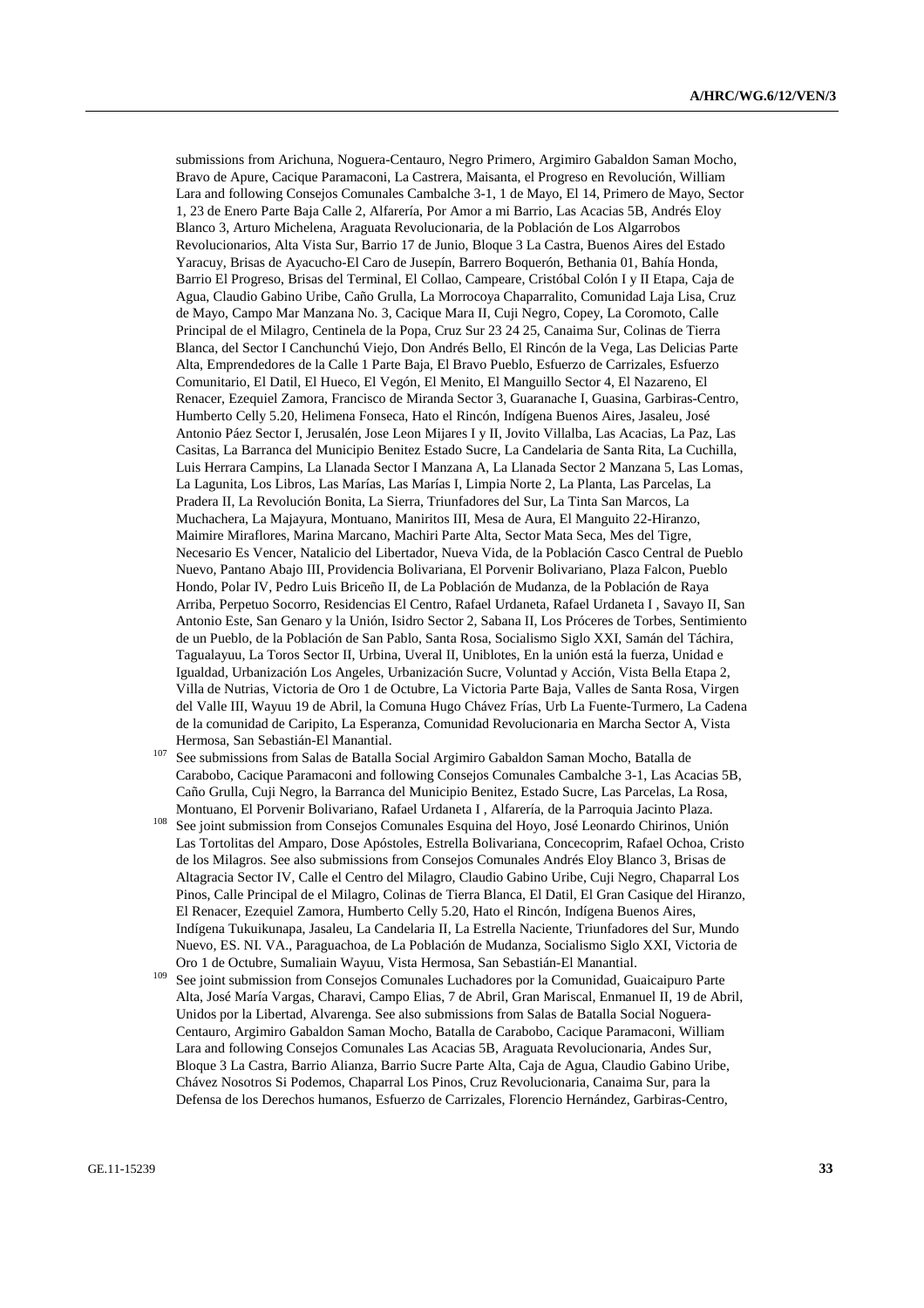submissions from Arichuna, Noguera-Centauro, Negro Primero, Argimiro Gabaldon Saman Mocho, Bravo de Apure, Cacique Paramaconi, La Castrera, Maisanta, el Progreso en Revolución, William Lara and following Consejos Comunales Cambalche 3-1, 1 de Mayo, El 14, Primero de Mayo, Sector 1, 23 de Enero Parte Baja Calle 2, Alfarería, Por Amor a mi Barrio, Las Acacias 5B, Andrés Eloy Blanco 3, Arturo Michelena, Araguata Revolucionaria, de la Población de Los Algarrobos Revolucionarios, Alta Vista Sur, Barrio 17 de Junio, Bloque 3 La Castra, Buenos Aires del Estado Yaracuy, Brisas de Ayacucho-El Caro de Jusepín, Barrero Boquerón, Bethania 01, Bahía Honda, Barrio El Progreso, Brisas del Terminal, El Collao, Campeare, Cristóbal Colón I y II Etapa, Caja de Agua, Claudio Gabino Uribe, Caño Grulla, La Morrocoya Chaparralito, Comunidad Laja Lisa, Cruz de Mayo, Campo Mar Manzana No. 3, Cacique Mara II, Cuji Negro, Copey, La Coromoto, Calle Principal de el Milagro, Centinela de la Popa, Cruz Sur 23 24 25, Canaima Sur, Colinas de Tierra Blanca, del Sector I Canchunchú Viejo, Don Andrés Bello, El Rincón de la Vega, Las Delicias Parte Alta, Emprendedores de la Calle 1 Parte Baja, El Bravo Pueblo, Esfuerzo de Carrizales, Esfuerzo Comunitario, El Datil, El Hueco, El Vegón, El Menito, El Manguillo Sector 4, El Nazareno, El Renacer, Ezequiel Zamora, Francisco de Miranda Sector 3, Guaranache I, Guasina, Garbiras-Centro, Humberto Celly 5.20, Helimena Fonseca, Hato el Rincón, Indígena Buenos Aires, Jasaleu, José Antonio Páez Sector I, Jerusalén, Jose Leon Mijares I y II, Jovito Villalba, Las Acacias, La Paz, Las Casitas, La Barranca del Municipio Benitez Estado Sucre, La Candelaria de Santa Rita, La Cuchilla, Luis Herrara Campins, La Llanada Sector I Manzana A, La Llanada Sector 2 Manzana 5, Las Lomas, La Lagunita, Los Libros, Las Marías, Las Marías I, Limpia Norte 2, La Planta, Las Parcelas, La Pradera II, La Revolución Bonita, La Sierra, Triunfadores del Sur, La Tinta San Marcos, La Muchachera, La Majayura, Montuano, Maniritos III, Mesa de Aura, El Manguito 22-Hiranzo, Maimire Miraflores, Marina Marcano, Machiri Parte Alta, Sector Mata Seca, Mes del Tigre, Necesario Es Vencer, Natalicio del Libertador, Nueva Vida, de la Población Casco Central de Pueblo Nuevo, Pantano Abajo III, Providencia Bolivariana, El Porvenir Bolivariano, Plaza Falcon, Pueblo Hondo, Polar IV, Pedro Luis Briceño II, de La Población de Mudanza, de la Población de Raya Arriba, Perpetuo Socorro, Residencias El Centro, Rafael Urdaneta, Rafael Urdaneta I , Savayo II, San Antonio Este, San Genaro y la Unión, Isidro Sector 2, Sabana II, Los Próceres de Torbes, Sentimiento de un Pueblo, de la Población de San Pablo, Santa Rosa, Socialismo Siglo XXI, Samán del Táchira, Tagualayuu, La Toros Sector II, Urbina, Uveral II, Uniblotes, En la unión está la fuerza, Unidad e Igualdad, Urbanización Los Angeles, Urbanización Sucre, Voluntad y Acción, Vista Bella Etapa 2, Villa de Nutrias, Victoria de Oro 1 de Octubre, La Victoria Parte Baja, Valles de Santa Rosa, Virgen del Valle III, Wayuu 19 de Abril, la Comuna Hugo Chávez Frías, Urb La Fuente-Turmero, La Cadena de la comunidad de Caripito, La Esperanza, Comunidad Revolucionaria en Marcha Sector A, Vista Hermosa, San Sebastián-El Manantial.

[107] See submissions from Salas de Batalla Social Argimiro Gabaldon Saman Mocho, Batalla de Carabobo, Cacique Paramaconi and following Consejos Comunales Cambalche 3-1, Las Acacias 5B, Caño Grulla, Cuji Negro, la Barranca del Municipio Benitez, Estado Sucre, Las Parcelas, La Rosa, Montuano, El Porvenir Bolivariano, Rafael Urdaneta I , Alfarería, de la Parroquia Jacinto Plaza.

[108] See joint submission from Consejos Comunales Esquina del Hoyo, José Leonardo Chirinos, Unión Las Tortolitas del Amparo, Dose Apóstoles, Estrella Bolivariana, Concecoprim, Rafael Ochoa, Cristo de los Milagros. See also submissions from Consejos Comunales Andrés Eloy Blanco 3, Brisas de Altagracia Sector IV, Calle el Centro del Milagro, Claudio Gabino Uribe, Cuji Negro, Chaparral Los Pinos, Calle Principal de el Milagro, Colinas de Tierra Blanca, El Datil, El Gran Casique del Hiranzo, El Renacer, Ezequiel Zamora, Humberto Celly 5.20, Hato el Rincón, Indígena Buenos Aires, Indígena Tukuikunapa, Jasaleu, La Candelaria II, La Estrella Naciente, Triunfadores del Sur, Mundo Nuevo, ES. NI. VA., Paraguachoa, de La Población de Mudanza, Socialismo Siglo XXI, Victoria de Oro 1 de Octubre, Sumaliain Wayuu, Vista Hermosa, San Sebastián-El Manantial.

[109] See joint submission from Consejos Comunales Luchadores por la Comunidad, Guaicaipuro Parte Alta, José María Vargas, Charavi, Campo Elias, 7 de Abril, Gran Mariscal, Enmanuel II, 19 de Abril, Unidos por la Libertad, Alvarenga. See also submissions from Salas de Batalla Social Noguera-Centauro, Argimiro Gabaldon Saman Mocho, Batalla de Carabobo, Cacique Paramaconi, William Lara and following Consejos Comunales Las Acacias 5B, Araguata Revolucionaria, Andes Sur, Bloque 3 La Castra, Barrio Alianza, Barrio Sucre Parte Alta, Caja de Agua, Claudio Gabino Uribe, Chávez Nosotros Si Podemos, Chaparral Los Pinos, Cruz Revolucionaria, Canaima Sur, para la Defensa de los Derechos humanos, Esfuerzo de Carrizales, Florencio Hernández, Garbiras-Centro,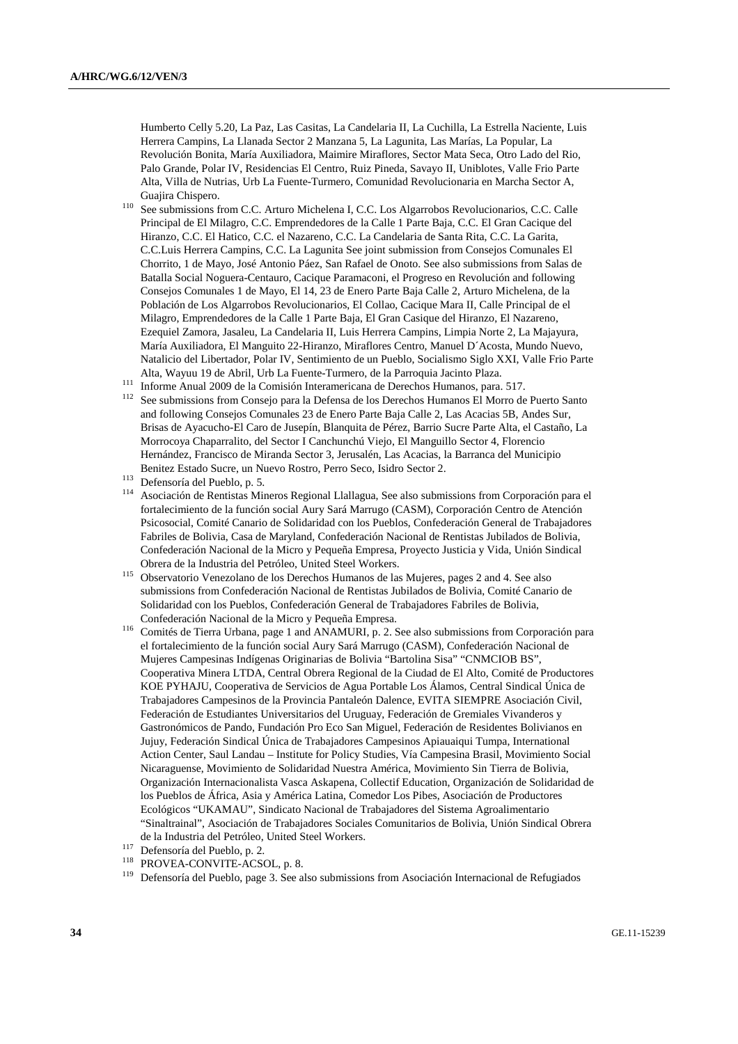Humberto Celly 5.20, La Paz, Las Casitas, La Candelaria II, La Cuchilla, La Estrella Naciente, Luis Herrera Campins, La Llanada Sector 2 Manzana 5, La Lagunita, Las Marías, La Popular, La Revolución Bonita, María Auxiliadora, Maimire Miraflores, Sector Mata Seca, Otro Lado del Rio, Palo Grande, Polar IV, Residencias El Centro, Ruiz Pineda, Savayo II, Uniblotes, Valle Frio Parte Alta, Villa de Nutrias, Urb La Fuente-Turmero, Comunidad Revolucionaria en Marcha Sector A, Guajira Chispero.

[110] See submissions from C.C. Arturo Michelena I, C.C. Los Algarrobos Revolucionarios, C.C. Calle Principal de El Milagro, C.C. Emprendedores de la Calle 1 Parte Baja, C.C. El Gran Cacique del Hiranzo, C.C. El Hatico, C.C. el Nazareno, C.C. La Candelaria de Santa Rita, C.C. La Garita, C.C.Luis Herrera Campins, C.C. La Lagunita See joint submission from Consejos Comunales El Chorrito, 1 de Mayo, José Antonio Páez, San Rafael de Onoto. See also submissions from Salas de Batalla Social Noguera-Centauro, Cacique Paramaconi, el Progreso en Revolución and following Consejos Comunales 1 de Mayo, El 14, 23 de Enero Parte Baja Calle 2, Arturo Michelena, de la Población de Los Algarrobos Revolucionarios, El Collao, Cacique Mara II, Calle Principal de el Milagro, Emprendedores de la Calle 1 Parte Baja, El Gran Casique del Hiranzo, El Nazareno, Ezequiel Zamora, Jasaleu, La Candelaria II, Luis Herrera Campins, Limpia Norte 2, La Majayura, María Auxiliadora, El Manguito 22-Hiranzo, Miraflores Centro, Manuel D´Acosta, Mundo Nuevo, Natalicio del Libertador, Polar IV, Sentimiento de un Pueblo, Socialismo Siglo XXI, Valle Frio Parte Alta, Wayuu 19 de Abril, Urb La Fuente-Turmero, de la Parroquia Jacinto Plaza.

[111] Informe Anual 2009 de la Comisión Interamericana de Derechos Humanos, para. 517.

[112] See submissions from Consejo para la Defensa de los Derechos Humanos El Morro de Puerto Santo and following Consejos Comunales 23 de Enero Parte Baja Calle 2, Las Acacias 5B, Andes Sur, Brisas de Ayacucho-El Caro de Jusepín, Blanquita de Pérez, Barrio Sucre Parte Alta, el Castaño, La Morrocoya Chaparralito, del Sector I Canchunchú Viejo, El Manguillo Sector 4, Florencio Hernández, Francisco de Miranda Sector 3, Jerusalén, Las Acacias, la Barranca del Municipio Benitez Estado Sucre, un Nuevo Rostro, Perro Seco, Isidro Sector 2.

[113] Defensoría del Pueblo, p. 5.

[114] Asociación de Rentistas Mineros Regional Llallagua, See also submissions from Corporación para el fortalecimiento de la función social Aury Sará Marrugo (CASM), Corporación Centro de Atención Psicosocial, Comité Canario de Solidaridad con los Pueblos, Confederación General de Trabajadores Fabriles de Bolivia, Casa de Maryland, Confederación Nacional de Rentistas Jubilados de Bolivia, Confederación Nacional de la Micro y Pequeña Empresa, Proyecto Justicia y Vida, Unión Sindical Obrera de la Industria del Petróleo, United Steel Workers.

[115] Observatorio Venezolano de los Derechos Humanos de las Mujeres, pages 2 and 4. See also submissions from Confederación Nacional de Rentistas Jubilados de Bolivia, Comité Canario de Solidaridad con los Pueblos, Confederación General de Trabajadores Fabriles de Bolivia, Confederación Nacional de la Micro y Pequeña Empresa.

[116] Comités de Tierra Urbana, page 1 and ANAMURI, p. 2. See also submissions from Corporación para el fortalecimiento de la función social Aury Sará Marrugo (CASM), Confederación Nacional de Mujeres Campesinas Indígenas Originarias de Bolivia "Bartolina Sisa" "CNMCIOB BS", Cooperativa Minera LTDA, Central Obrera Regional de la Ciudad de El Alto, Comité de Productores KOE PYHAJU, Cooperativa de Servicios de Agua Portable Los Álamos, Central Sindical Única de Trabajadores Campesinos de la Provincia Pantaleón Dalence, EVITA SIEMPRE Asociación Civil, Federación de Estudiantes Universitarios del Uruguay, Federación de Gremiales Vivanderos y Gastronómicos de Pando, Fundación Pro Eco San Miguel, Federación de Residentes Bolivianos en Jujuy, Federación Sindical Única de Trabajadores Campesinos Apiauaiqui Tumpa, International Action Center, Saul Landau – Institute for Policy Studies, Vía Campesina Brasil, Movimiento Social Nicaraguense, Movimiento de Solidaridad Nuestra América, Movimiento Sin Tierra de Bolivia, Organización Internacionalista Vasca Askapena, Collectif Education, Organización de Solidaridad de los Pueblos de África, Asia y América Latina, Comedor Los Pibes, Asociación de Productores Ecológicos "UKAMAU", Sindicato Nacional de Trabajadores del Sistema Agroalimentario "Sinaltrainal", Asociación de Trabajadores Sociales Comunitarios de Bolivia, Unión Sindical Obrera de la Industria del Petróleo, United Steel Workers.

[117] Defensoría del Pueblo, p. 2.

[118] PROVEA-CONVITE-ACSOL, p. 8.

[119] Defensoría del Pueblo, page 3. See also submissions from Asociación Internacional de Refugiados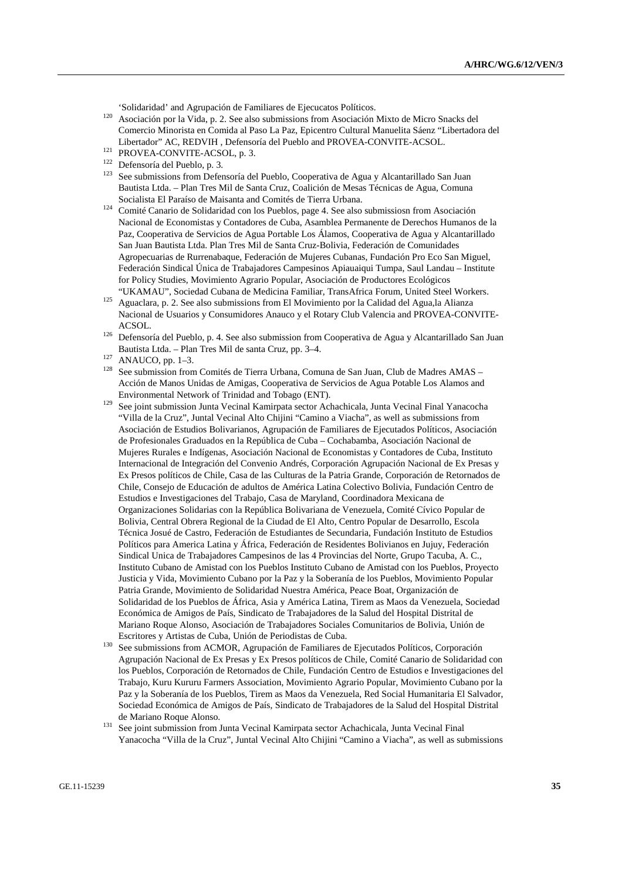'Solidaridad' and Agrupación de Familiares de Ejecucatos Políticos.

[120] Asociación por la Vida, p. 2. See also submissions from Asociación Mixto de Micro Snacks del Comercio Minorista en Comida al Paso La Paz, Epicentro Cultural Manuelita Sáenz "Libertadora del Libertador" AC, REDVIH , Defensoría del Pueblo and PROVEA-CONVITE-ACSOL.

[121] PROVEA-CONVITE-ACSOL, p. 3.

[122] Defensoría del Pueblo, p. 3.

[123] See submissions from Defensoría del Pueblo, Cooperativa de Agua y Alcantarillado San Juan Bautista Ltda. – Plan Tres Mil de Santa Cruz, Coalición de Mesas Técnicas de Agua, Comuna Socialista El Paraíso de Maisanta and Comités de Tierra Urbana.

[124] Comité Canario de Solidaridad con los Pueblos, page 4. See also submissiosn from Asociación Nacional de Economistas y Contadores de Cuba, Asamblea Permanente de Derechos Humanos de la Paz, Cooperativa de Servicios de Agua Portable Los Álamos, Cooperativa de Agua y Alcantarillado San Juan Bautista Ltda. Plan Tres Mil de Santa Cruz-Bolivia, Federación de Comunidades Agropecuarias de Rurrenabaque, Federación de Mujeres Cubanas, Fundación Pro Eco San Miguel, Federación Sindical Única de Trabajadores Campesinos Apiauaiqui Tumpa, Saul Landau – Institute for Policy Studies, Movimiento Agrario Popular, Asociación de Productores Ecológicos "UKAMAU", Sociedad Cubana de Medicina Familiar, TransAfrica Forum, United Steel Workers.

[125] Aguaclara, p. 2. See also submissions from El Movimiento por la Calidad del Agua,la Alianza Nacional de Usuarios y Consumidores Anauco y el Rotary Club Valencia and PROVEA-CONVITE-ACSOL.

[126] Defensoría del Pueblo, p. 4. See also submission from Cooperativa de Agua y Alcantarillado San Juan Bautista Ltda. – Plan Tres Mil de santa Cruz, pp. 3–4.

[127] ANAUCO, pp. 1–3.

[128] See submission from Comités de Tierra Urbana, Comuna de San Juan, Club de Madres AMAS – Acción de Manos Unidas de Amigas, Cooperativa de Servicios de Agua Potable Los Alamos and Environmental Network of Trinidad and Tobago (ENT).

[129] See joint submission Junta Vecinal Kamirpata sector Achachicala, Junta Vecinal Final Yanacocha "Villa de la Cruz", Juntal Vecinal Alto Chijini "Camino a Viacha", as well as submissions from Asociación de Estudios Bolivarianos, Agrupación de Familiares de Ejecutados Políticos, Asociación de Profesionales Graduados en la República de Cuba – Cochabamba, Asociación Nacional de Mujeres Rurales e Indígenas, Asociación Nacional de Economistas y Contadores de Cuba, Instituto Internacional de Integración del Convenio Andrés, Corporación Agrupación Nacional de Ex Presas y Ex Presos políticos de Chile, Casa de las Culturas de la Patria Grande, Corporación de Retornados de Chile, Consejo de Educación de adultos de América Latina Colectivo Bolivia, Fundación Centro de Estudios e Investigaciones del Trabajo, Casa de Maryland, Coordinadora Mexicana de Organizaciones Solidarias con la República Bolivariana de Venezuela, Comité Cívico Popular de Bolivia, Central Obrera Regional de la Ciudad de El Alto, Centro Popular de Desarrollo, Escola Técnica Josué de Castro, Federación de Estudiantes de Secundaria, Fundación Instituto de Estudios Políticos para America Latina y África, Federación de Residentes Bolivianos en Jujuy, Federación Sindical Unica de Trabajadores Campesinos de las 4 Provincias del Norte, Grupo Tacuba, A. C., Instituto Cubano de Amistad con los Pueblos Instituto Cubano de Amistad con los Pueblos, Proyecto Justicia y Vida, Movimiento Cubano por la Paz y la Soberanía de los Pueblos, Movimiento Popular Patria Grande, Movimiento de Solidaridad Nuestra América, Peace Boat, Organización de Solidaridad de los Pueblos de África, Asia y América Latina, Tirem as Maos da Venezuela, Sociedad Económica de Amigos de País, Sindicato de Trabajadores de la Salud del Hospital Distrital de Mariano Roque Alonso, Asociación de Trabajadores Sociales Comunitarios de Bolivia, Unión de Escritores y Artistas de Cuba, Unión de Periodistas de Cuba.

[130] See submissions from ACMOR, Agrupación de Familiares de Ejecutados Políticos, Corporación Agrupación Nacional de Ex Presas y Ex Presos políticos de Chile, Comité Canario de Solidaridad con los Pueblos, Corporación de Retornados de Chile, Fundación Centro de Estudios e Investigaciones del Trabajo, Kuru Kururu Farmers Association, Movimiento Agrario Popular, Movimiento Cubano por la Paz y la Soberanía de los Pueblos, Tirem as Maos da Venezuela, Red Social Humanitaria El Salvador, Sociedad Económica de Amigos de País, Sindicato de Trabajadores de la Salud del Hospital Distrital de Mariano Roque Alonso.

[131] See joint submission from Junta Vecinal Kamirpata sector Achachicala, Junta Vecinal Final Yanacocha "Villa de la Cruz", Juntal Vecinal Alto Chijini "Camino a Viacha", as well as submissions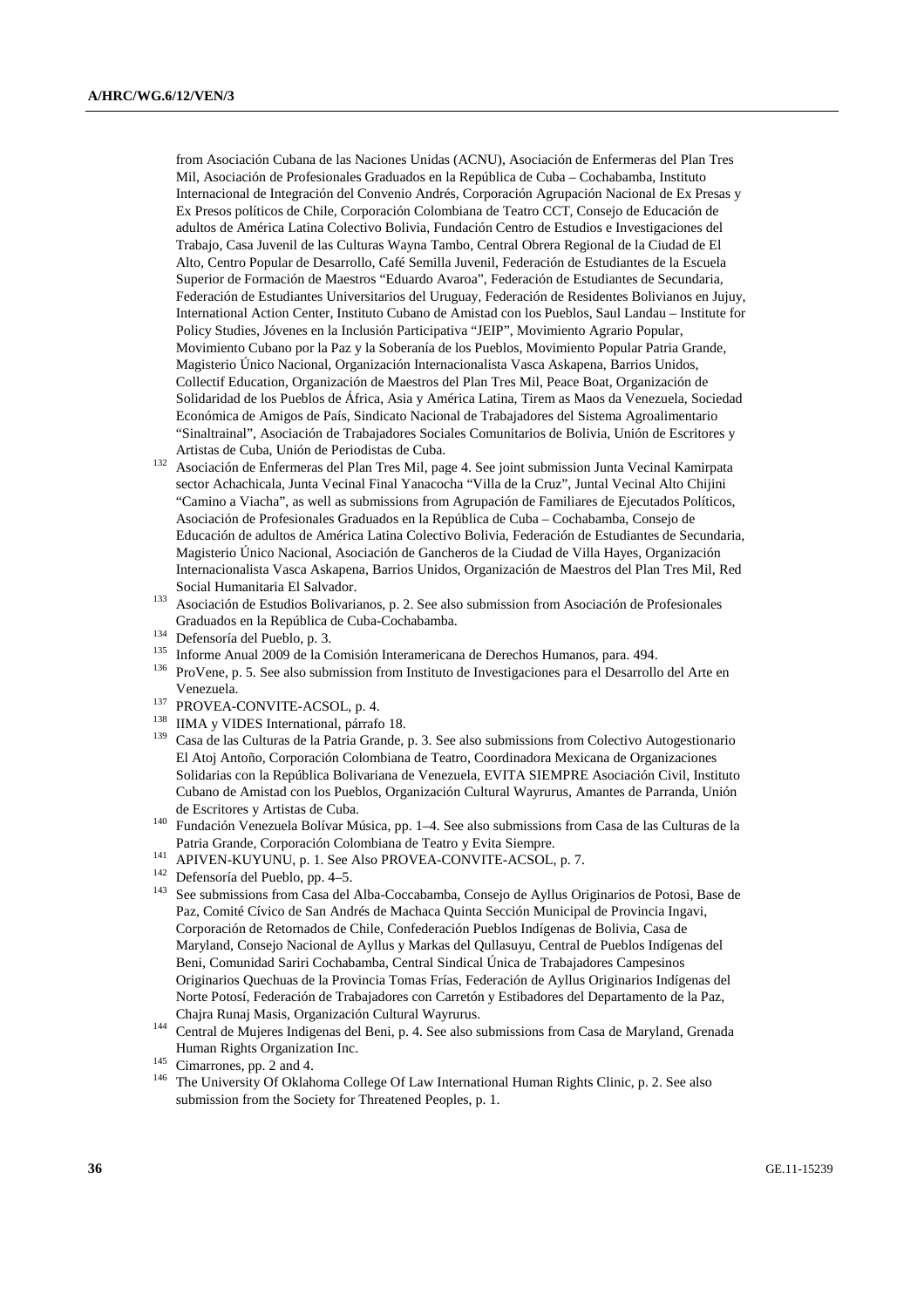from Asociación Cubana de las Naciones Unidas (ACNU), Asociación de Enfermeras del Plan Tres Mil, Asociación de Profesionales Graduados en la República de Cuba – Cochabamba, Instituto Internacional de Integración del Convenio Andrés, Corporación Agrupación Nacional de Ex Presas y Ex Presos políticos de Chile, Corporación Colombiana de Teatro CCT, Consejo de Educación de adultos de América Latina Colectivo Bolivia, Fundación Centro de Estudios e Investigaciones del Trabajo, Casa Juvenil de las Culturas Wayna Tambo, Central Obrera Regional de la Ciudad de El Alto, Centro Popular de Desarrollo, Café Semilla Juvenil, Federación de Estudiantes de la Escuela Superior de Formación de Maestros "Eduardo Avaroa", Federación de Estudiantes de Secundaria, Federación de Estudiantes Universitarios del Uruguay, Federación de Residentes Bolivianos en Jujuy, International Action Center, Instituto Cubano de Amistad con los Pueblos, Saul Landau – Institute for Policy Studies, Jóvenes en la Inclusión Participativa "JEIP", Movimiento Agrario Popular, Movimiento Cubano por la Paz y la Soberanía de los Pueblos, Movimiento Popular Patria Grande, Magisterio Único Nacional, Organización Internacionalista Vasca Askapena, Barrios Unidos, Collectif Education, Organización de Maestros del Plan Tres Mil, Peace Boat, Organización de Solidaridad de los Pueblos de África, Asia y América Latina, Tirem as Maos da Venezuela, Sociedad Económica de Amigos de País, Sindicato Nacional de Trabajadores del Sistema Agroalimentario "Sinaltrainal", Asociación de Trabajadores Sociales Comunitarios de Bolivia, Unión de Escritores y Artistas de Cuba, Unión de Periodistas de Cuba.

[132] Asociación de Enfermeras del Plan Tres Mil, page 4. See joint submission Junta Vecinal Kamirpata sector Achachicala, Junta Vecinal Final Yanacocha "Villa de la Cruz", Juntal Vecinal Alto Chijini "Camino a Viacha", as well as submissions from Agrupación de Familiares de Ejecutados Políticos, Asociación de Profesionales Graduados en la República de Cuba – Cochabamba, Consejo de Educación de adultos de América Latina Colectivo Bolivia, Federación de Estudiantes de Secundaria, Magisterio Único Nacional, Asociación de Gancheros de la Ciudad de Villa Hayes, Organización Internacionalista Vasca Askapena, Barrios Unidos, Organización de Maestros del Plan Tres Mil, Red Social Humanitaria El Salvador.

[133] Asociación de Estudios Bolivarianos, p. 2. See also submission from Asociación de Profesionales Graduados en la República de Cuba-Cochabamba.

[134] Defensoría del Pueblo, p. 3.

[135] Informe Anual 2009 de la Comisión Interamericana de Derechos Humanos, para. 494.

[136] ProVene, p. 5. See also submission from Instituto de Investigaciones para el Desarrollo del Arte en Venezuela.

[137] PROVEA-CONVITE-ACSOL, p. 4.

[138] IIMA y VIDES International, párrafo 18.

[139] Casa de las Culturas de la Patria Grande, p. 3. See also submissions from Colectivo Autogestionario El Atoj Antoño, Corporación Colombiana de Teatro, Coordinadora Mexicana de Organizaciones Solidarias con la República Bolivariana de Venezuela, EVITA SIEMPRE Asociación Civil, Instituto Cubano de Amistad con los Pueblos, Organización Cultural Wayrurus, Amantes de Parranda, Unión de Escritores y Artistas de Cuba.

[140] Fundación Venezuela Bolívar Música, pp. 1–4. See also submissions from Casa de las Culturas de la Patria Grande, Corporación Colombiana de Teatro y Evita Siempre.

[141] APIVEN-KUYUNU, p. 1. See Also PROVEA-CONVITE-ACSOL, p. 7.

[142] Defensoría del Pueblo, pp. 4–5.

[143] See submissions from Casa del Alba-Coccabamba, Consejo de Ayllus Originarios de Potosi, Base de Paz, Comité Cívico de San Andrés de Machaca Quinta Sección Municipal de Provincia Ingavi, Corporación de Retornados de Chile, Confederación Pueblos Indígenas de Bolivia, Casa de Maryland, Consejo Nacional de Ayllus y Markas del Qullasuyu, Central de Pueblos Indígenas del Beni, Comunidad Sariri Cochabamba, Central Sindical Única de Trabajadores Campesinos Originarios Quechuas de la Provincia Tomas Frías, Federación de Ayllus Originarios Indígenas del Norte Potosí, Federación de Trabajadores con Carretón y Estibadores del Departamento de la Paz, Chajra Runaj Masis, Organización Cultural Wayrurus.

[144] Central de Mujeres Indigenas del Beni, p. 4. See also submissions from Casa de Maryland, Grenada Human Rights Organization Inc.

[145] Cimarrones, pp. 2 and 4.

[146] The University Of Oklahoma College Of Law International Human Rights Clinic, p. 2. See also submission from the Society for Threatened Peoples, p. 1.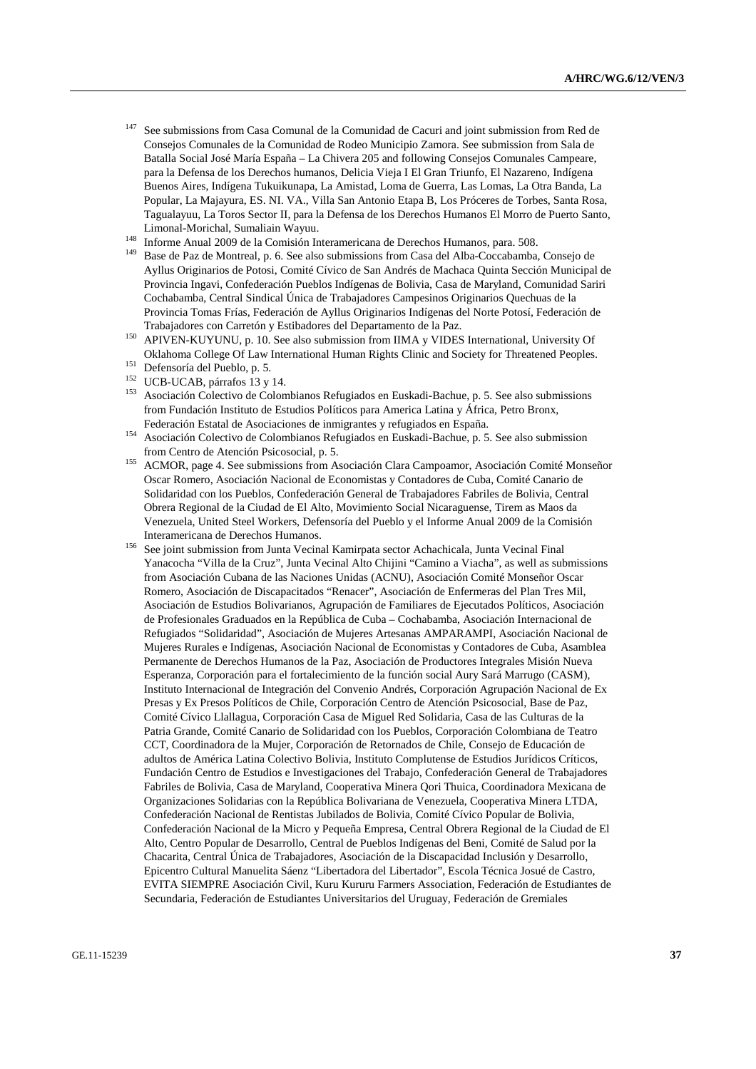[147] See submissions from Casa Comunal de la Comunidad de Cacuri and joint submission from Red de Consejos Comunales de la Comunidad de Rodeo Municipio Zamora. See submission from Sala de Batalla Social José María España – La Chivera 205 and following Consejos Comunales Campeare, para la Defensa de los Derechos humanos, Delicia Vieja I El Gran Triunfo, El Nazareno, Indígena Buenos Aires, Indígena Tukuikunapa, La Amistad, Loma de Guerra, Las Lomas, La Otra Banda, La Popular, La Majayura, ES. NI. VA., Villa San Antonio Etapa B, Los Próceres de Torbes, Santa Rosa, Tagualayuu, La Toros Sector II, para la Defensa de los Derechos Humanos El Morro de Puerto Santo, Limonal-Morichal, Sumaliain Wayuu.

[148] Informe Anual 2009 de la Comisión Interamericana de Derechos Humanos, para. 508.

[149] Base de Paz de Montreal, p. 6. See also submissions from Casa del Alba-Coccabamba, Consejo de Ayllus Originarios de Potosi, Comité Cívico de San Andrés de Machaca Quinta Sección Municipal de Provincia Ingavi, Confederación Pueblos Indígenas de Bolivia, Casa de Maryland, Comunidad Sariri Cochabamba, Central Sindical Única de Trabajadores Campesinos Originarios Quechuas de la Provincia Tomas Frías, Federación de Ayllus Originarios Indígenas del Norte Potosí, Federación de Trabajadores con Carretón y Estibadores del Departamento de la Paz.

[150] APIVEN-KUYUNU, p. 10. See also submission from IIMA y VIDES International, University Of Oklahoma College Of Law International Human Rights Clinic and Society for Threatened Peoples.

[151] Defensoría del Pueblo, p. 5.

[152] UCB-UCAB, párrafos 13 y 14.

[153] Asociación Colectivo de Colombianos Refugiados en Euskadi-Bachue, p. 5. See also submissions from Fundación Instituto de Estudios Políticos para America Latina y África, Petro Bronx, Federación Estatal de Asociaciones de inmigrantes y refugiados en España.

[154] Asociación Colectivo de Colombianos Refugiados en Euskadi-Bachue, p. 5. See also submission from Centro de Atención Psicosocial, p. 5.

[155] ACMOR, page 4. See submissions from Asociación Clara Campoamor, Asociación Comité Monseñor Oscar Romero, Asociación Nacional de Economistas y Contadores de Cuba, Comité Canario de Solidaridad con los Pueblos, Confederación General de Trabajadores Fabriles de Bolivia, Central Obrera Regional de la Ciudad de El Alto, Movimiento Social Nicaraguense, Tirem as Maos da Venezuela, United Steel Workers, Defensoría del Pueblo y el Informe Anual 2009 de la Comisión Interamericana de Derechos Humanos.

[156] See joint submission from Junta Vecinal Kamirpata sector Achachicala, Junta Vecinal Final Yanacocha "Villa de la Cruz", Junta Vecinal Alto Chijini "Camino a Viacha", as well as submissions from Asociación Cubana de las Naciones Unidas (ACNU), Asociación Comité Monseñor Oscar Romero, Asociación de Discapacitados "Renacer", Asociación de Enfermeras del Plan Tres Mil, Asociación de Estudios Bolivarianos, Agrupación de Familiares de Ejecutados Políticos, Asociación de Profesionales Graduados en la República de Cuba – Cochabamba, Asociación Internacional de Refugiados "Solidaridad", Asociación de Mujeres Artesanas AMPARAMPI, Asociación Nacional de Mujeres Rurales e Indígenas, Asociación Nacional de Economistas y Contadores de Cuba, Asamblea Permanente de Derechos Humanos de la Paz, Asociación de Productores Integrales Misión Nueva Esperanza, Corporación para el fortalecimiento de la función social Aury Sará Marrugo (CASM), Instituto Internacional de Integración del Convenio Andrés, Corporación Agrupación Nacional de Ex Presas y Ex Presos Políticos de Chile, Corporación Centro de Atención Psicosocial, Base de Paz, Comité Cívico Llallagua, Corporación Casa de Miguel Red Solidaria, Casa de las Culturas de la Patria Grande, Comité Canario de Solidaridad con los Pueblos, Corporación Colombiana de Teatro CCT, Coordinadora de la Mujer, Corporación de Retornados de Chile, Consejo de Educación de adultos de América Latina Colectivo Bolivia, Instituto Complutense de Estudios Jurídicos Críticos, Fundación Centro de Estudios e Investigaciones del Trabajo, Confederación General de Trabajadores Fabriles de Bolivia, Casa de Maryland, Cooperativa Minera Qori Thuica, Coordinadora Mexicana de Organizaciones Solidarias con la República Bolivariana de Venezuela, Cooperativa Minera LTDA, Confederación Nacional de Rentistas Jubilados de Bolivia, Comité Cívico Popular de Bolivia, Confederación Nacional de la Micro y Pequeña Empresa, Central Obrera Regional de la Ciudad de El Alto, Centro Popular de Desarrollo, Central de Pueblos Indígenas del Beni, Comité de Salud por la Chacarita, Central Única de Trabajadores, Asociación de la Discapacidad Inclusión y Desarrollo, Epicentro Cultural Manuelita Sáenz "Libertadora del Libertador", Escola Técnica Josué de Castro, EVITA SIEMPRE Asociación Civil, Kuru Kururu Farmers Association, Federación de Estudiantes de Secundaria, Federación de Estudiantes Universitarios del Uruguay, Federación de Gremiales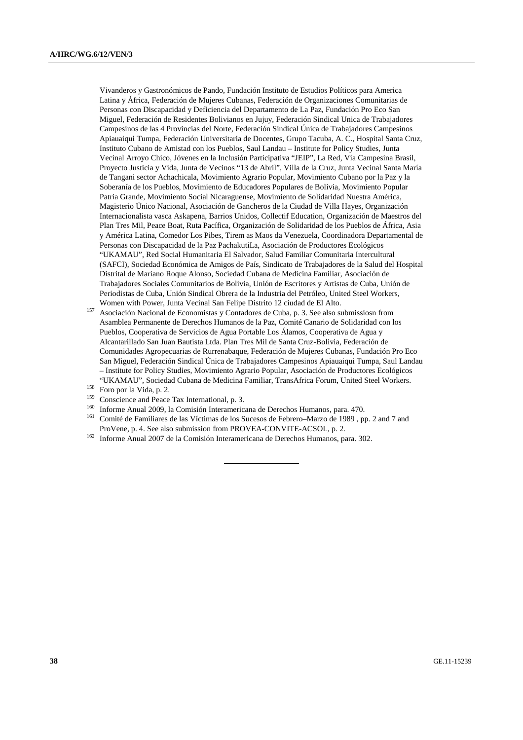Vivanderos y Gastronómicos de Pando, Fundación Instituto de Estudios Políticos para America Latina y África, Federación de Mujeres Cubanas, Federación de Organizaciones Comunitarias de Personas con Discapacidad y Deficiencia del Departamento de La Paz, Fundación Pro Eco San Miguel, Federación de Residentes Bolivianos en Jujuy, Federación Sindical Unica de Trabajadores Campesinos de las 4 Provincias del Norte, Federación Sindical Única de Trabajadores Campesinos Apiauaiqui Tumpa, Federación Universitaria de Docentes, Grupo Tacuba, A. C., Hospital Santa Cruz, Instituto Cubano de Amistad con los Pueblos, Saul Landau – Institute for Policy Studies, Junta Vecinal Arroyo Chico, Jóvenes en la Inclusión Participativa "JEIP", La Red, Vía Campesina Brasil, Proyecto Justicia y Vida, Junta de Vecinos "13 de Abril", Villa de la Cruz, Junta Vecinal Santa María de Tangani sector Achachicala, Movimiento Agrario Popular, Movimiento Cubano por la Paz y la Soberanía de los Pueblos, Movimiento de Educadores Populares de Bolivia, Movimiento Popular Patria Grande, Movimiento Social Nicaraguense, Movimiento de Solidaridad Nuestra América, Magisterio Único Nacional, Asociación de Gancheros de la Ciudad de Villa Hayes, Organización Internacionalista vasca Askapena, Barrios Unidos, Collectif Education, Organización de Maestros del Plan Tres Mil, Peace Boat, Ruta Pacífica, Organización de Solidaridad de los Pueblos de África, Asia y América Latina, Comedor Los Pibes, Tirem as Maos da Venezuela, Coordinadora Departamental de Personas con Discapacidad de la Paz PachakutiLa, Asociación de Productores Ecológicos "UKAMAU", Red Social Humanitaria El Salvador, Salud Familiar Comunitaria Intercultural (SAFCI), Sociedad Económica de Amigos de País, Sindicato de Trabajadores de la Salud del Hospital Distrital de Mariano Roque Alonso, Sociedad Cubana de Medicina Familiar, Asociación de Trabajadores Sociales Comunitarios de Bolivia, Unión de Escritores y Artistas de Cuba, Unión de Periodistas de Cuba, Unión Sindical Obrera de la Industria del Petróleo, United Steel Workers, Women with Power, Junta Vecinal San Felipe Distrito 12 ciudad de El Alto.

[157] Asociación Nacional de Economistas y Contadores de Cuba, p. 3. See also submissiosn from Asamblea Permanente de Derechos Humanos de la Paz, Comité Canario de Solidaridad con los Pueblos, Cooperativa de Servicios de Agua Portable Los Álamos, Cooperativa de Agua y Alcantarillado San Juan Bautista Ltda. Plan Tres Mil de Santa Cruz-Bolivia, Federación de Comunidades Agropecuarias de Rurrenabaque, Federación de Mujeres Cubanas, Fundación Pro Eco San Miguel, Federación Sindical Única de Trabajadores Campesinos Apiauaiqui Tumpa, Saul Landau – Institute for Policy Studies, Movimiento Agrario Popular, Asociación de Productores Ecológicos "UKAMAU", Sociedad Cubana de Medicina Familiar, TransAfrica Forum, United Steel Workers.

[158] Foro por la Vida, p. 2.

[159] Conscience and Peace Tax International, p. 3.

[160] Informe Anual 2009, la Comisión Interamericana de Derechos Humanos, para. 470.

[161] Comité de Familiares de las Víctimas de los Sucesos de Febrero–Marzo de 1989 , pp. 2 and 7 and ProVene, p. 4. See also submission from PROVEA-CONVITE-ACSOL, p. 2.

[162] Informe Anual 2007 de la Comisión Interamericana de Derechos Humanos, para. 302.